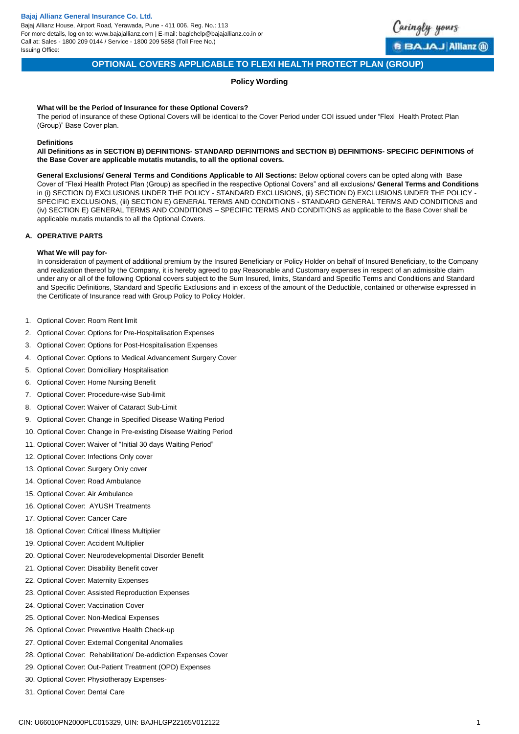**Bajaj Allianz General Insurance Co. Ltd.**
Bajaj Allianz House, Airport Road, Yerawada, Pune - 411 006. Reg. No.: 113
For more details, log on to: www.bajajallianz.com | E-mail: bagichelp@bajajallianz.co.in or
Call at: Sales - 1800 209 0144 / Service - 1800 209 5858 (Toll Free No.)
Issuing Office:

# OPTIONAL COVERS APPLICABLE TO FLEXI HEALTH PROTECT PLAN (GROUP)

## Policy Wording

**What will be the Period of Insurance for these Optional Covers?**

The period of insurance of these Optional Covers will be identical to the Cover Period under COI issued under "Flexi Health Protect Plan (Group)" Base Cover plan.

**Definitions**

**All Definitions as in SECTION B) DEFINITIONS- STANDARD DEFINITIONS and SECTION B) DEFINITIONS- SPECIFIC DEFINITIONS of the Base Cover are applicable mutatis mutandis, to all the optional covers.**

**General Exclusions/ General Terms and Conditions Applicable to All Sections:** Below optional covers can be opted along with Base Cover of "Flexi Health Protect Plan (Group) as specified in the respective Optional Covers" and all exclusions/ **General Terms and Conditions** in (i) SECTION D) EXCLUSIONS UNDER THE POLICY - STANDARD EXCLUSIONS, (ii) SECTION D) EXCLUSIONS UNDER THE POLICY - SPECIFIC EXCLUSIONS, (iii) SECTION E) GENERAL TERMS AND CONDITIONS - STANDARD GENERAL TERMS AND CONDITIONS and (iv) SECTION E) GENERAL TERMS AND CONDITIONS – SPECIFIC TERMS AND CONDITIONS as applicable to the Base Cover shall be applicable mutatis mutandis to all the Optional Covers.

### A. OPERATIVE PARTS

**What We will pay for-**

In consideration of payment of additional premium by the Insured Beneficiary or Policy Holder on behalf of Insured Beneficiary, to the Company and realization thereof by the Company, it is hereby agreed to pay Reasonable and Customary expenses in respect of an admissible claim under any or all of the following Optional covers subject to the Sum Insured, limits, Standard and Specific Terms and Conditions and Standard and Specific Definitions, Standard and Specific Exclusions and in excess of the amount of the Deductible, contained or otherwise expressed in the Certificate of Insurance read with Group Policy to Policy Holder.

1. Optional Cover: Room Rent limit
2. Optional Cover: Options for Pre-Hospitalisation Expenses
3. Optional Cover: Options for Post-Hospitalisation Expenses
4. Optional Cover: Options to Medical Advancement Surgery Cover
5. Optional Cover: Domiciliary Hospitalisation
6. Optional Cover: Home Nursing Benefit
7. Optional Cover: Procedure-wise Sub-limit
8. Optional Cover: Waiver of Cataract Sub-Limit
9. Optional Cover: Change in Specified Disease Waiting Period
10. Optional Cover: Change in Pre-existing Disease Waiting Period
11. Optional Cover: Waiver of "Initial 30 days Waiting Period"
12. Optional Cover: Infections Only cover
13. Optional Cover: Surgery Only cover
14. Optional Cover: Road Ambulance
15. Optional Cover: Air Ambulance
16. Optional Cover: AYUSH Treatments
17. Optional Cover: Cancer Care
18. Optional Cover: Critical Illness Multiplier
19. Optional Cover: Accident Multiplier
20. Optional Cover: Neurodevelopmental Disorder Benefit
21. Optional Cover: Disability Benefit cover
22. Optional Cover: Maternity Expenses
23. Optional Cover: Assisted Reproduction Expenses
24. Optional Cover: Vaccination Cover
25. Optional Cover: Non-Medical Expenses
26. Optional Cover: Preventive Health Check-up
27. Optional Cover: External Congenital Anomalies
28. Optional Cover: Rehabilitation/ De-addiction Expenses Cover
29. Optional Cover: Out-Patient Treatment (OPD) Expenses
30. Optional Cover: Physiotherapy Expenses-
31. Optional Cover: Dental Care

CIN: U66010PN2000PLC015329, UIN: BAJHLGP22165V012122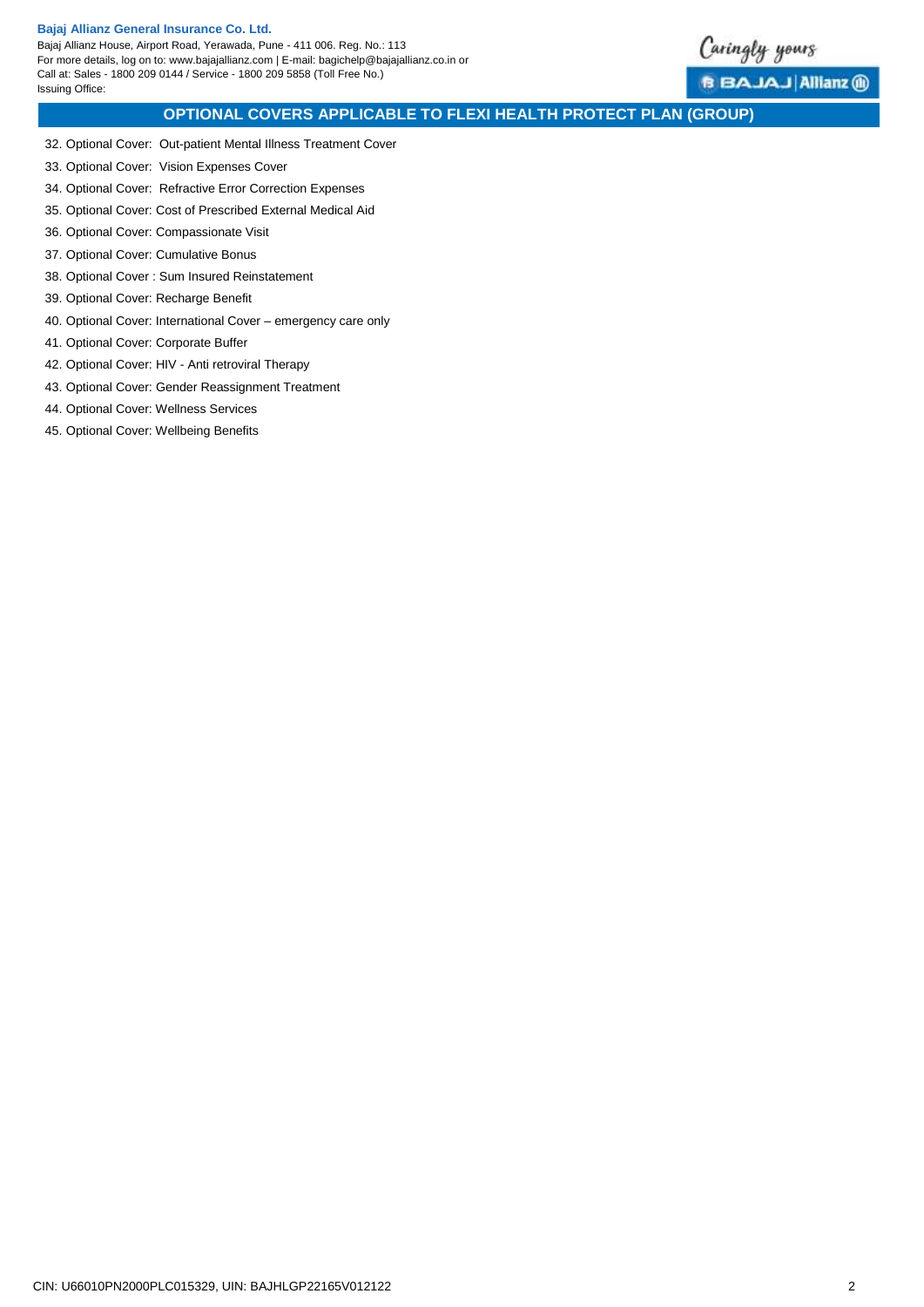## OPTIONAL COVERS APPLICABLE TO FLEXI HEALTH PROTECT PLAN (GROUP)

32. Optional Cover: Out-patient Mental Illness Treatment Cover
33. Optional Cover: Vision Expenses Cover
34. Optional Cover: Refractive Error Correction Expenses
35. Optional Cover: Cost of Prescribed External Medical Aid
36. Optional Cover: Compassionate Visit
37. Optional Cover: Cumulative Bonus
38. Optional Cover : Sum Insured Reinstatement
39. Optional Cover: Recharge Benefit
40. Optional Cover: International Cover – emergency care only
41. Optional Cover: Corporate Buffer
42. Optional Cover: HIV - Anti retroviral Therapy
43. Optional Cover: Gender Reassignment Treatment
44. Optional Cover: Wellness Services
45. Optional Cover: Wellbeing Benefits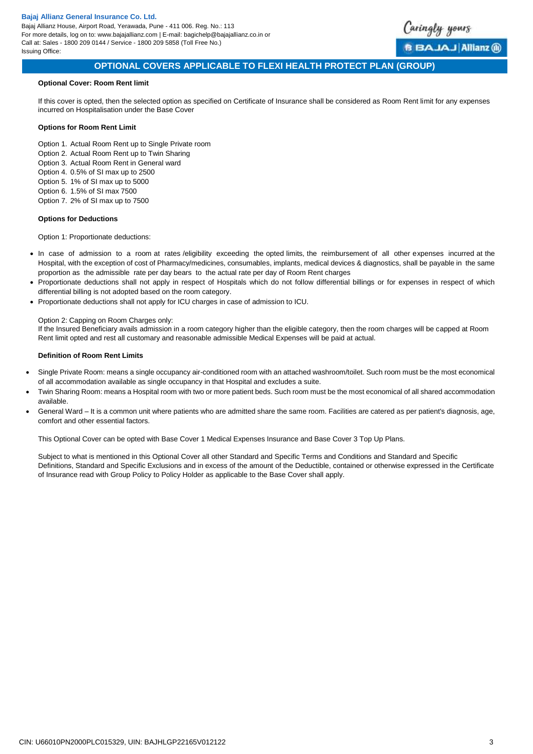## OPTIONAL COVERS APPLICABLE TO FLEXI HEALTH PROTECT PLAN (GROUP)

**Optional Cover: Room Rent limit**

If this cover is opted, then the selected option as specified on Certificate of Insurance shall be considered as Room Rent limit for any expenses incurred on Hospitalisation under the Base Cover

**Options for Room Rent Limit**

Option 1. Actual Room Rent up to Single Private room
Option 2. Actual Room Rent up to Twin Sharing
Option 3. Actual Room Rent in General ward
Option 4. 0.5% of SI max up to 2500
Option 5. 1% of SI max up to 5000
Option 6. 1.5% of SI max 7500
Option 7. 2% of SI max up to 7500

**Options for Deductions**

Option 1: Proportionate deductions:

- In case of admission to a room at rates /eligibility exceeding the opted limits, the reimbursement of all other expenses incurred at the Hospital, with the exception of cost of Pharmacy/medicines, consumables, implants, medical devices & diagnostics, shall be payable in the same proportion as the admissible rate per day bears to the actual rate per day of Room Rent charges
- Proportionate deductions shall not apply in respect of Hospitals which do not follow differential billings or for expenses in respect of which differential billing is not adopted based on the room category.
- Proportionate deductions shall not apply for ICU charges in case of admission to ICU.

Option 2: Capping on Room Charges only:
If the Insured Beneficiary avails admission in a room category higher than the eligible category, then the room charges will be capped at Room Rent limit opted and rest all customary and reasonable admissible Medical Expenses will be paid at actual.

**Definition of Room Rent Limits**

- Single Private Room: means a single occupancy air-conditioned room with an attached washroom/toilet. Such room must be the most economical of all accommodation available as single occupancy in that Hospital and excludes a suite.
- Twin Sharing Room: means a Hospital room with two or more patient beds. Such room must be the most economical of all shared accommodation available.
- General Ward – It is a common unit where patients who are admitted share the same room. Facilities are catered as per patient's diagnosis, age, comfort and other essential factors.

This Optional Cover can be opted with Base Cover 1 Medical Expenses Insurance and Base Cover 3 Top Up Plans.

Subject to what is mentioned in this Optional Cover all other Standard and Specific Terms and Conditions and Standard and Specific Definitions, Standard and Specific Exclusions and in excess of the amount of the Deductible, contained or otherwise expressed in the Certificate of Insurance read with Group Policy to Policy Holder as applicable to the Base Cover shall apply.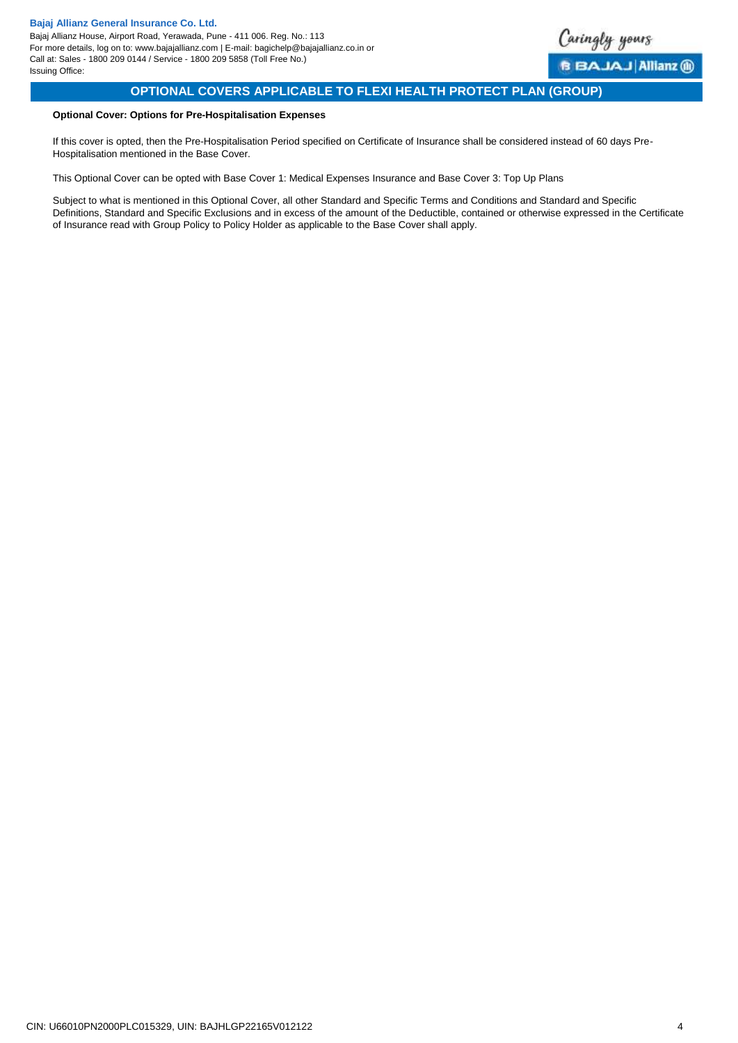## OPTIONAL COVERS APPLICABLE TO FLEXI HEALTH PROTECT PLAN (GROUP)

**Optional Cover: Options for Pre-Hospitalisation Expenses**

If this cover is opted, then the Pre-Hospitalisation Period specified on Certificate of Insurance shall be considered instead of 60 days Pre-Hospitalisation mentioned in the Base Cover.

This Optional Cover can be opted with Base Cover 1: Medical Expenses Insurance and Base Cover 3: Top Up Plans

Subject to what is mentioned in this Optional Cover, all other Standard and Specific Terms and Conditions and Standard and Specific Definitions, Standard and Specific Exclusions and in excess of the amount of the Deductible, contained or otherwise expressed in the Certificate of Insurance read with Group Policy to Policy Holder as applicable to the Base Cover shall apply.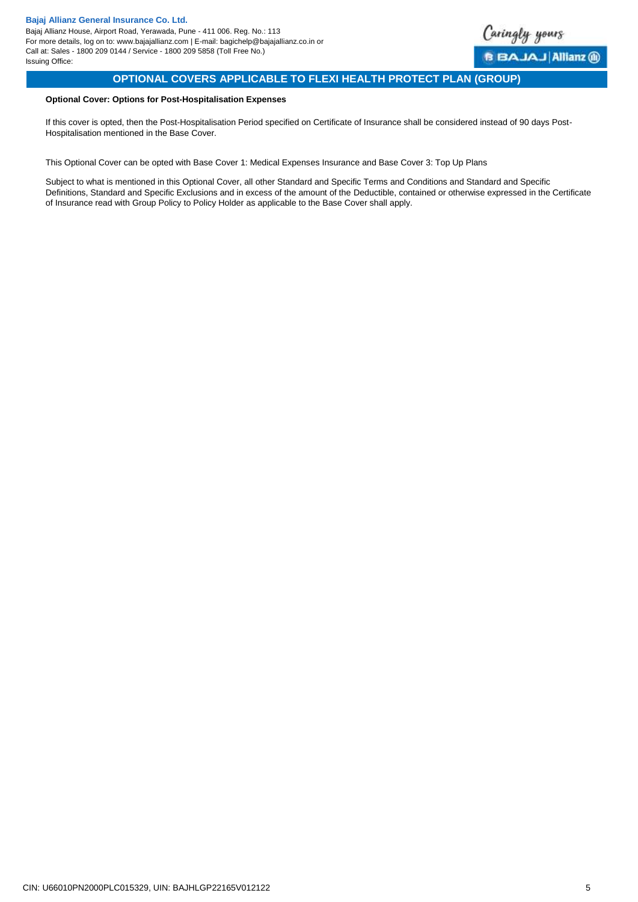## OPTIONAL COVERS APPLICABLE TO FLEXI HEALTH PROTECT PLAN (GROUP)

**Optional Cover: Options for Post-Hospitalisation Expenses**

If this cover is opted, then the Post-Hospitalisation Period specified on Certificate of Insurance shall be considered instead of 90 days Post-Hospitalisation mentioned in the Base Cover.

This Optional Cover can be opted with Base Cover 1: Medical Expenses Insurance and Base Cover 3: Top Up Plans

Subject to what is mentioned in this Optional Cover, all other Standard and Specific Terms and Conditions and Standard and Specific Definitions, Standard and Specific Exclusions and in excess of the amount of the Deductible, contained or otherwise expressed in the Certificate of Insurance read with Group Policy to Policy Holder as applicable to the Base Cover shall apply.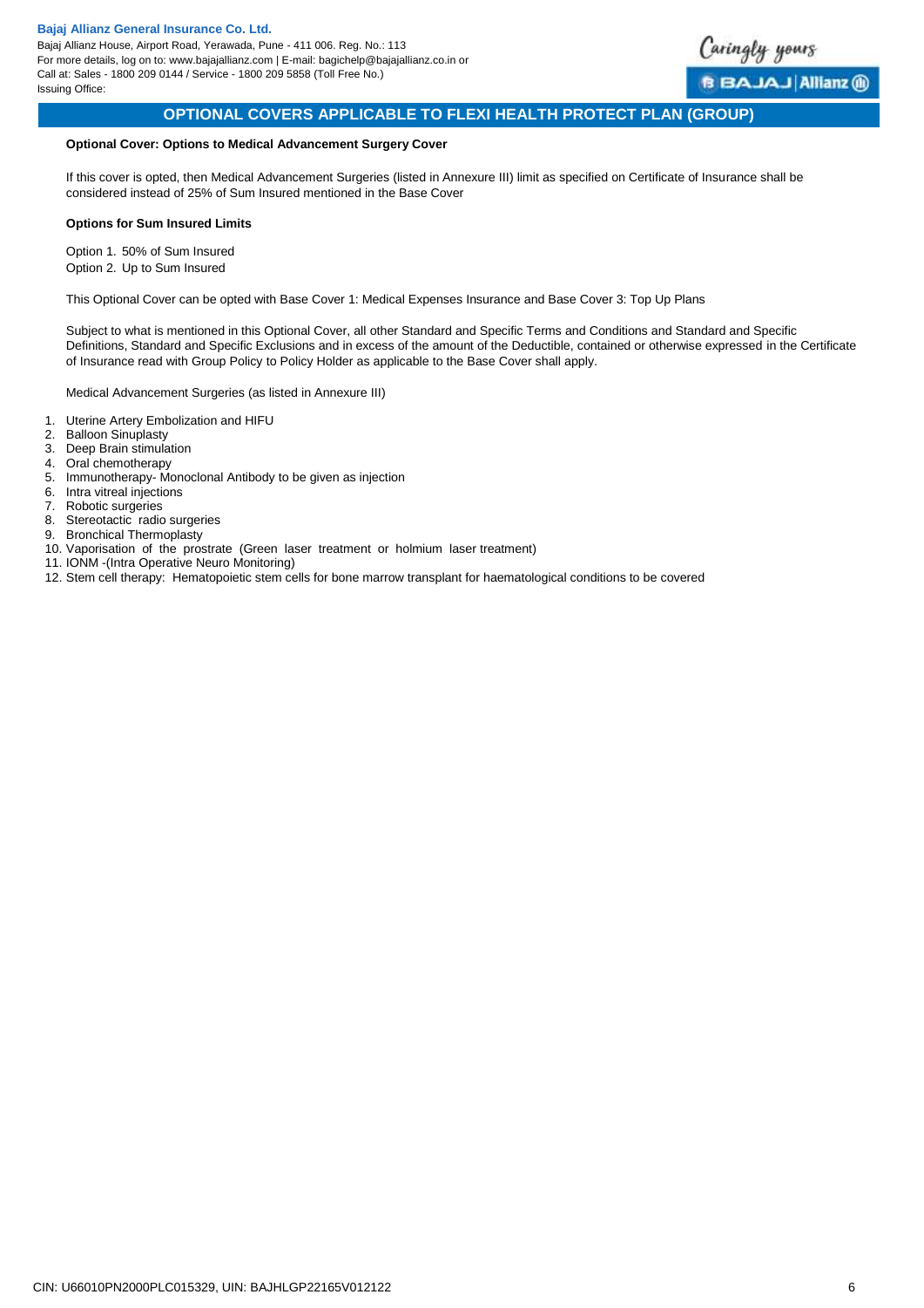## OPTIONAL COVERS APPLICABLE TO FLEXI HEALTH PROTECT PLAN (GROUP)

**Optional Cover: Options to Medical Advancement Surgery Cover**

If this cover is opted, then Medical Advancement Surgeries (listed in Annexure III) limit as specified on Certificate of Insurance shall be considered instead of 25% of Sum Insured mentioned in the Base Cover

**Options for Sum Insured Limits**

Option 1. 50% of Sum Insured
Option 2. Up to Sum Insured

This Optional Cover can be opted with Base Cover 1: Medical Expenses Insurance and Base Cover 3: Top Up Plans

Subject to what is mentioned in this Optional Cover, all other Standard and Specific Terms and Conditions and Standard and Specific Definitions, Standard and Specific Exclusions and in excess of the amount of the Deductible, contained or otherwise expressed in the Certificate of Insurance read with Group Policy to Policy Holder as applicable to the Base Cover shall apply.

Medical Advancement Surgeries (as listed in Annexure III)

1. Uterine Artery Embolization and HIFU
2. Balloon Sinuplasty
3. Deep Brain stimulation
4. Oral chemotherapy
5. Immunotherapy- Monoclonal Antibody to be given as injection
6. Intra vitreal injections
7. Robotic surgeries
8. Stereotactic radio surgeries
9. Bronchical Thermoplasty
10. Vaporisation of the prostrate (Green laser treatment or holmium laser treatment)
11. IONM -(Intra Operative Neuro Monitoring)
12. Stem cell therapy: Hematopoietic stem cells for bone marrow transplant for haematological conditions to be covered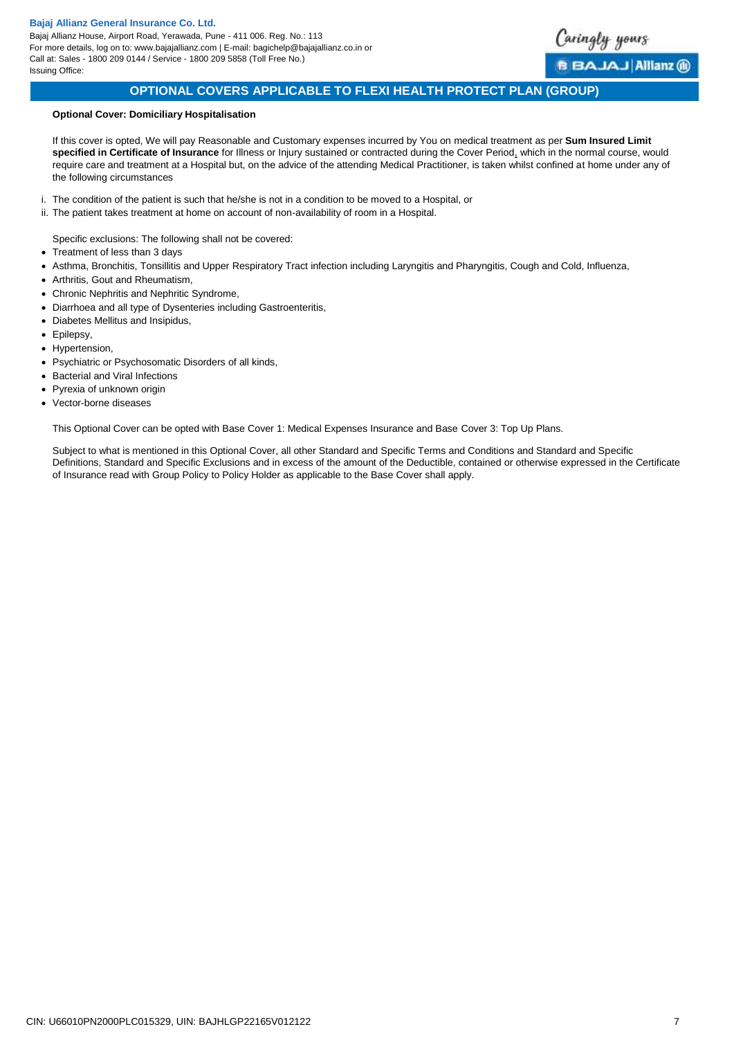## OPTIONAL COVERS APPLICABLE TO FLEXI HEALTH PROTECT PLAN (GROUP)

**Optional Cover: Domiciliary Hospitalisation**

If this cover is opted, We will pay Reasonable and Customary expenses incurred by You on medical treatment as per **Sum Insured Limit specified in Certificate of Insurance** for Illness or Injury sustained or contracted during the Cover Period, which in the normal course, would require care and treatment at a Hospital but, on the advice of the attending Medical Practitioner, is taken whilst confined at home under any of the following circumstances

i. The condition of the patient is such that he/she is not in a condition to be moved to a Hospital, or
ii. The patient takes treatment at home on account of non-availability of room in a Hospital.

Specific exclusions: The following shall not be covered:

- Treatment of less than 3 days
- Asthma, Bronchitis, Tonsillitis and Upper Respiratory Tract infection including Laryngitis and Pharyngitis, Cough and Cold, Influenza,
- Arthritis, Gout and Rheumatism,
- Chronic Nephritis and Nephritic Syndrome,
- Diarrhoea and all type of Dysenteries including Gastroenteritis,
- Diabetes Mellitus and Insipidus,
- Epilepsy,
- Hypertension,
- Psychiatric or Psychosomatic Disorders of all kinds,
- Bacterial and Viral Infections
- Pyrexia of unknown origin
- Vector-borne diseases

This Optional Cover can be opted with Base Cover 1: Medical Expenses Insurance and Base Cover 3: Top Up Plans.

Subject to what is mentioned in this Optional Cover, all other Standard and Specific Terms and Conditions and Standard and Specific Definitions, Standard and Specific Exclusions and in excess of the amount of the Deductible, contained or otherwise expressed in the Certificate of Insurance read with Group Policy to Policy Holder as applicable to the Base Cover shall apply.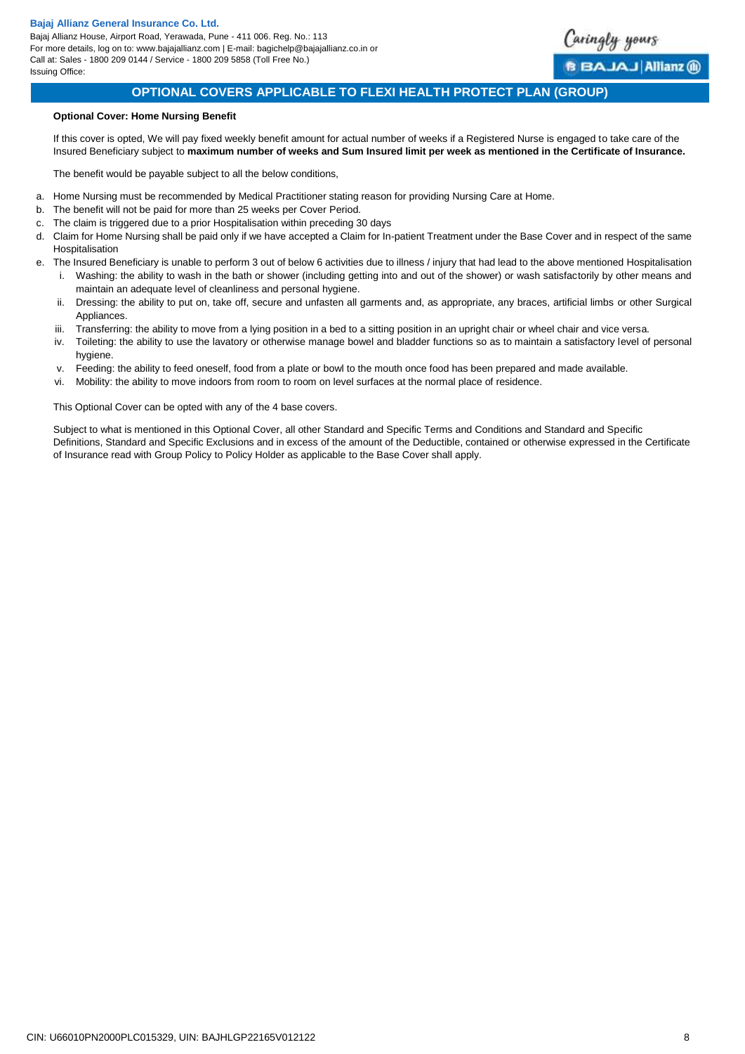## OPTIONAL COVERS APPLICABLE TO FLEXI HEALTH PROTECT PLAN (GROUP)

**Optional Cover: Home Nursing Benefit**

If this cover is opted, We will pay fixed weekly benefit amount for actual number of weeks if a Registered Nurse is engaged to take care of the Insured Beneficiary subject to **maximum number of weeks and Sum Insured limit per week as mentioned in the Certificate of Insurance.**

The benefit would be payable subject to all the below conditions,

a. Home Nursing must be recommended by Medical Practitioner stating reason for providing Nursing Care at Home.
b. The benefit will not be paid for more than 25 weeks per Cover Period.
c. The claim is triggered due to a prior Hospitalisation within preceding 30 days
d. Claim for Home Nursing shall be paid only if we have accepted a Claim for In-patient Treatment under the Base Cover and in respect of the same Hospitalisation
e. The Insured Beneficiary is unable to perform 3 out of below 6 activities due to illness / injury that had lead to the above mentioned Hospitalisation
   i. Washing: the ability to wash in the bath or shower (including getting into and out of the shower) or wash satisfactorily by other means and maintain an adequate level of cleanliness and personal hygiene.
   ii. Dressing: the ability to put on, take off, secure and unfasten all garments and, as appropriate, any braces, artificial limbs or other Surgical Appliances.
   iii. Transferring: the ability to move from a lying position in a bed to a sitting position in an upright chair or wheel chair and vice versa.
   iv. Toileting: the ability to use the lavatory or otherwise manage bowel and bladder functions so as to maintain a satisfactory level of personal hygiene.
   v. Feeding: the ability to feed oneself, food from a plate or bowl to the mouth once food has been prepared and made available.
   vi. Mobility: the ability to move indoors from room to room on level surfaces at the normal place of residence.

This Optional Cover can be opted with any of the 4 base covers.

Subject to what is mentioned in this Optional Cover, all other Standard and Specific Terms and Conditions and Standard and Specific Definitions, Standard and Specific Exclusions and in excess of the amount of the Deductible, contained or otherwise expressed in the Certificate of Insurance read with Group Policy to Policy Holder as applicable to the Base Cover shall apply.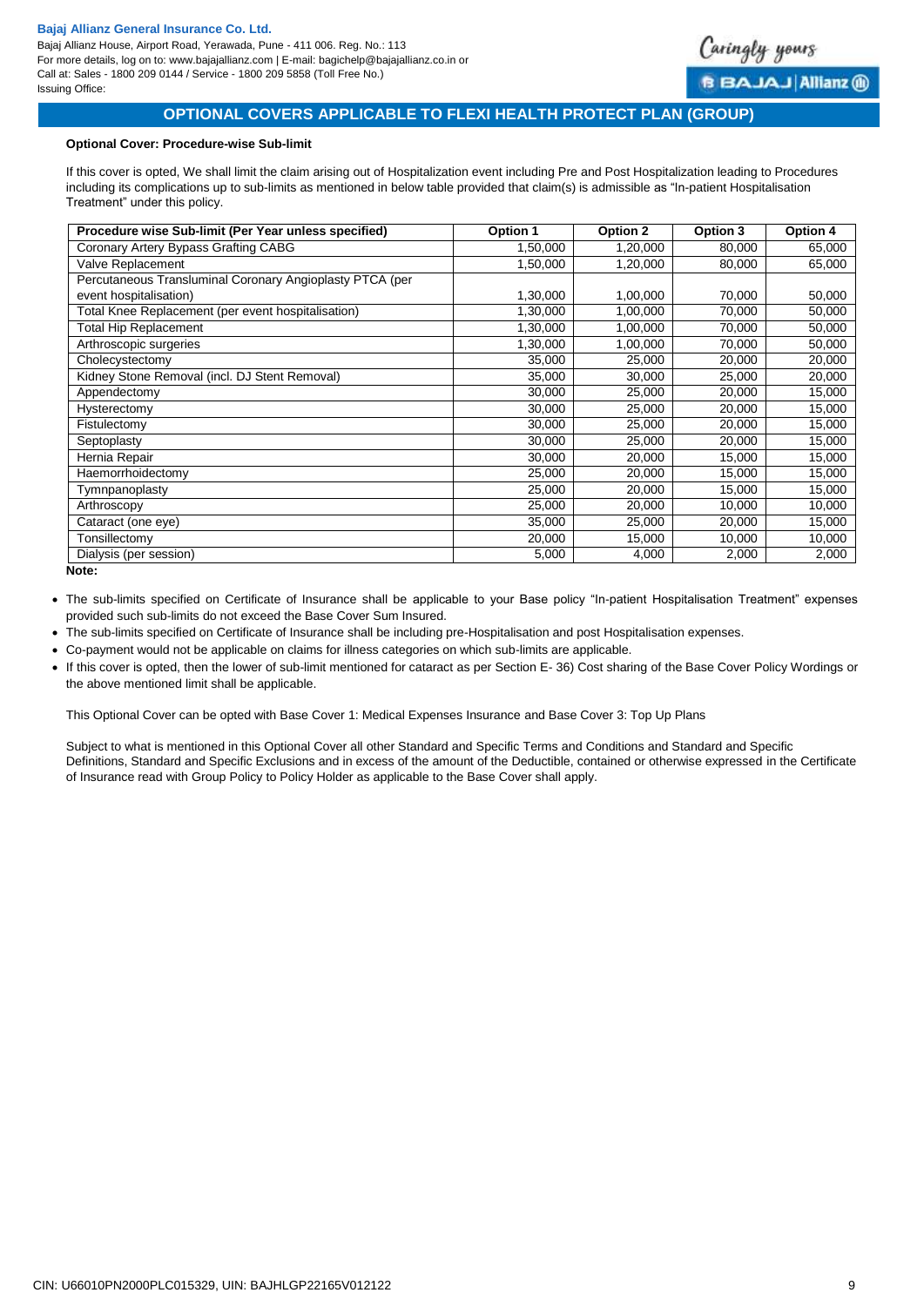## OPTIONAL COVERS APPLICABLE TO FLEXI HEALTH PROTECT PLAN (GROUP)

**Optional Cover: Procedure-wise Sub-limit**

If this cover is opted, We shall limit the claim arising out of Hospitalization event including Pre and Post Hospitalization leading to Procedures including its complications up to sub-limits as mentioned in below table provided that claim(s) is admissible as "In-patient Hospitalisation Treatment" under this policy.

| Procedure wise Sub-limit (Per Year unless specified) | Option 1 | Option 2 | Option 3 | Option 4 |
|---|---|---|---|---|
| Coronary Artery Bypass Grafting CABG | 1,50,000 | 1,20,000 | 80,000 | 65,000 |
| Valve Replacement | 1,50,000 | 1,20,000 | 80,000 | 65,000 |
| Percutaneous Transluminal Coronary Angioplasty PTCA (per event hospitalisation) | 1,30,000 | 1,00,000 | 70,000 | 50,000 |
| Total Knee Replacement (per event hospitalisation) | 1,30,000 | 1,00,000 | 70,000 | 50,000 |
| Total Hip Replacement | 1,30,000 | 1,00,000 | 70,000 | 50,000 |
| Arthroscopic surgeries | 1,30,000 | 1,00,000 | 70,000 | 50,000 |
| Cholecystectomy | 35,000 | 25,000 | 20,000 | 20,000 |
| Kidney Stone Removal (incl. DJ Stent Removal) | 35,000 | 30,000 | 25,000 | 20,000 |
| Appendectomy | 30,000 | 25,000 | 20,000 | 15,000 |
| Hysterectomy | 30,000 | 25,000 | 20,000 | 15,000 |
| Fistulectomy | 30,000 | 25,000 | 20,000 | 15,000 |
| Septoplasty | 30,000 | 25,000 | 20,000 | 15,000 |
| Hernia Repair | 30,000 | 20,000 | 15,000 | 15,000 |
| Haemorrhoidectomy | 25,000 | 20,000 | 15,000 | 15,000 |
| Tymnpanoplasty | 25,000 | 20,000 | 15,000 | 15,000 |
| Arthroscopy | 25,000 | 20,000 | 10,000 | 10,000 |
| Cataract (one eye) | 35,000 | 25,000 | 20,000 | 15,000 |
| Tonsillectomy | 20,000 | 15,000 | 10,000 | 10,000 |
| Dialysis (per session) | 5,000 | 4,000 | 2,000 | 2,000 |

**Note:**

- The sub-limits specified on Certificate of Insurance shall be applicable to your Base policy "In-patient Hospitalisation Treatment" expenses provided such sub-limits do not exceed the Base Cover Sum Insured.
- The sub-limits specified on Certificate of Insurance shall be including pre-Hospitalisation and post Hospitalisation expenses.
- Co-payment would not be applicable on claims for illness categories on which sub-limits are applicable.
- If this cover is opted, then the lower of sub-limit mentioned for cataract as per Section E- 36) Cost sharing of the Base Cover Policy Wordings or the above mentioned limit shall be applicable.

This Optional Cover can be opted with Base Cover 1: Medical Expenses Insurance and Base Cover 3: Top Up Plans

Subject to what is mentioned in this Optional Cover all other Standard and Specific Terms and Conditions and Standard and Specific Definitions, Standard and Specific Exclusions and in excess of the amount of the Deductible, contained or otherwise expressed in the Certificate of Insurance read with Group Policy to Policy Holder as applicable to the Base Cover shall apply.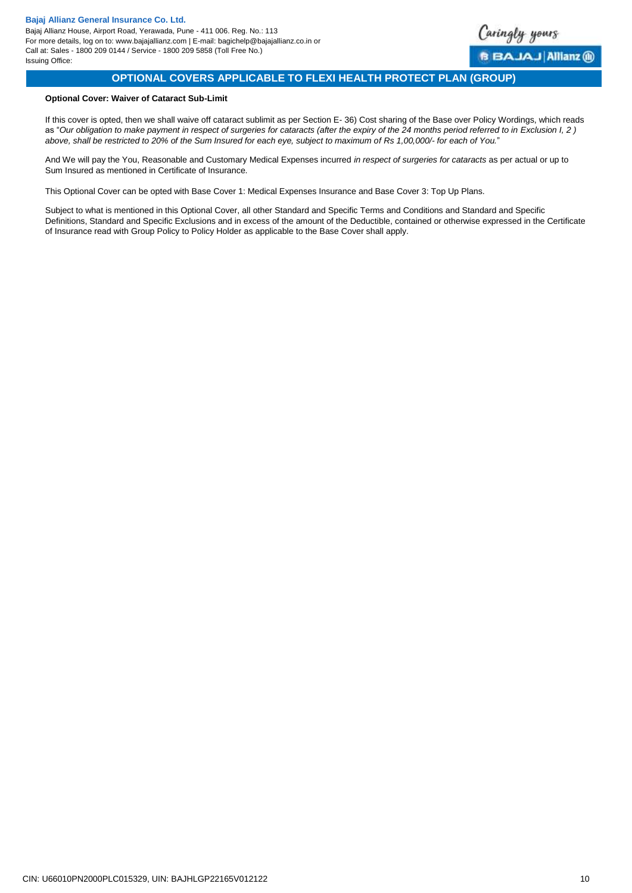## OPTIONAL COVERS APPLICABLE TO FLEXI HEALTH PROTECT PLAN (GROUP)

**Optional Cover: Waiver of Cataract Sub-Limit**

If this cover is opted, then we shall waive off cataract sublimit as per Section E- 36) Cost sharing of the Base over Policy Wordings, which reads as "*Our obligation to make payment in respect of surgeries for cataracts (after the expiry of the 24 months period referred to in Exclusion I, 2 ) above, shall be restricted to 20% of the Sum Insured for each eye, subject to maximum of Rs 1,00,000/- for each of You.*"

And We will pay the You, Reasonable and Customary Medical Expenses incurred *in respect of surgeries for cataracts* as per actual or up to Sum Insured as mentioned in Certificate of Insurance.

This Optional Cover can be opted with Base Cover 1: Medical Expenses Insurance and Base Cover 3: Top Up Plans.

Subject to what is mentioned in this Optional Cover, all other Standard and Specific Terms and Conditions and Standard and Specific Definitions, Standard and Specific Exclusions and in excess of the amount of the Deductible, contained or otherwise expressed in the Certificate of Insurance read with Group Policy to Policy Holder as applicable to the Base Cover shall apply.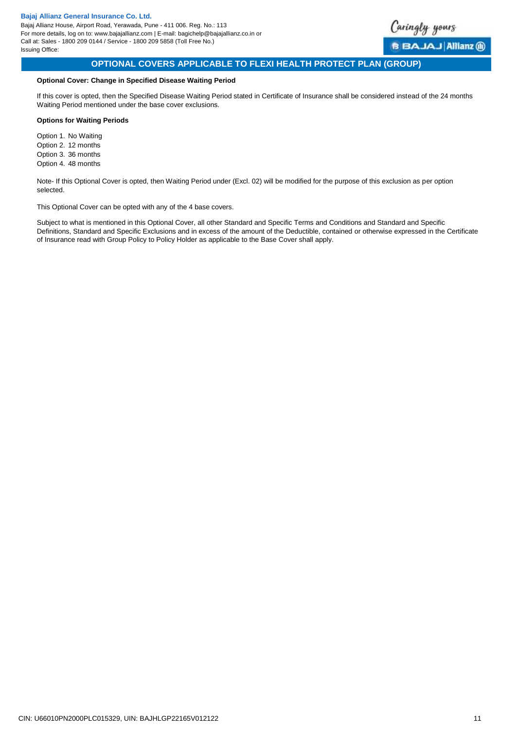## OPTIONAL COVERS APPLICABLE TO FLEXI HEALTH PROTECT PLAN (GROUP)

**Optional Cover: Change in Specified Disease Waiting Period**

If this cover is opted, then the Specified Disease Waiting Period stated in Certificate of Insurance shall be considered instead of the 24 months Waiting Period mentioned under the base cover exclusions.

**Options for Waiting Periods**

Option 1. No Waiting
Option 2. 12 months
Option 3. 36 months
Option 4. 48 months

Note- If this Optional Cover is opted, then Waiting Period under (Excl. 02) will be modified for the purpose of this exclusion as per option selected.

This Optional Cover can be opted with any of the 4 base covers.

Subject to what is mentioned in this Optional Cover, all other Standard and Specific Terms and Conditions and Standard and Specific Definitions, Standard and Specific Exclusions and in excess of the amount of the Deductible, contained or otherwise expressed in the Certificate of Insurance read with Group Policy to Policy Holder as applicable to the Base Cover shall apply.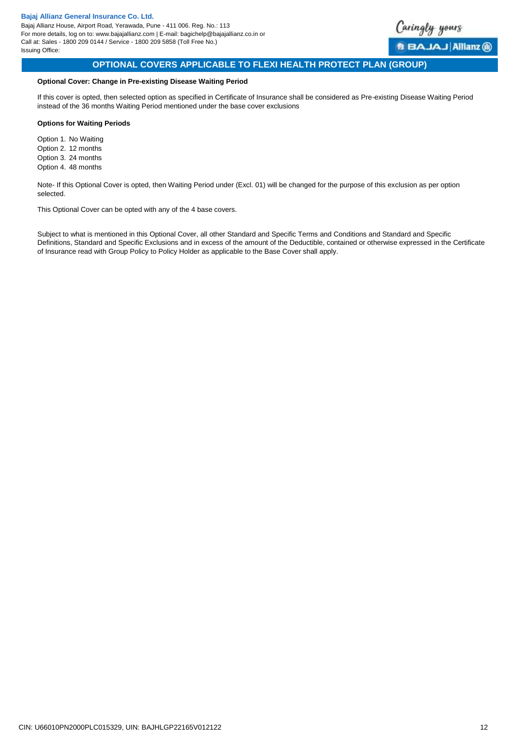## OPTIONAL COVERS APPLICABLE TO FLEXI HEALTH PROTECT PLAN (GROUP)

**Optional Cover: Change in Pre-existing Disease Waiting Period**

If this cover is opted, then selected option as specified in Certificate of Insurance shall be considered as Pre-existing Disease Waiting Period instead of the 36 months Waiting Period mentioned under the base cover exclusions

**Options for Waiting Periods**

Option 1. No Waiting
Option 2. 12 months
Option 3. 24 months
Option 4. 48 months

Note- If this Optional Cover is opted, then Waiting Period under (Excl. 01) will be changed for the purpose of this exclusion as per option selected.

This Optional Cover can be opted with any of the 4 base covers.

Subject to what is mentioned in this Optional Cover, all other Standard and Specific Terms and Conditions and Standard and Specific Definitions, Standard and Specific Exclusions and in excess of the amount of the Deductible, contained or otherwise expressed in the Certificate of Insurance read with Group Policy to Policy Holder as applicable to the Base Cover shall apply.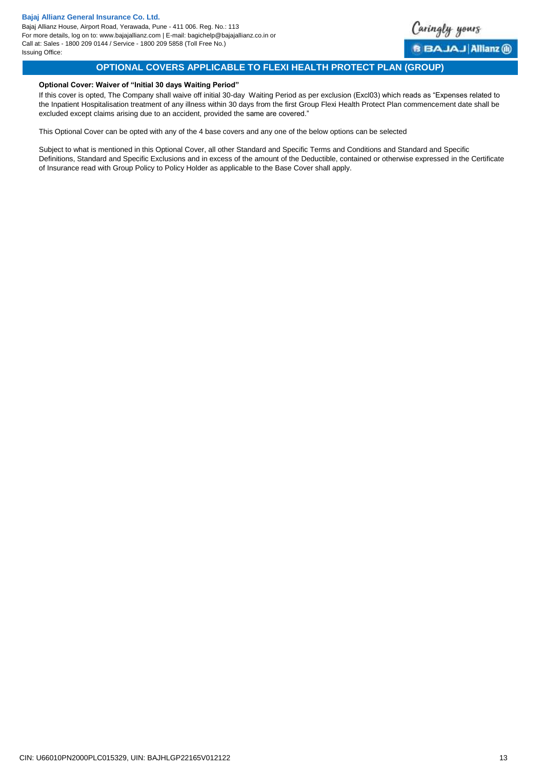## OPTIONAL COVERS APPLICABLE TO FLEXI HEALTH PROTECT PLAN (GROUP)

**Optional Cover: Waiver of "Initial 30 days Waiting Period"**

If this cover is opted, The Company shall waive off initial 30-day Waiting Period as per exclusion (Excl03) which reads as "Expenses related to the Inpatient Hospitalisation treatment of any illness within 30 days from the first Group Flexi Health Protect Plan commencement date shall be excluded except claims arising due to an accident, provided the same are covered."

This Optional Cover can be opted with any of the 4 base covers and any one of the below options can be selected

Subject to what is mentioned in this Optional Cover, all other Standard and Specific Terms and Conditions and Standard and Specific Definitions, Standard and Specific Exclusions and in excess of the amount of the Deductible, contained or otherwise expressed in the Certificate of Insurance read with Group Policy to Policy Holder as applicable to the Base Cover shall apply.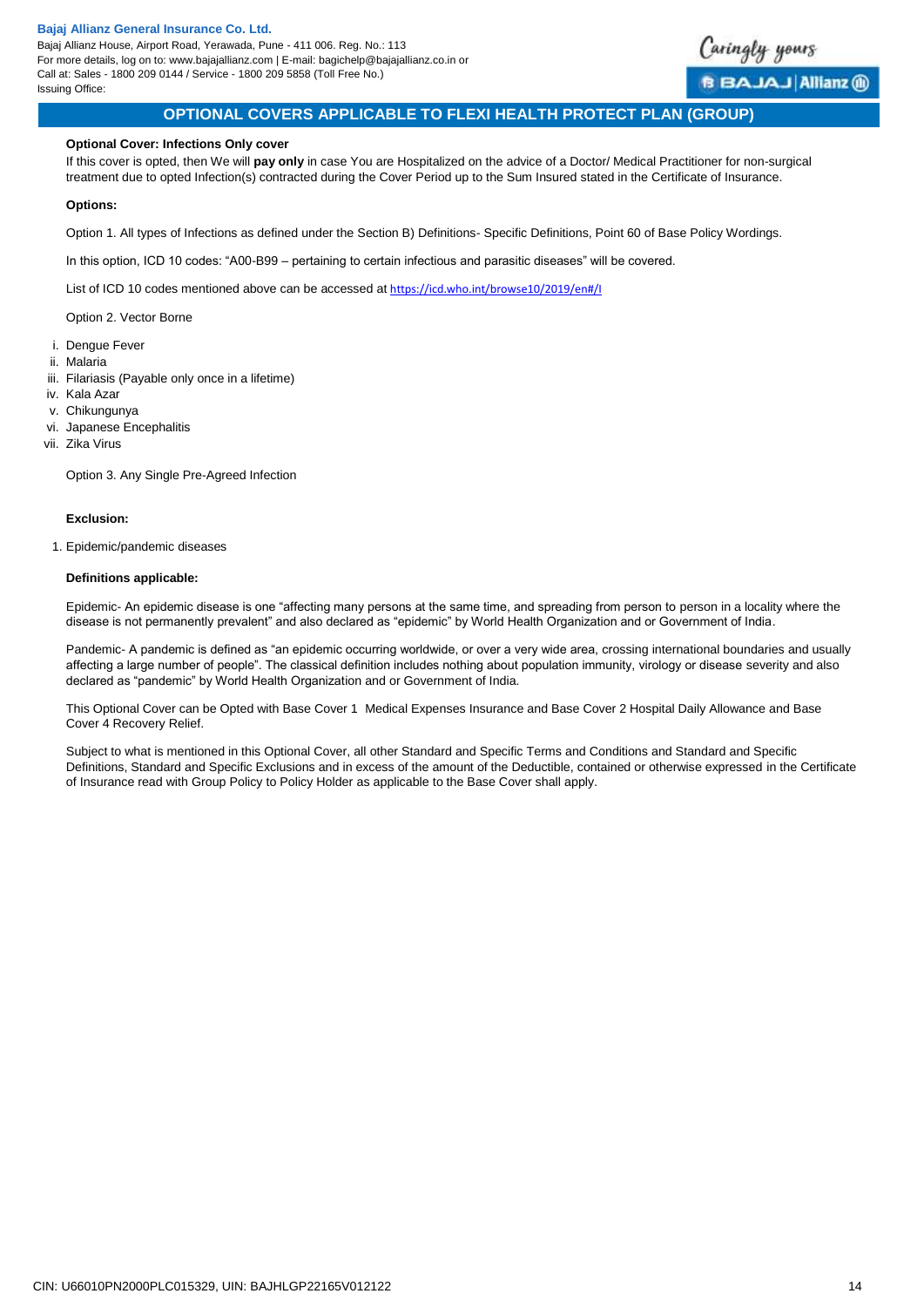## OPTIONAL COVERS APPLICABLE TO FLEXI HEALTH PROTECT PLAN (GROUP)

**Optional Cover: Infections Only cover**

If this cover is opted, then We will **pay only** in case You are Hospitalized on the advice of a Doctor/ Medical Practitioner for non-surgical treatment due to opted Infection(s) contracted during the Cover Period up to the Sum Insured stated in the Certificate of Insurance.

**Options:**

Option 1. All types of Infections as defined under the Section B) Definitions- Specific Definitions, Point 60 of Base Policy Wordings.

In this option, ICD 10 codes: "A00-B99 – pertaining to certain infectious and parasitic diseases" will be covered.

List of ICD 10 codes mentioned above can be accessed at https://icd.who.int/browse10/2019/en#/I

Option 2. Vector Borne

i. Dengue Fever
ii. Malaria
iii. Filariasis (Payable only once in a lifetime)
iv. Kala Azar
v. Chikungunya
vi. Japanese Encephalitis
vii. Zika Virus

Option 3. Any Single Pre-Agreed Infection

**Exclusion:**

1. Epidemic/pandemic diseases

**Definitions applicable:**

Epidemic- An epidemic disease is one "affecting many persons at the same time, and spreading from person to person in a locality where the disease is not permanently prevalent" and also declared as "epidemic" by World Health Organization and or Government of India.

Pandemic- A pandemic is defined as "an epidemic occurring worldwide, or over a very wide area, crossing international boundaries and usually affecting a large number of people". The classical definition includes nothing about population immunity, virology or disease severity and also declared as "pandemic" by World Health Organization and or Government of India.

This Optional Cover can be Opted with Base Cover 1 Medical Expenses Insurance and Base Cover 2 Hospital Daily Allowance and Base Cover 4 Recovery Relief.

Subject to what is mentioned in this Optional Cover, all other Standard and Specific Terms and Conditions and Standard and Specific Definitions, Standard and Specific Exclusions and in excess of the amount of the Deductible, contained or otherwise expressed in the Certificate of Insurance read with Group Policy to Policy Holder as applicable to the Base Cover shall apply.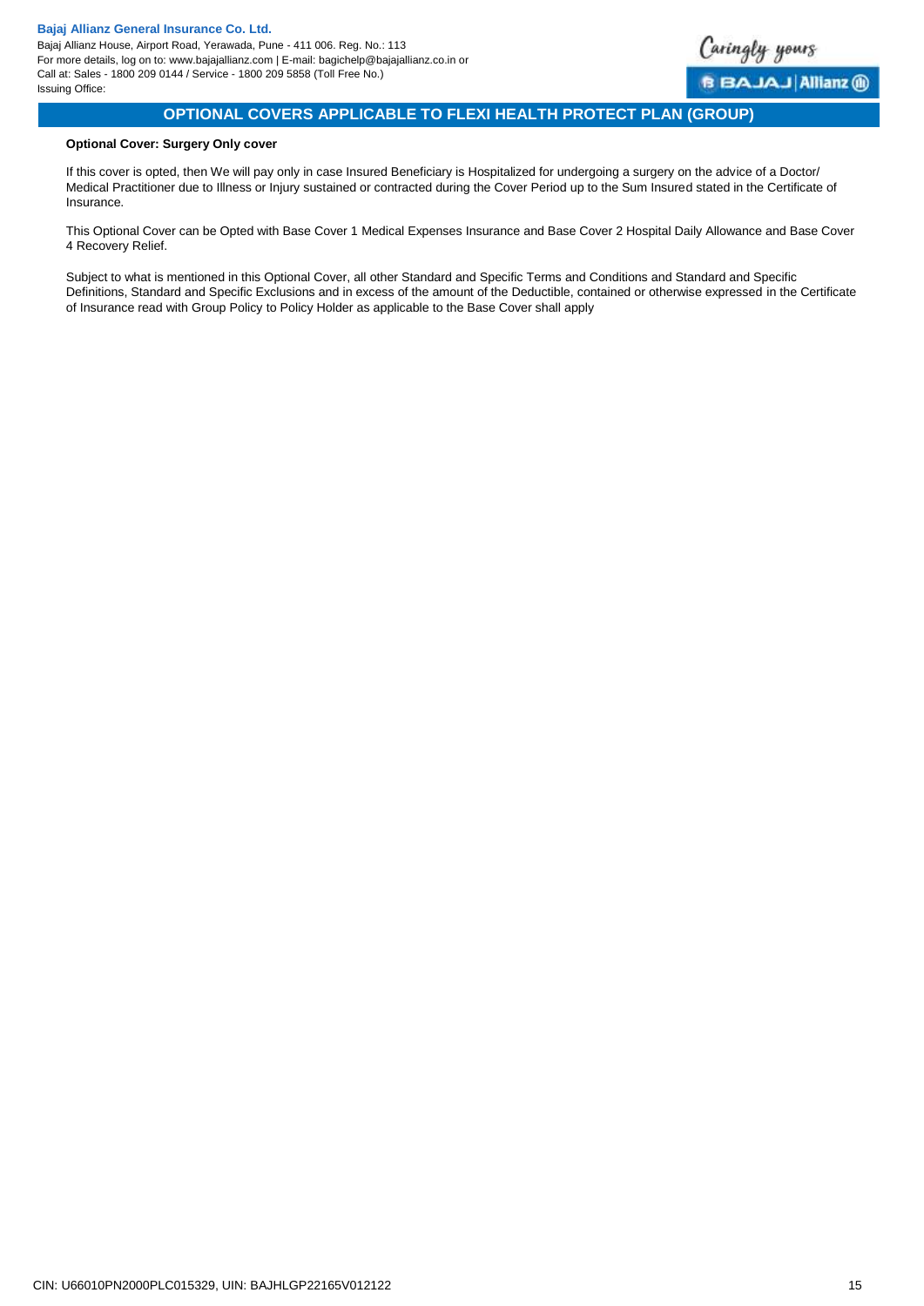## OPTIONAL COVERS APPLICABLE TO FLEXI HEALTH PROTECT PLAN (GROUP)

**Optional Cover: Surgery Only cover**

If this cover is opted, then We will pay only in case Insured Beneficiary is Hospitalized for undergoing a surgery on the advice of a Doctor/ Medical Practitioner due to Illness or Injury sustained or contracted during the Cover Period up to the Sum Insured stated in the Certificate of Insurance.

This Optional Cover can be Opted with Base Cover 1 Medical Expenses Insurance and Base Cover 2 Hospital Daily Allowance and Base Cover 4 Recovery Relief.

Subject to what is mentioned in this Optional Cover, all other Standard and Specific Terms and Conditions and Standard and Specific Definitions, Standard and Specific Exclusions and in excess of the amount of the Deductible, contained or otherwise expressed in the Certificate of Insurance read with Group Policy to Policy Holder as applicable to the Base Cover shall apply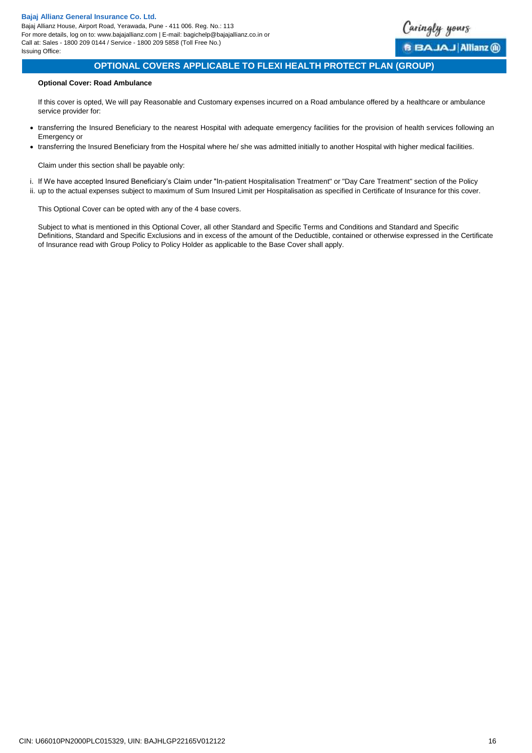## OPTIONAL COVERS APPLICABLE TO FLEXI HEALTH PROTECT PLAN (GROUP)

**Optional Cover: Road Ambulance**

If this cover is opted, We will pay Reasonable and Customary expenses incurred on a Road ambulance offered by a healthcare or ambulance service provider for:

- transferring the Insured Beneficiary to the nearest Hospital with adequate emergency facilities for the provision of health services following an Emergency or
- transferring the Insured Beneficiary from the Hospital where he/ she was admitted initially to another Hospital with higher medical facilities.

Claim under this section shall be payable only:

i. If We have accepted Insured Beneficiary's Claim under "In-patient Hospitalisation Treatment" or "Day Care Treatment" section of the Policy
ii. up to the actual expenses subject to maximum of Sum Insured Limit per Hospitalisation as specified in Certificate of Insurance for this cover.

This Optional Cover can be opted with any of the 4 base covers.

Subject to what is mentioned in this Optional Cover, all other Standard and Specific Terms and Conditions and Standard and Specific Definitions, Standard and Specific Exclusions and in excess of the amount of the Deductible, contained or otherwise expressed in the Certificate of Insurance read with Group Policy to Policy Holder as applicable to the Base Cover shall apply.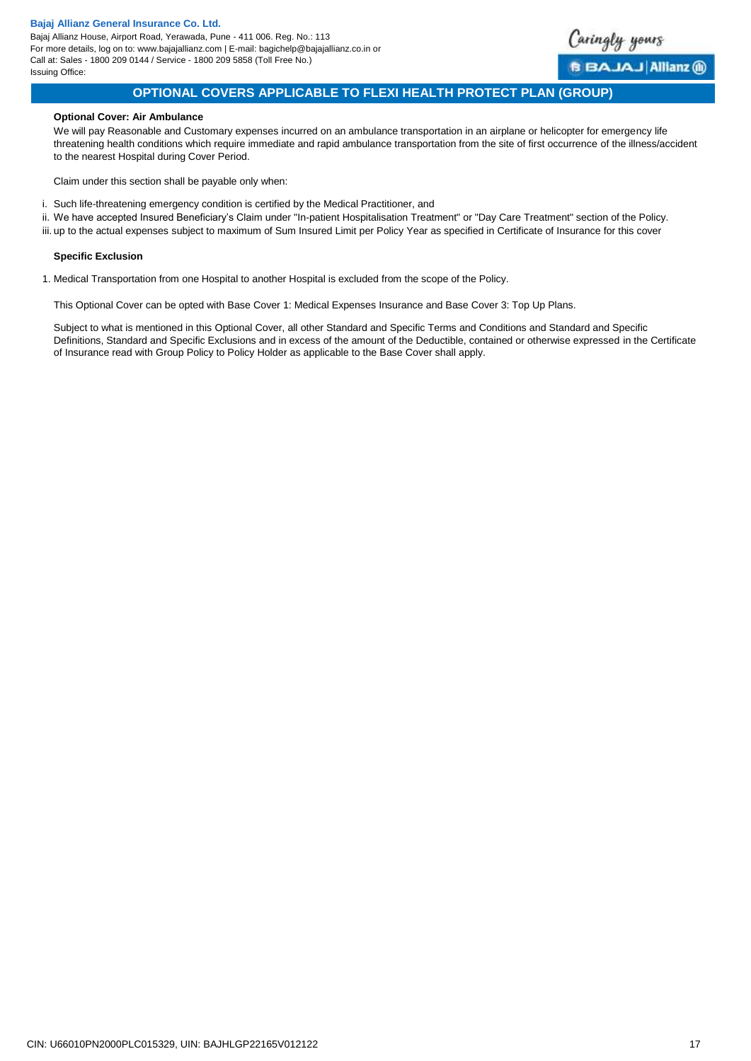## OPTIONAL COVERS APPLICABLE TO FLEXI HEALTH PROTECT PLAN (GROUP)

**Optional Cover: Air Ambulance**

We will pay Reasonable and Customary expenses incurred on an ambulance transportation in an airplane or helicopter for emergency life threatening health conditions which require immediate and rapid ambulance transportation from the site of first occurrence of the illness/accident to the nearest Hospital during Cover Period.

Claim under this section shall be payable only when:

i. Such life-threatening emergency condition is certified by the Medical Practitioner, and
ii. We have accepted Insured Beneficiary's Claim under "In-patient Hospitalisation Treatment" or "Day Care Treatment" section of the Policy.
iii. up to the actual expenses subject to maximum of Sum Insured Limit per Policy Year as specified in Certificate of Insurance for this cover

**Specific Exclusion**

1. Medical Transportation from one Hospital to another Hospital is excluded from the scope of the Policy.

This Optional Cover can be opted with Base Cover 1: Medical Expenses Insurance and Base Cover 3: Top Up Plans.

Subject to what is mentioned in this Optional Cover, all other Standard and Specific Terms and Conditions and Standard and Specific Definitions, Standard and Specific Exclusions and in excess of the amount of the Deductible, contained or otherwise expressed in the Certificate of Insurance read with Group Policy to Policy Holder as applicable to the Base Cover shall apply.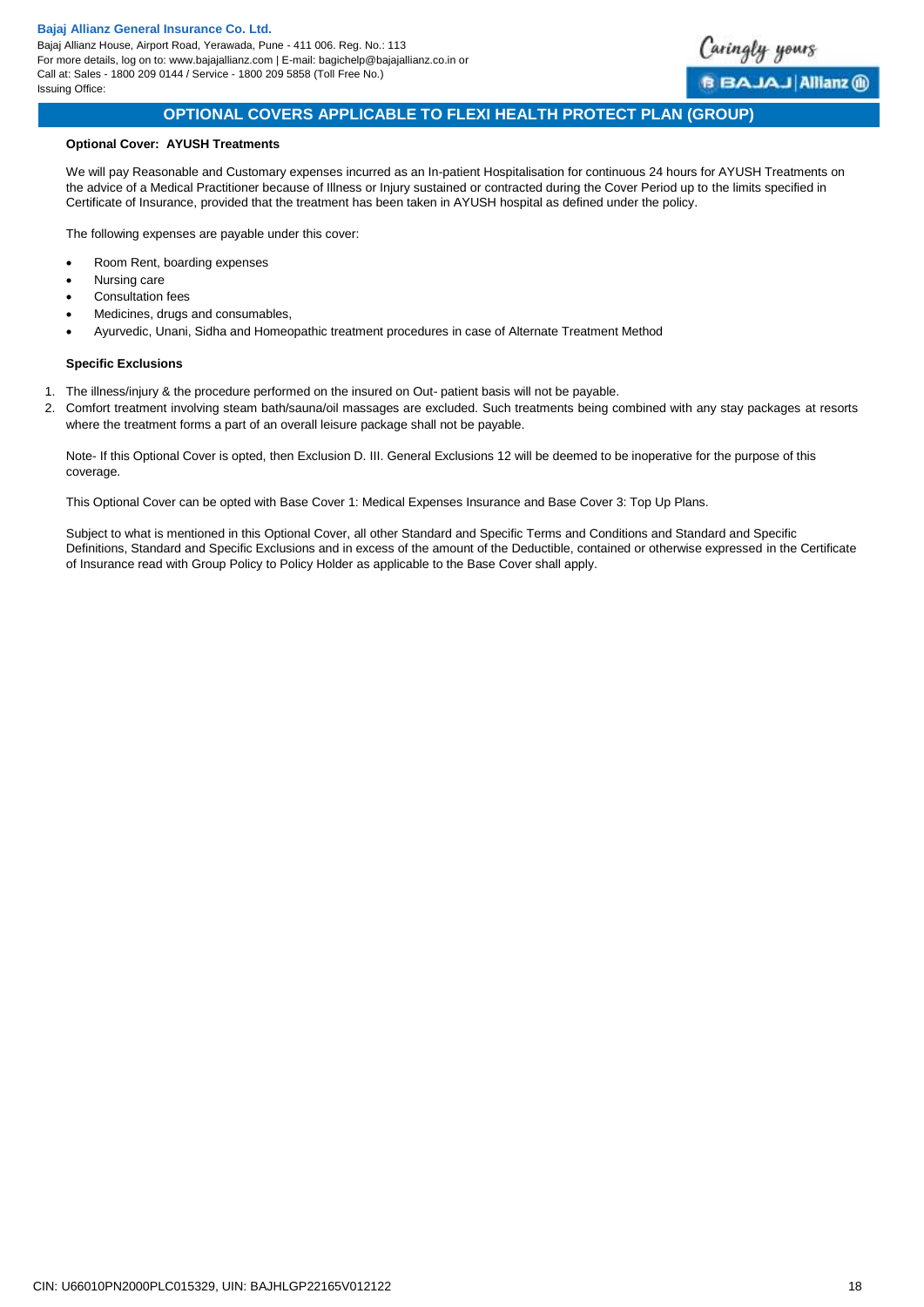## OPTIONAL COVERS APPLICABLE TO FLEXI HEALTH PROTECT PLAN (GROUP)

**Optional Cover: AYUSH Treatments**

We will pay Reasonable and Customary expenses incurred as an In-patient Hospitalisation for continuous 24 hours for AYUSH Treatments on the advice of a Medical Practitioner because of Illness or Injury sustained or contracted during the Cover Period up to the limits specified in Certificate of Insurance, provided that the treatment has been taken in AYUSH hospital as defined under the policy.

The following expenses are payable under this cover:

- Room Rent, boarding expenses
- Nursing care
- Consultation fees
- Medicines, drugs and consumables,
- Ayurvedic, Unani, Sidha and Homeopathic treatment procedures in case of Alternate Treatment Method

**Specific Exclusions**

1. The illness/injury & the procedure performed on the insured on Out- patient basis will not be payable.
2. Comfort treatment involving steam bath/sauna/oil massages are excluded. Such treatments being combined with any stay packages at resorts where the treatment forms a part of an overall leisure package shall not be payable.

Note- If this Optional Cover is opted, then Exclusion D. III. General Exclusions 12 will be deemed to be inoperative for the purpose of this coverage.

This Optional Cover can be opted with Base Cover 1: Medical Expenses Insurance and Base Cover 3: Top Up Plans.

Subject to what is mentioned in this Optional Cover, all other Standard and Specific Terms and Conditions and Standard and Specific Definitions, Standard and Specific Exclusions and in excess of the amount of the Deductible, contained or otherwise expressed in the Certificate of Insurance read with Group Policy to Policy Holder as applicable to the Base Cover shall apply.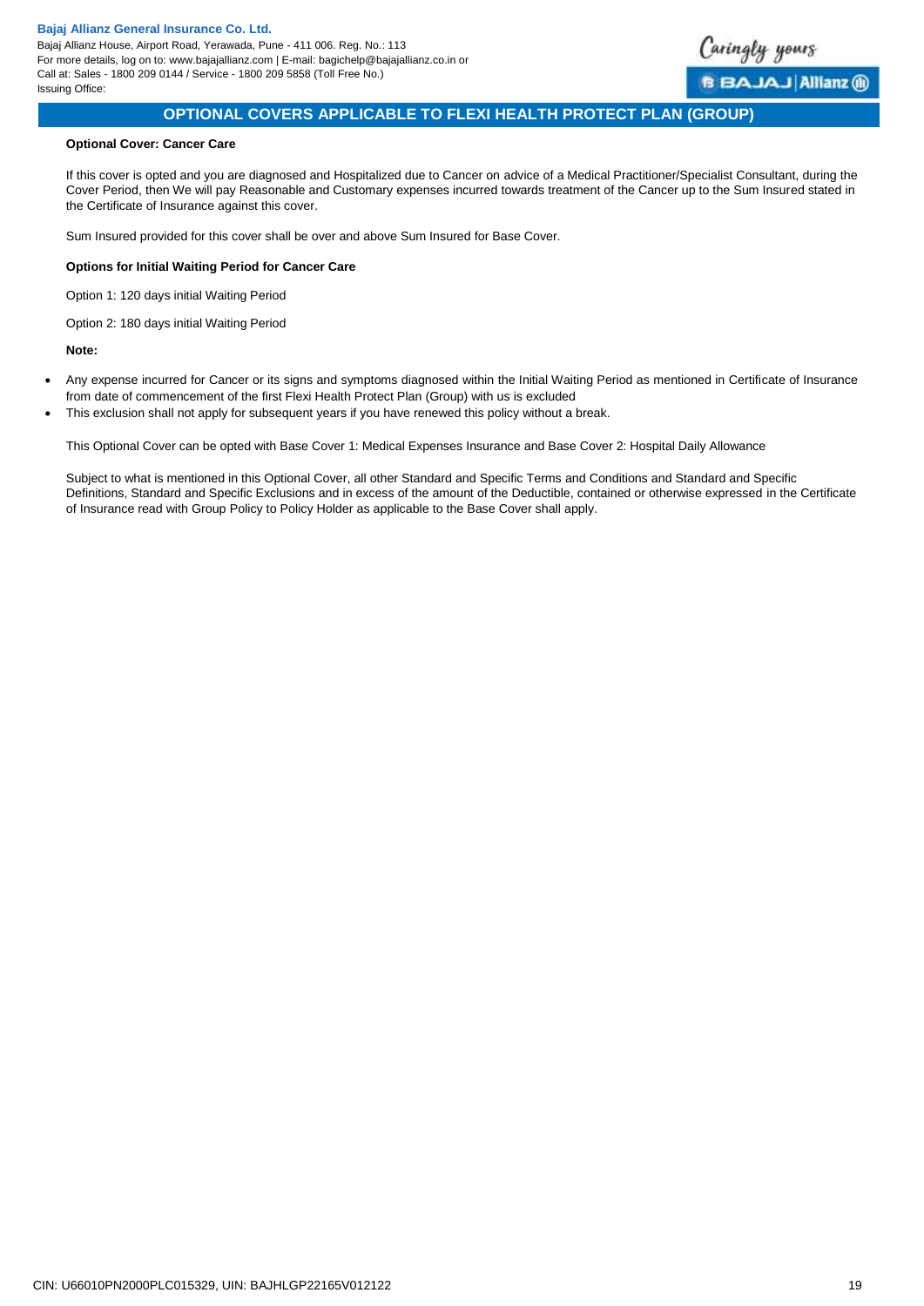## OPTIONAL COVERS APPLICABLE TO FLEXI HEALTH PROTECT PLAN (GROUP)

**Optional Cover: Cancer Care**

If this cover is opted and you are diagnosed and Hospitalized due to Cancer on advice of a Medical Practitioner/Specialist Consultant, during the Cover Period, then We will pay Reasonable and Customary expenses incurred towards treatment of the Cancer up to the Sum Insured stated in the Certificate of Insurance against this cover.

Sum Insured provided for this cover shall be over and above Sum Insured for Base Cover.

**Options for Initial Waiting Period for Cancer Care**

Option 1: 120 days initial Waiting Period

Option 2: 180 days initial Waiting Period

**Note:**

- Any expense incurred for Cancer or its signs and symptoms diagnosed within the Initial Waiting Period as mentioned in Certificate of Insurance from date of commencement of the first Flexi Health Protect Plan (Group) with us is excluded
- This exclusion shall not apply for subsequent years if you have renewed this policy without a break.

This Optional Cover can be opted with Base Cover 1: Medical Expenses Insurance and Base Cover 2: Hospital Daily Allowance

Subject to what is mentioned in this Optional Cover, all other Standard and Specific Terms and Conditions and Standard and Specific Definitions, Standard and Specific Exclusions and in excess of the amount of the Deductible, contained or otherwise expressed in the Certificate of Insurance read with Group Policy to Policy Holder as applicable to the Base Cover shall apply.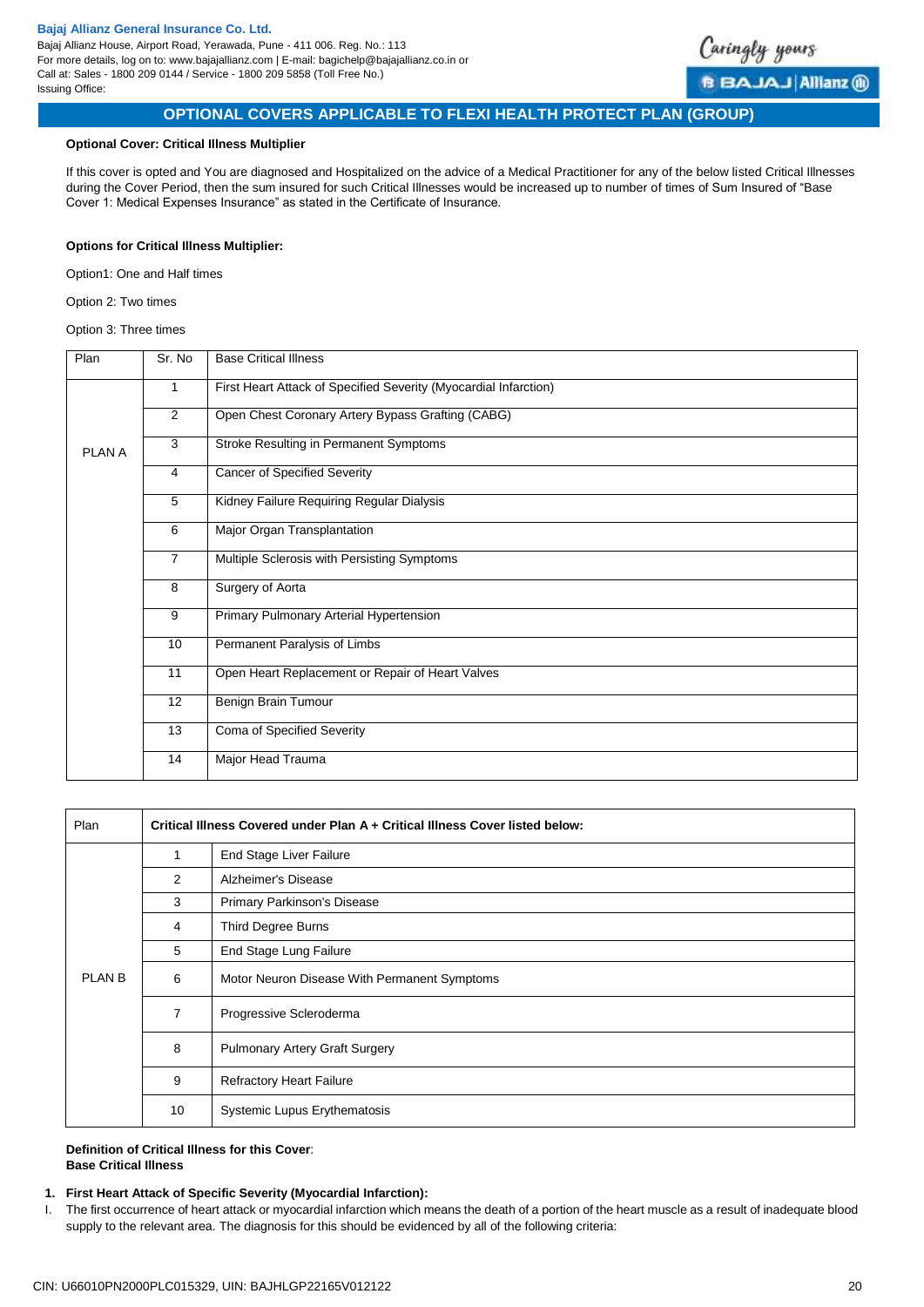## OPTIONAL COVERS APPLICABLE TO FLEXI HEALTH PROTECT PLAN (GROUP)

**Optional Cover: Critical Illness Multiplier**

If this cover is opted and You are diagnosed and Hospitalized on the advice of a Medical Practitioner for any of the below listed Critical Illnesses during the Cover Period, then the sum insured for such Critical Illnesses would be increased up to number of times of Sum Insured of "Base Cover 1: Medical Expenses Insurance" as stated in the Certificate of Insurance.

**Options for Critical Illness Multiplier:**

Option1: One and Half times

Option 2: Two times

Option 3: Three times

| Plan | Sr. No | Base Critical Illness |
|---|---|---|
| PLAN A | 1 | First Heart Attack of Specified Severity (Myocardial Infarction) |
| | 2 | Open Chest Coronary Artery Bypass Grafting (CABG) |
| | 3 | Stroke Resulting in Permanent Symptoms |
| | 4 | Cancer of Specified Severity |
| | 5 | Kidney Failure Requiring Regular Dialysis |
| | 6 | Major Organ Transplantation |
| | 7 | Multiple Sclerosis with Persisting Symptoms |
| | 8 | Surgery of Aorta |
| | 9 | Primary Pulmonary Arterial Hypertension |
| | 10 | Permanent Paralysis of Limbs |
| | 11 | Open Heart Replacement or Repair of Heart Valves |
| | 12 | Benign Brain Tumour |
| | 13 | Coma of Specified Severity |
| | 14 | Major Head Trauma |

| Plan | **Critical Illness Covered under Plan A + Critical Illness Cover listed below:** | |
|---|---|---|
| PLAN B | 1 | End Stage Liver Failure |
| | 2 | Alzheimer's Disease |
| | 3 | Primary Parkinson's Disease |
| | 4 | Third Degree Burns |
| | 5 | End Stage Lung Failure |
| | 6 | Motor Neuron Disease With Permanent Symptoms |
| | 7 | Progressive Scleroderma |
| | 8 | Pulmonary Artery Graft Surgery |
| | 9 | Refractory Heart Failure |
| | 10 | Systemic Lupus Erythematosis |

**Definition of Critical Illness for this Cover**:
**Base Critical Illness**

1. **First Heart Attack of Specific Severity (Myocardial Infarction):**

I. The first occurrence of heart attack or myocardial infarction which means the death of a portion of the heart muscle as a result of inadequate blood supply to the relevant area. The diagnosis for this should be evidenced by all of the following criteria: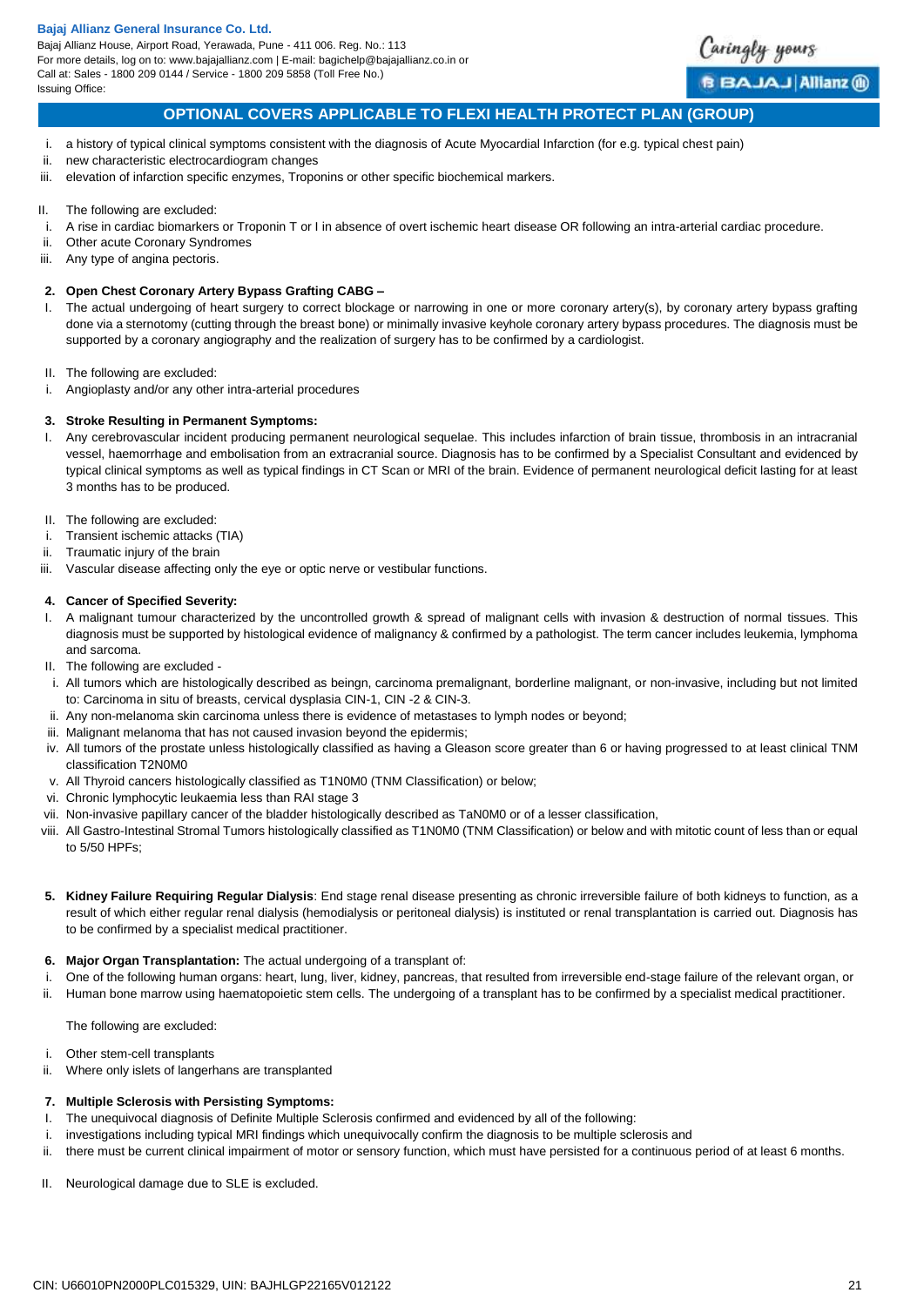## OPTIONAL COVERS APPLICABLE TO FLEXI HEALTH PROTECT PLAN (GROUP)

i. a history of typical clinical symptoms consistent with the diagnosis of Acute Myocardial Infarction (for e.g. typical chest pain)
ii. new characteristic electrocardiogram changes
iii. elevation of infarction specific enzymes, Troponins or other specific biochemical markers.

II. The following are excluded:
i. A rise in cardiac biomarkers or Troponin T or I in absence of overt ischemic heart disease OR following an intra-arterial cardiac procedure.
ii. Other acute Coronary Syndromes
iii. Any type of angina pectoris.

**2. Open Chest Coronary Artery Bypass Grafting CABG –**

I. The actual undergoing of heart surgery to correct blockage or narrowing in one or more coronary artery(s), by coronary artery bypass grafting done via a sternotomy (cutting through the breast bone) or minimally invasive keyhole coronary artery bypass procedures. The diagnosis must be supported by a coronary angiography and the realization of surgery has to be confirmed by a cardiologist.

II. The following are excluded:
i. Angioplasty and/or any other intra-arterial procedures

**3. Stroke Resulting in Permanent Symptoms:**

I. Any cerebrovascular incident producing permanent neurological sequelae. This includes infarction of brain tissue, thrombosis in an intracranial vessel, haemorrhage and embolisation from an extracranial source. Diagnosis has to be confirmed by a Specialist Consultant and evidenced by typical clinical symptoms as well as typical findings in CT Scan or MRI of the brain. Evidence of permanent neurological deficit lasting for at least 3 months has to be produced.

II. The following are excluded:
i. Transient ischemic attacks (TIA)
ii. Traumatic injury of the brain
iii. Vascular disease affecting only the eye or optic nerve or vestibular functions.

**4. Cancer of Specified Severity:**

I. A malignant tumour characterized by the uncontrolled growth & spread of malignant cells with invasion & destruction of normal tissues. This diagnosis must be supported by histological evidence of malignancy & confirmed by a pathologist. The term cancer includes leukemia, lymphoma and sarcoma.

II. The following are excluded -
i. All tumors which are histologically described as beingn, carcinoma premalignant, borderline malignant, or non-invasive, including but not limited to: Carcinoma in situ of breasts, cervical dysplasia CIN-1, CIN -2 & CIN-3.
ii. Any non-melanoma skin carcinoma unless there is evidence of metastases to lymph nodes or beyond;
iii. Malignant melanoma that has not caused invasion beyond the epidermis;
iv. All tumors of the prostate unless histologically classified as having a Gleason score greater than 6 or having progressed to at least clinical TNM classification T2N0M0
v. All Thyroid cancers histologically classified as T1N0M0 (TNM Classification) or below;
vi. Chronic lymphocytic leukaemia less than RAI stage 3
vii. Non-invasive papillary cancer of the bladder histologically described as TaN0M0 or of a lesser classification,
viii. All Gastro-Intestinal Stromal Tumors histologically classified as T1N0M0 (TNM Classification) or below and with mitotic count of less than or equal to 5/50 HPFs;

**5. Kidney Failure Requiring Regular Dialysis**: End stage renal disease presenting as chronic irreversible failure of both kidneys to function, as a result of which either regular renal dialysis (hemodialysis or peritoneal dialysis) is instituted or renal transplantation is carried out. Diagnosis has to be confirmed by a specialist medical practitioner.

**6. Major Organ Transplantation:** The actual undergoing of a transplant of:
i. One of the following human organs: heart, lung, liver, kidney, pancreas, that resulted from irreversible end-stage failure of the relevant organ, or
ii. Human bone marrow using haematopoietic stem cells. The undergoing of a transplant has to be confirmed by a specialist medical practitioner.

The following are excluded:

i. Other stem-cell transplants
ii. Where only islets of langerhans are transplanted

**7. Multiple Sclerosis with Persisting Symptoms:**

I. The unequivocal diagnosis of Definite Multiple Sclerosis confirmed and evidenced by all of the following:
i. investigations including typical MRI findings which unequivocally confirm the diagnosis to be multiple sclerosis and
ii. there must be current clinical impairment of motor or sensory function, which must have persisted for a continuous period of at least 6 months.

II. Neurological damage due to SLE is excluded.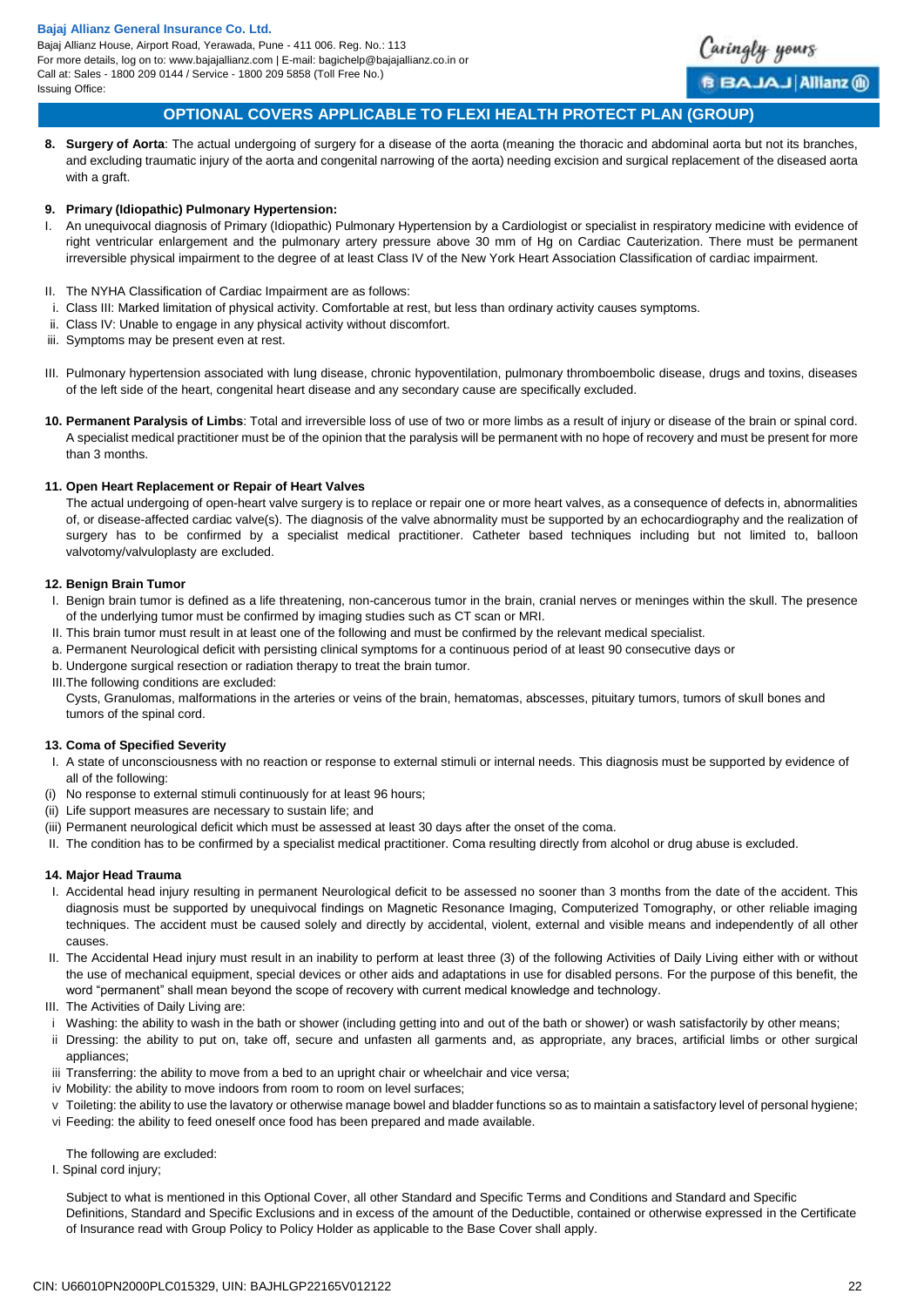## OPTIONAL COVERS APPLICABLE TO FLEXI HEALTH PROTECT PLAN (GROUP)

**8. Surgery of Aorta**: The actual undergoing of surgery for a disease of the aorta (meaning the thoracic and abdominal aorta but not its branches, and excluding traumatic injury of the aorta and congenital narrowing of the aorta) needing excision and surgical replacement of the diseased aorta with a graft.

**9. Primary (Idiopathic) Pulmonary Hypertension:**

I. An unequivocal diagnosis of Primary (Idiopathic) Pulmonary Hypertension by a Cardiologist or specialist in respiratory medicine with evidence of right ventricular enlargement and the pulmonary artery pressure above 30 mm of Hg on Cardiac Cauterization. There must be permanent irreversible physical impairment to the degree of at least Class IV of the New York Heart Association Classification of cardiac impairment.

II. The NYHA Classification of Cardiac Impairment are as follows:
i. Class III: Marked limitation of physical activity. Comfortable at rest, but less than ordinary activity causes symptoms.
ii. Class IV: Unable to engage in any physical activity without discomfort.
iii. Symptoms may be present even at rest.

III. Pulmonary hypertension associated with lung disease, chronic hypoventilation, pulmonary thromboembolic disease, drugs and toxins, diseases of the left side of the heart, congenital heart disease and any secondary cause are specifically excluded.

**10. Permanent Paralysis of Limbs**: Total and irreversible loss of use of two or more limbs as a result of injury or disease of the brain or spinal cord. A specialist medical practitioner must be of the opinion that the paralysis will be permanent with no hope of recovery and must be present for more than 3 months.

**11. Open Heart Replacement or Repair of Heart Valves**

The actual undergoing of open-heart valve surgery is to replace or repair one or more heart valves, as a consequence of defects in, abnormalities of, or disease-affected cardiac valve(s). The diagnosis of the valve abnormality must be supported by an echocardiography and the realization of surgery has to be confirmed by a specialist medical practitioner. Catheter based techniques including but not limited to, balloon valvotomy/valvuloplasty are excluded.

**12. Benign Brain Tumor**

I. Benign brain tumor is defined as a life threatening, non-cancerous tumor in the brain, cranial nerves or meninges within the skull. The presence of the underlying tumor must be confirmed by imaging studies such as CT scan or MRI.
II. This brain tumor must result in at least one of the following and must be confirmed by the relevant medical specialist.
a. Permanent Neurological deficit with persisting clinical symptoms for a continuous period of at least 90 consecutive days or
b. Undergone surgical resection or radiation therapy to treat the brain tumor.
III. The following conditions are excluded:
Cysts, Granulomas, malformations in the arteries or veins of the brain, hematomas, abscesses, pituitary tumors, tumors of skull bones and tumors of the spinal cord.

**13. Coma of Specified Severity**

I. A state of unconsciousness with no reaction or response to external stimuli or internal needs. This diagnosis must be supported by evidence of all of the following:
(i) No response to external stimuli continuously for at least 96 hours;
(ii) Life support measures are necessary to sustain life; and
(iii) Permanent neurological deficit which must be assessed at least 30 days after the onset of the coma.
II. The condition has to be confirmed by a specialist medical practitioner. Coma resulting directly from alcohol or drug abuse is excluded.

**14. Major Head Trauma**

I. Accidental head injury resulting in permanent Neurological deficit to be assessed no sooner than 3 months from the date of the accident. This diagnosis must be supported by unequivocal findings on Magnetic Resonance Imaging, Computerized Tomography, or other reliable imaging techniques. The accident must be caused solely and directly by accidental, violent, external and visible means and independently of all other causes.
II. The Accidental Head injury must result in an inability to perform at least three (3) of the following Activities of Daily Living either with or without the use of mechanical equipment, special devices or other aids and adaptations in use for disabled persons. For the purpose of this benefit, the word "permanent" shall mean beyond the scope of recovery with current medical knowledge and technology.
III. The Activities of Daily Living are:
i Washing: the ability to wash in the bath or shower (including getting into and out of the bath or shower) or wash satisfactorily by other means;
ii Dressing: the ability to put on, take off, secure and unfasten all garments and, as appropriate, any braces, artificial limbs or other surgical appliances;
iii Transferring: the ability to move from a bed to an upright chair or wheelchair and vice versa;
iv Mobility: the ability to move indoors from room to room on level surfaces;
v Toileting: the ability to use the lavatory or otherwise manage bowel and bladder functions so as to maintain a satisfactory level of personal hygiene;
vi Feeding: the ability to feed oneself once food has been prepared and made available.

The following are excluded:
I. Spinal cord injury;

Subject to what is mentioned in this Optional Cover, all other Standard and Specific Terms and Conditions and Standard and Specific Definitions, Standard and Specific Exclusions and in excess of the amount of the Deductible, contained or otherwise expressed in the Certificate of Insurance read with Group Policy to Policy Holder as applicable to the Base Cover shall apply.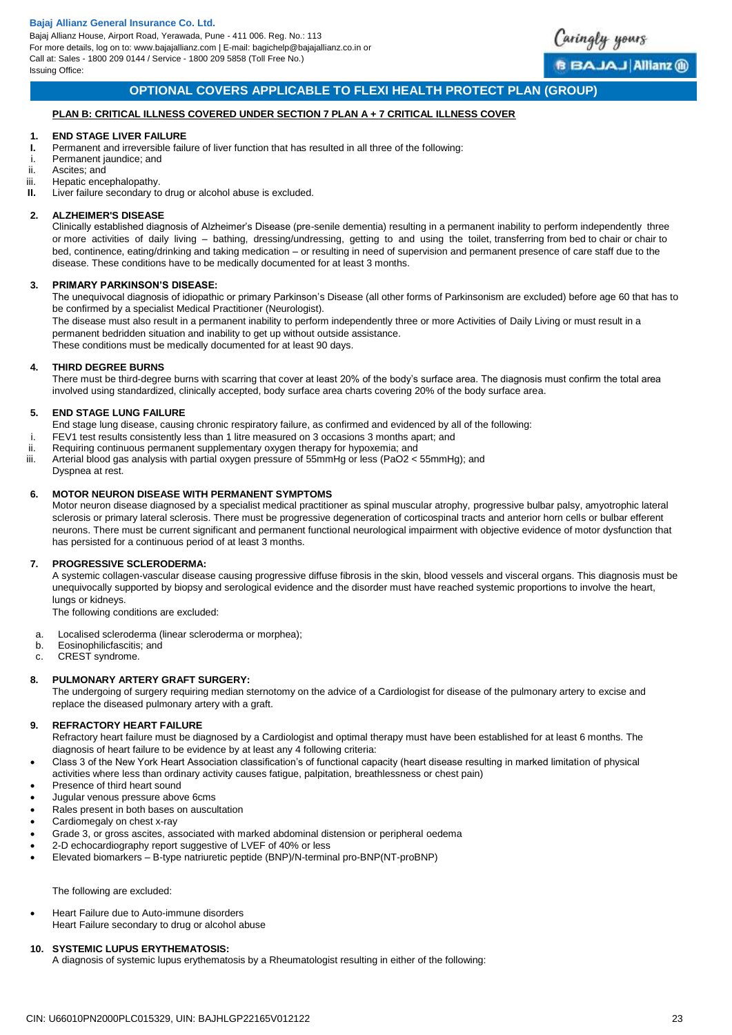## OPTIONAL COVERS APPLICABLE TO FLEXI HEALTH PROTECT PLAN (GROUP)

**PLAN B: CRITICAL ILLNESS COVERED UNDER SECTION 7 PLAN A + 7 CRITICAL ILLNESS COVER**

**1. END STAGE LIVER FAILURE**

**I.** Permanent and irreversible failure of liver function that has resulted in all three of the following:

i. Permanent jaundice; and

ii. Ascites; and

iii. Hepatic encephalopathy.

**II.** Liver failure secondary to drug or alcohol abuse is excluded.

**2. ALZHEIMER'S DISEASE**

Clinically established diagnosis of Alzheimer's Disease (pre-senile dementia) resulting in a permanent inability to perform independently three or more activities of daily living – bathing, dressing/undressing, getting to and using the toilet, transferring from bed to chair or chair to bed, continence, eating/drinking and taking medication – or resulting in need of supervision and permanent presence of care staff due to the disease. These conditions have to be medically documented for at least 3 months.

**3. PRIMARY PARKINSON'S DISEASE:**

The unequivocal diagnosis of idiopathic or primary Parkinson's Disease (all other forms of Parkinsonism are excluded) before age 60 that has to be confirmed by a specialist Medical Practitioner (Neurologist).

The disease must also result in a permanent inability to perform independently three or more Activities of Daily Living or must result in a permanent bedridden situation and inability to get up without outside assistance.

These conditions must be medically documented for at least 90 days.

**4. THIRD DEGREE BURNS**

There must be third-degree burns with scarring that cover at least 20% of the body's surface area. The diagnosis must confirm the total area involved using standardized, clinically accepted, body surface area charts covering 20% of the body surface area.

**5. END STAGE LUNG FAILURE**

End stage lung disease, causing chronic respiratory failure, as confirmed and evidenced by all of the following:

i. FEV1 test results consistently less than 1 litre measured on 3 occasions 3 months apart; and

ii. Requiring continuous permanent supplementary oxygen therapy for hypoxemia; and

iii. Arterial blood gas analysis with partial oxygen pressure of 55mmHg or less (PaO2 < 55mmHg); and
Dyspnea at rest.

**6. MOTOR NEURON DISEASE WITH PERMANENT SYMPTOMS**

Motor neuron disease diagnosed by a specialist medical practitioner as spinal muscular atrophy, progressive bulbar palsy, amyotrophic lateral sclerosis or primary lateral sclerosis. There must be progressive degeneration of corticospinal tracts and anterior horn cells or bulbar efferent neurons. There must be current significant and permanent functional neurological impairment with objective evidence of motor dysfunction that has persisted for a continuous period of at least 3 months.

**7. PROGRESSIVE SCLERODERMA:**

A systemic collagen-vascular disease causing progressive diffuse fibrosis in the skin, blood vessels and visceral organs. This diagnosis must be unequivocally supported by biopsy and serological evidence and the disorder must have reached systemic proportions to involve the heart, lungs or kidneys.

The following conditions are excluded:

a. Localised scleroderma (linear scleroderma or morphea);

b. Eosinophilicfascitis; and

c. CREST syndrome.

**8. PULMONARY ARTERY GRAFT SURGERY:**

The undergoing of surgery requiring median sternotomy on the advice of a Cardiologist for disease of the pulmonary artery to excise and replace the diseased pulmonary artery with a graft.

**9. REFRACTORY HEART FAILURE**

Refractory heart failure must be diagnosed by a Cardiologist and optimal therapy must have been established for at least 6 months. The diagnosis of heart failure to be evidence by at least any 4 following criteria:

- Class 3 of the New York Heart Association classification's of functional capacity (heart disease resulting in marked limitation of physical activities where less than ordinary activity causes fatigue, palpitation, breathlessness or chest pain)
- Presence of third heart sound
- Jugular venous pressure above 6cms
- Rales present in both bases on auscultation
- Cardiomegaly on chest x-ray
- Grade 3, or gross ascites, associated with marked abdominal distension or peripheral oedema
- 2-D echocardiography report suggestive of LVEF of 40% or less
- Elevated biomarkers – B-type natriuretic peptide (BNP)/N-terminal pro-BNP(NT-proBNP)

The following are excluded:

- Heart Failure due to Auto-immune disorders
  Heart Failure secondary to drug or alcohol abuse

**10. SYSTEMIC LUPUS ERYTHEMATOSIS:**

A diagnosis of systemic lupus erythematosis by a Rheumatologist resulting in either of the following: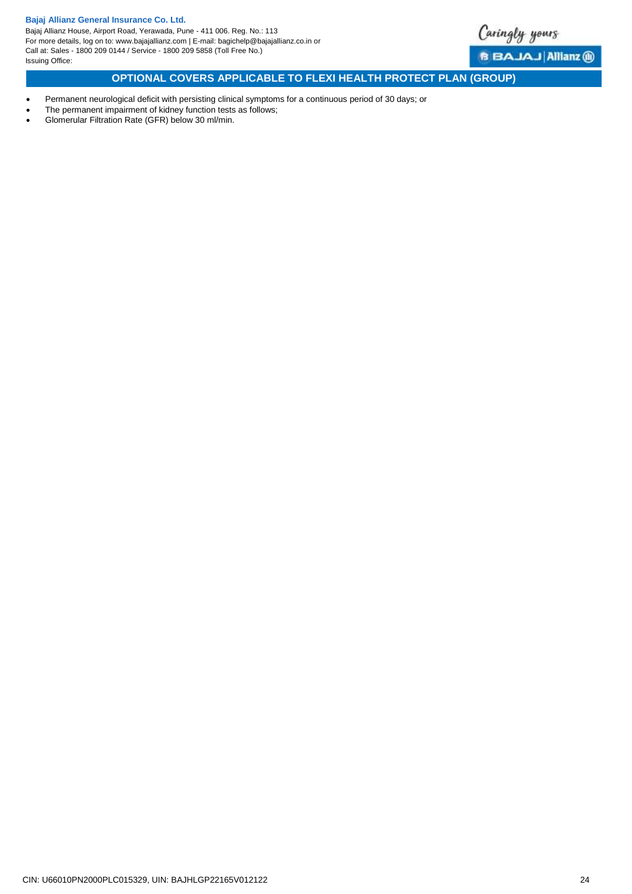- Permanent neurological deficit with persisting clinical symptoms for a continuous period of 30 days; or
- The permanent impairment of kidney function tests as follows;
- Glomerular Filtration Rate (GFR) below 30 ml/min.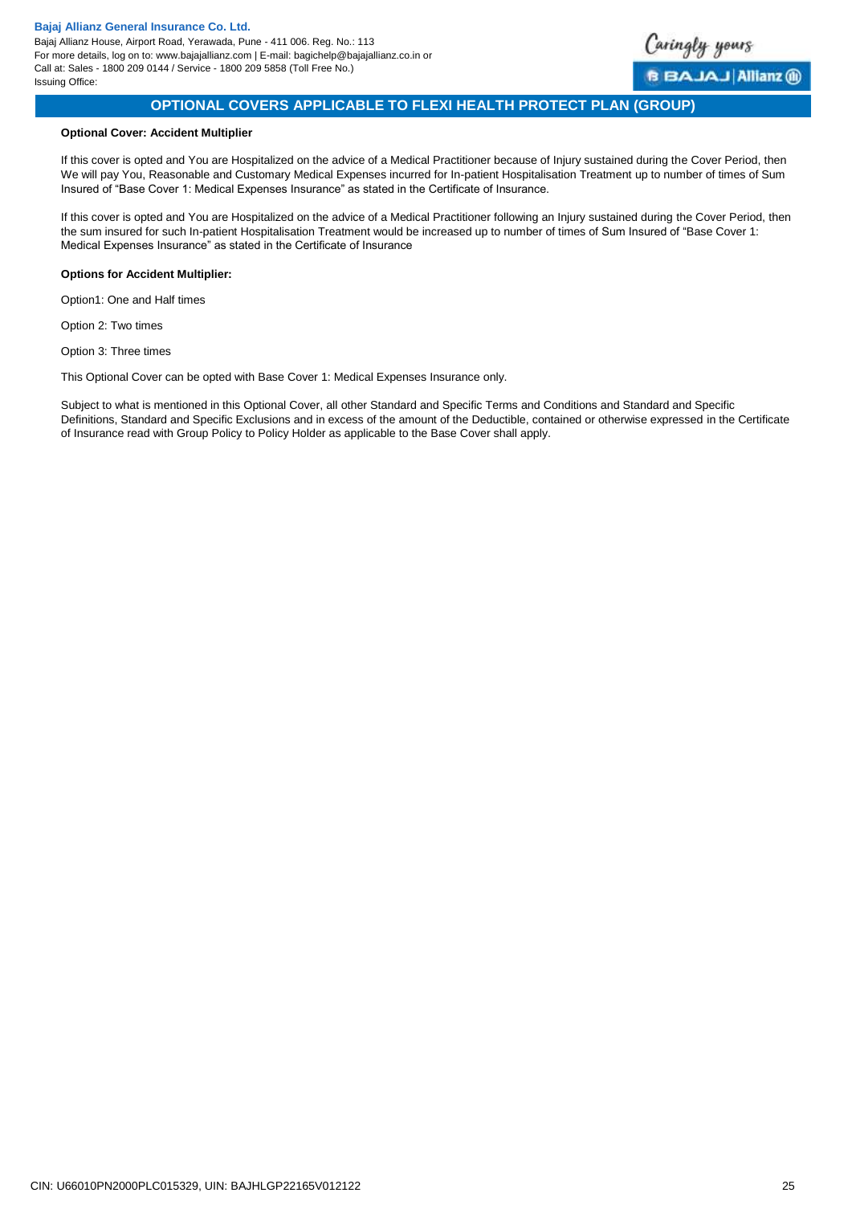## OPTIONAL COVERS APPLICABLE TO FLEXI HEALTH PROTECT PLAN (GROUP)

**Optional Cover: Accident Multiplier**

If this cover is opted and You are Hospitalized on the advice of a Medical Practitioner because of Injury sustained during the Cover Period, then We will pay You, Reasonable and Customary Medical Expenses incurred for In-patient Hospitalisation Treatment up to number of times of Sum Insured of "Base Cover 1: Medical Expenses Insurance" as stated in the Certificate of Insurance.

If this cover is opted and You are Hospitalized on the advice of a Medical Practitioner following an Injury sustained during the Cover Period, then the sum insured for such In-patient Hospitalisation Treatment would be increased up to number of times of Sum Insured of "Base Cover 1: Medical Expenses Insurance" as stated in the Certificate of Insurance

**Options for Accident Multiplier:**

Option1: One and Half times

Option 2: Two times

Option 3: Three times

This Optional Cover can be opted with Base Cover 1: Medical Expenses Insurance only.

Subject to what is mentioned in this Optional Cover, all other Standard and Specific Terms and Conditions and Standard and Specific Definitions, Standard and Specific Exclusions and in excess of the amount of the Deductible, contained or otherwise expressed in the Certificate of Insurance read with Group Policy to Policy Holder as applicable to the Base Cover shall apply.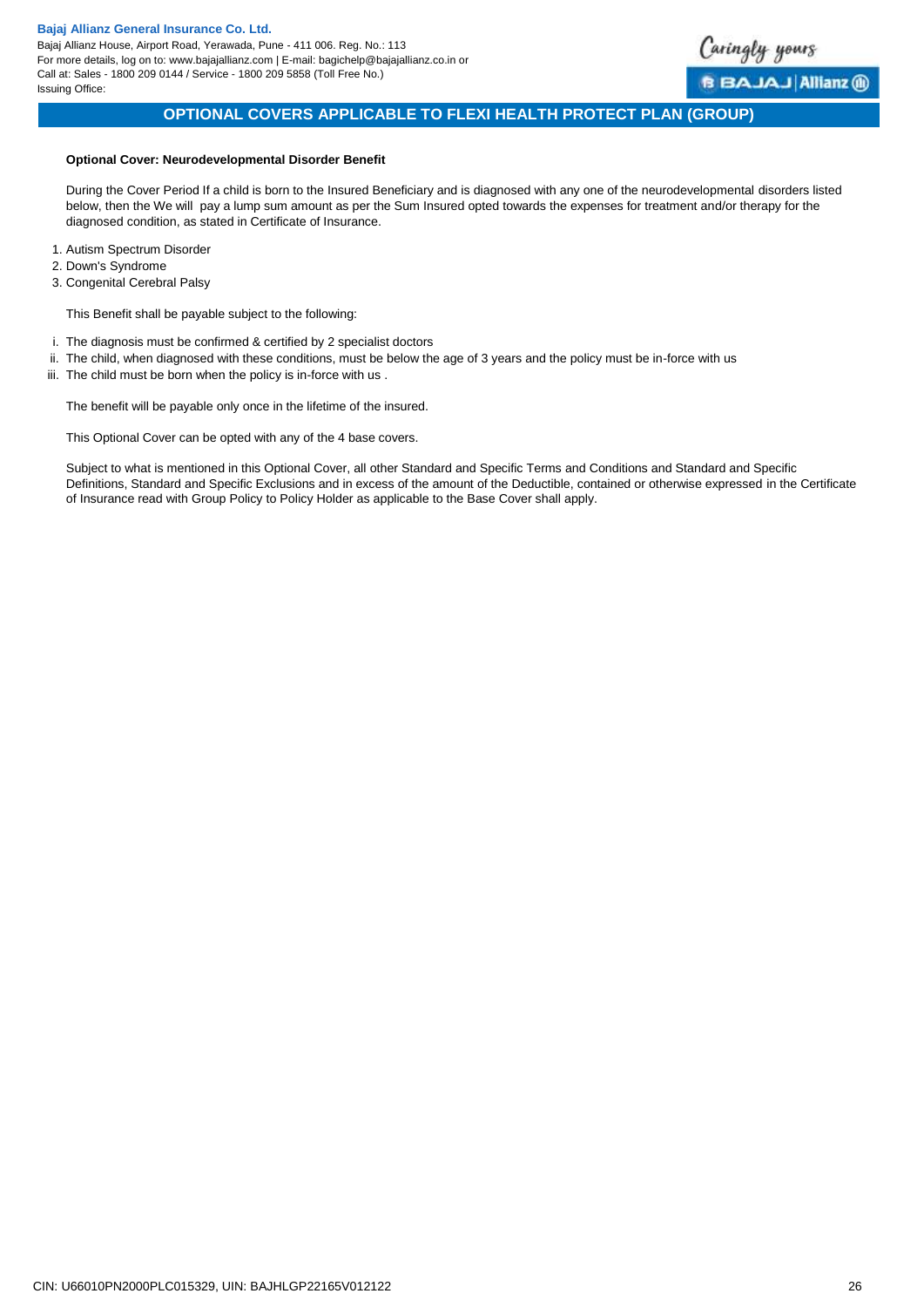## OPTIONAL COVERS APPLICABLE TO FLEXI HEALTH PROTECT PLAN (GROUP)

**Optional Cover: Neurodevelopmental Disorder Benefit**

During the Cover Period If a child is born to the Insured Beneficiary and is diagnosed with any one of the neurodevelopmental disorders listed below, then the We will pay a lump sum amount as per the Sum Insured opted towards the expenses for treatment and/or therapy for the diagnosed condition, as stated in Certificate of Insurance.

1. Autism Spectrum Disorder
2. Down's Syndrome
3. Congenital Cerebral Palsy

This Benefit shall be payable subject to the following:

i. The diagnosis must be confirmed & certified by 2 specialist doctors
ii. The child, when diagnosed with these conditions, must be below the age of 3 years and the policy must be in-force with us
iii. The child must be born when the policy is in-force with us .

The benefit will be payable only once in the lifetime of the insured.

This Optional Cover can be opted with any of the 4 base covers.

Subject to what is mentioned in this Optional Cover, all other Standard and Specific Terms and Conditions and Standard and Specific Definitions, Standard and Specific Exclusions and in excess of the amount of the Deductible, contained or otherwise expressed in the Certificate of Insurance read with Group Policy to Policy Holder as applicable to the Base Cover shall apply.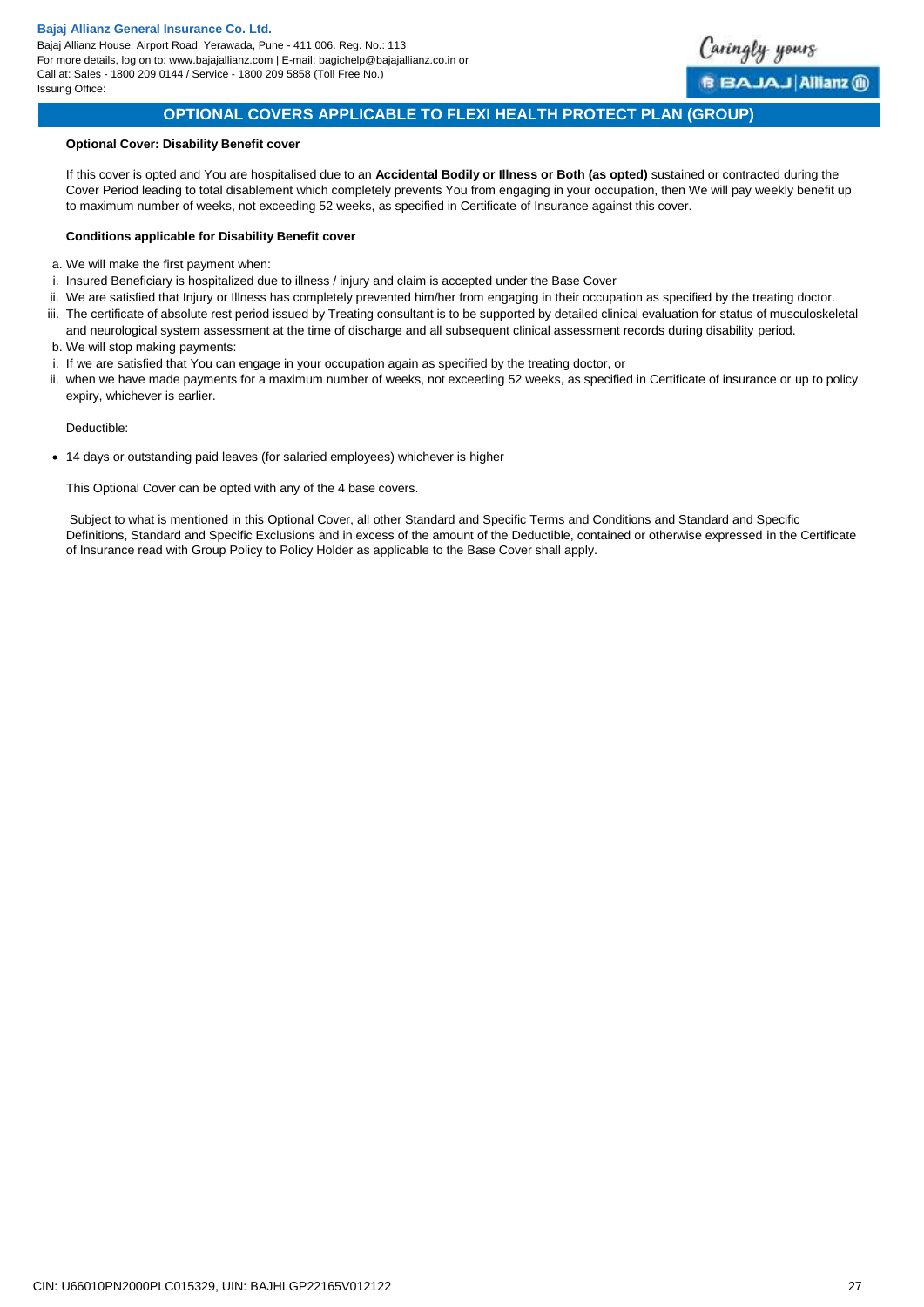## OPTIONAL COVERS APPLICABLE TO FLEXI HEALTH PROTECT PLAN (GROUP)

**Optional Cover: Disability Benefit cover**

If this cover is opted and You are hospitalised due to an **Accidental Bodily or Illness or Both (as opted)** sustained or contracted during the Cover Period leading to total disablement which completely prevents You from engaging in your occupation, then We will pay weekly benefit up to maximum number of weeks, not exceeding 52 weeks, as specified in Certificate of Insurance against this cover.

**Conditions applicable for Disability Benefit cover**

a. We will make the first payment when:

i. Insured Beneficiary is hospitalized due to illness / injury and claim is accepted under the Base Cover

ii. We are satisfied that Injury or Illness has completely prevented him/her from engaging in their occupation as specified by the treating doctor.

iii. The certificate of absolute rest period issued by Treating consultant is to be supported by detailed clinical evaluation for status of musculoskeletal and neurological system assessment at the time of discharge and all subsequent clinical assessment records during disability period.

b. We will stop making payments:

i. If we are satisfied that You can engage in your occupation again as specified by the treating doctor, or

ii. when we have made payments for a maximum number of weeks, not exceeding 52 weeks, as specified in Certificate of insurance or up to policy expiry, whichever is earlier.

Deductible:

- 14 days or outstanding paid leaves (for salaried employees) whichever is higher

This Optional Cover can be opted with any of the 4 base covers.

Subject to what is mentioned in this Optional Cover, all other Standard and Specific Terms and Conditions and Standard and Specific Definitions, Standard and Specific Exclusions and in excess of the amount of the Deductible, contained or otherwise expressed in the Certificate of Insurance read with Group Policy to Policy Holder as applicable to the Base Cover shall apply.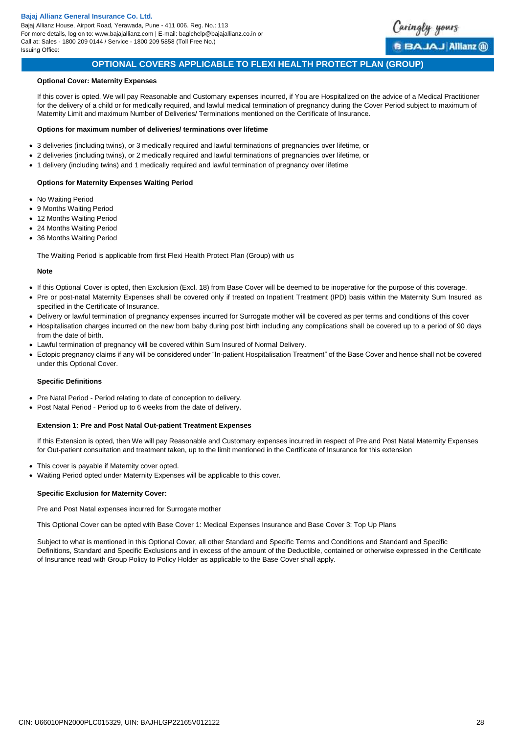## OPTIONAL COVERS APPLICABLE TO FLEXI HEALTH PROTECT PLAN (GROUP)

### Optional Cover: Maternity Expenses

If this cover is opted, We will pay Reasonable and Customary expenses incurred, if You are Hospitalized on the advice of a Medical Practitioner for the delivery of a child or for medically required, and lawful medical termination of pregnancy during the Cover Period subject to maximum of Maternity Limit and maximum Number of Deliveries/ Terminations mentioned on the Certificate of Insurance.

**Options for maximum number of deliveries/ terminations over lifetime**

- 3 deliveries (including twins), or 3 medically required and lawful terminations of pregnancies over lifetime, or
- 2 deliveries (including twins), or 2 medically required and lawful terminations of pregnancies over lifetime, or
- 1 delivery (including twins) and 1 medically required and lawful termination of pregnancy over lifetime

**Options for Maternity Expenses Waiting Period**

- No Waiting Period
- 9 Months Waiting Period
- 12 Months Waiting Period
- 24 Months Waiting Period
- 36 Months Waiting Period

The Waiting Period is applicable from first Flexi Health Protect Plan (Group) with us

**Note**

- If this Optional Cover is opted, then Exclusion (Excl. 18) from Base Cover will be deemed to be inoperative for the purpose of this coverage.
- Pre or post-natal Maternity Expenses shall be covered only if treated on Inpatient Treatment (IPD) basis within the Maternity Sum Insured as specified in the Certificate of Insurance.
- Delivery or lawful termination of pregnancy expenses incurred for Surrogate mother will be covered as per terms and conditions of this cover
- Hospitalisation charges incurred on the new born baby during post birth including any complications shall be covered up to a period of 90 days from the date of birth.
- Lawful termination of pregnancy will be covered within Sum Insured of Normal Delivery.
- Ectopic pregnancy claims if any will be considered under "In-patient Hospitalisation Treatment" of the Base Cover and hence shall not be covered under this Optional Cover.

**Specific Definitions**

- Pre Natal Period - Period relating to date of conception to delivery.
- Post Natal Period - Period up to 6 weeks from the date of delivery.

**Extension 1: Pre and Post Natal Out-patient Treatment Expenses**

If this Extension is opted, then We will pay Reasonable and Customary expenses incurred in respect of Pre and Post Natal Maternity Expenses for Out-patient consultation and treatment taken, up to the limit mentioned in the Certificate of Insurance for this extension

- This cover is payable if Maternity cover opted.
- Waiting Period opted under Maternity Expenses will be applicable to this cover.

**Specific Exclusion for Maternity Cover:**

Pre and Post Natal expenses incurred for Surrogate mother

This Optional Cover can be opted with Base Cover 1: Medical Expenses Insurance and Base Cover 3: Top Up Plans

Subject to what is mentioned in this Optional Cover, all other Standard and Specific Terms and Conditions and Standard and Specific Definitions, Standard and Specific Exclusions and in excess of the amount of the Deductible, contained or otherwise expressed in the Certificate of Insurance read with Group Policy to Policy Holder as applicable to the Base Cover shall apply.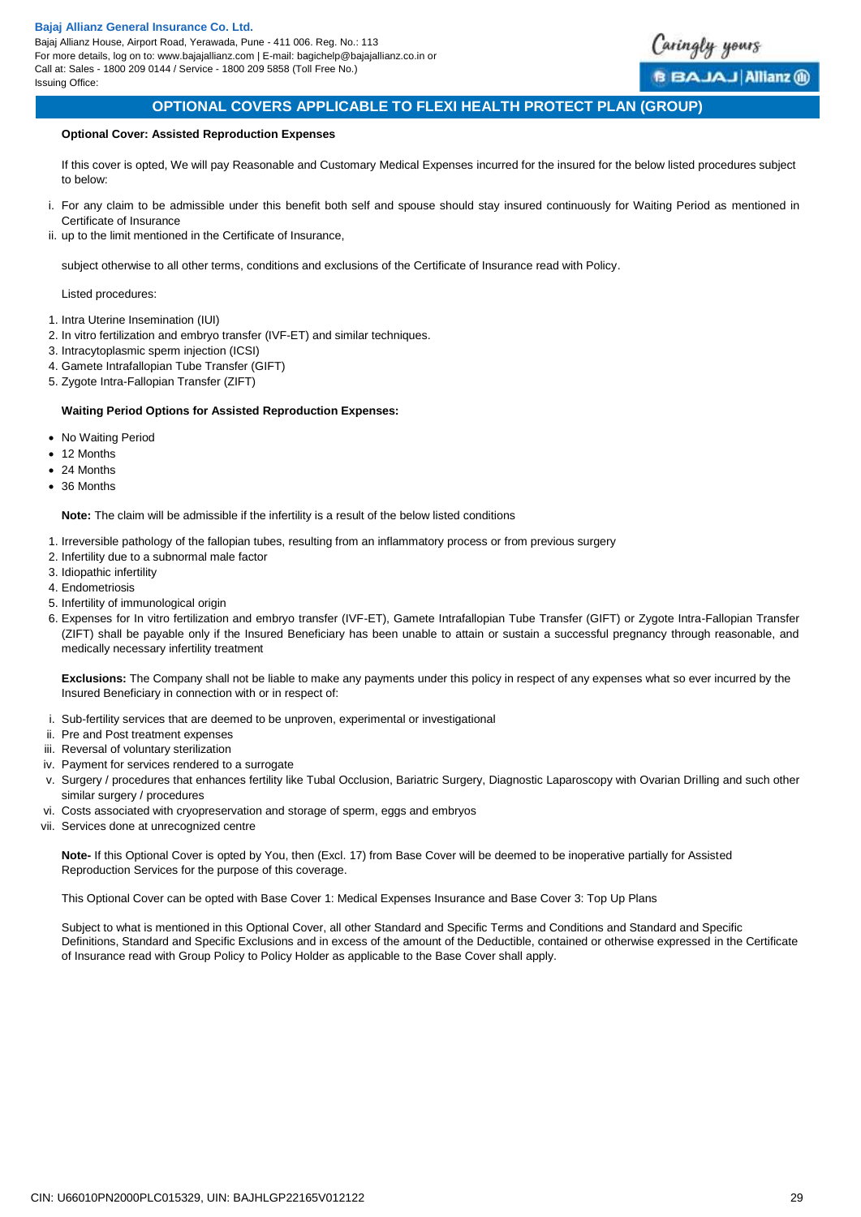## OPTIONAL COVERS APPLICABLE TO FLEXI HEALTH PROTECT PLAN (GROUP)

**Optional Cover: Assisted Reproduction Expenses**

If this cover is opted, We will pay Reasonable and Customary Medical Expenses incurred for the insured for the below listed procedures subject to below:

i. For any claim to be admissible under this benefit both self and spouse should stay insured continuously for Waiting Period as mentioned in Certificate of Insurance
ii. up to the limit mentioned in the Certificate of Insurance,

subject otherwise to all other terms, conditions and exclusions of the Certificate of Insurance read with Policy.

Listed procedures:

1. Intra Uterine Insemination (IUI)
2. In vitro fertilization and embryo transfer (IVF-ET) and similar techniques.
3. Intracytoplasmic sperm injection (ICSI)
4. Gamete Intrafallopian Tube Transfer (GIFT)
5. Zygote Intra-Fallopian Transfer (ZIFT)

**Waiting Period Options for Assisted Reproduction Expenses:**

- No Waiting Period
- 12 Months
- 24 Months
- 36 Months

**Note:** The claim will be admissible if the infertility is a result of the below listed conditions

1. Irreversible pathology of the fallopian tubes, resulting from an inflammatory process or from previous surgery
2. Infertility due to a subnormal male factor
3. Idiopathic infertility
4. Endometriosis
5. Infertility of immunological origin
6. Expenses for In vitro fertilization and embryo transfer (IVF-ET), Gamete Intrafallopian Tube Transfer (GIFT) or Zygote Intra-Fallopian Transfer (ZIFT) shall be payable only if the Insured Beneficiary has been unable to attain or sustain a successful pregnancy through reasonable, and medically necessary infertility treatment

**Exclusions:** The Company shall not be liable to make any payments under this policy in respect of any expenses what so ever incurred by the Insured Beneficiary in connection with or in respect of:

i. Sub-fertility services that are deemed to be unproven, experimental or investigational
ii. Pre and Post treatment expenses
iii. Reversal of voluntary sterilization
iv. Payment for services rendered to a surrogate
v. Surgery / procedures that enhances fertility like Tubal Occlusion, Bariatric Surgery, Diagnostic Laparoscopy with Ovarian Drilling and such other similar surgery / procedures
vi. Costs associated with cryopreservation and storage of sperm, eggs and embryos
vii. Services done at unrecognized centre

**Note-** If this Optional Cover is opted by You, then (Excl. 17) from Base Cover will be deemed to be inoperative partially for Assisted Reproduction Services for the purpose of this coverage.

This Optional Cover can be opted with Base Cover 1: Medical Expenses Insurance and Base Cover 3: Top Up Plans

Subject to what is mentioned in this Optional Cover, all other Standard and Specific Terms and Conditions and Standard and Specific Definitions, Standard and Specific Exclusions and in excess of the amount of the Deductible, contained or otherwise expressed in the Certificate of Insurance read with Group Policy to Policy Holder as applicable to the Base Cover shall apply.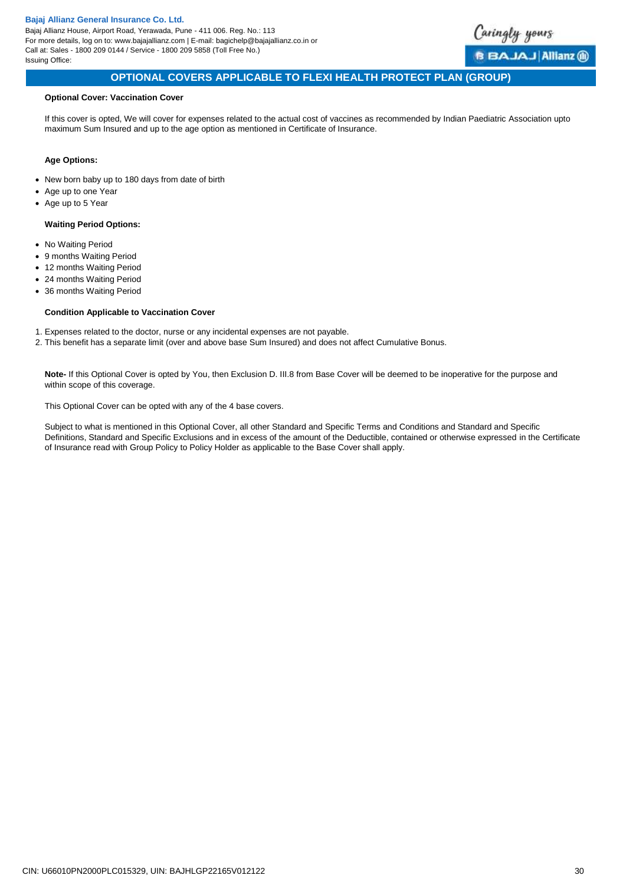## OPTIONAL COVERS APPLICABLE TO FLEXI HEALTH PROTECT PLAN (GROUP)

**Optional Cover: Vaccination Cover**

If this cover is opted, We will cover for expenses related to the actual cost of vaccines as recommended by Indian Paediatric Association upto maximum Sum Insured and up to the age option as mentioned in Certificate of Insurance.

**Age Options:**

- New born baby up to 180 days from date of birth
- Age up to one Year
- Age up to 5 Year

**Waiting Period Options:**

- No Waiting Period
- 9 months Waiting Period
- 12 months Waiting Period
- 24 months Waiting Period
- 36 months Waiting Period

**Condition Applicable to Vaccination Cover**

1. Expenses related to the doctor, nurse or any incidental expenses are not payable.
2. This benefit has a separate limit (over and above base Sum Insured) and does not affect Cumulative Bonus.

**Note-** If this Optional Cover is opted by You, then Exclusion D. III.8 from Base Cover will be deemed to be inoperative for the purpose and within scope of this coverage.

This Optional Cover can be opted with any of the 4 base covers.

Subject to what is mentioned in this Optional Cover, all other Standard and Specific Terms and Conditions and Standard and Specific Definitions, Standard and Specific Exclusions and in excess of the amount of the Deductible, contained or otherwise expressed in the Certificate of Insurance read with Group Policy to Policy Holder as applicable to the Base Cover shall apply.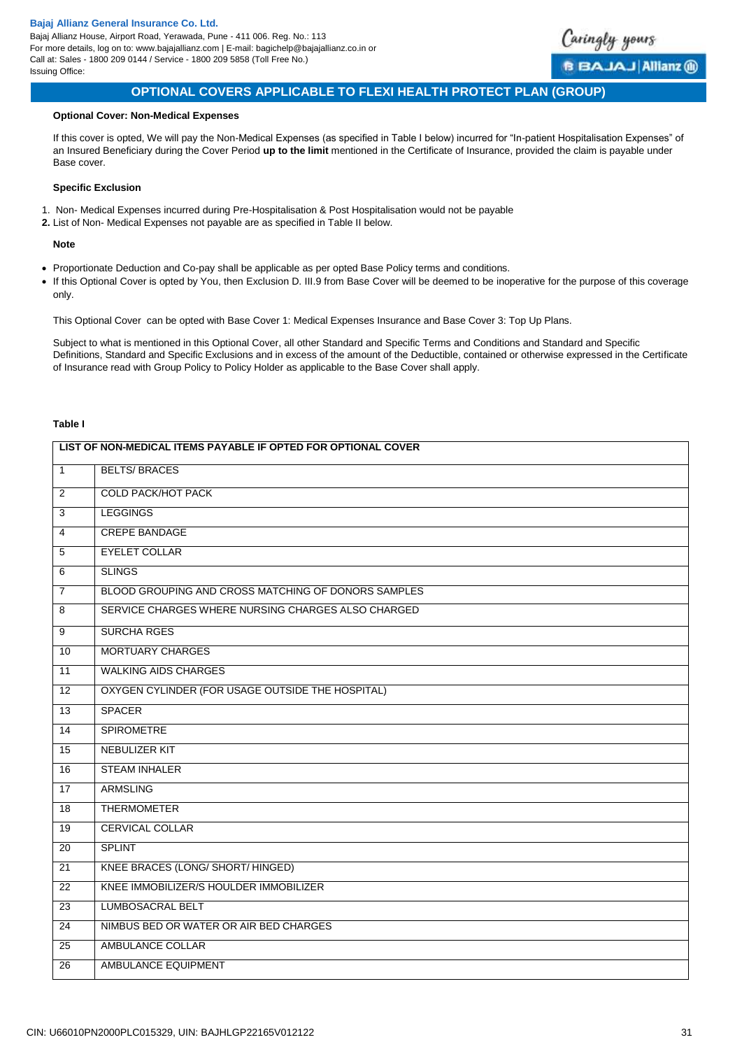## OPTIONAL COVERS APPLICABLE TO FLEXI HEALTH PROTECT PLAN (GROUP)

**Optional Cover: Non-Medical Expenses**

If this cover is opted, We will pay the Non-Medical Expenses (as specified in Table I below) incurred for "In-patient Hospitalisation Expenses" of an Insured Beneficiary during the Cover Period **up to the limit** mentioned in the Certificate of Insurance, provided the claim is payable under Base cover.

**Specific Exclusion**

1. Non- Medical Expenses incurred during Pre-Hospitalisation & Post Hospitalisation would not be payable
2. List of Non- Medical Expenses not payable are as specified in Table II below.

**Note**

- Proportionate Deduction and Co-pay shall be applicable as per opted Base Policy terms and conditions.
- If this Optional Cover is opted by You, then Exclusion D. III.9 from Base Cover will be deemed to be inoperative for the purpose of this coverage only.

This Optional Cover can be opted with Base Cover 1: Medical Expenses Insurance and Base Cover 3: Top Up Plans.

Subject to what is mentioned in this Optional Cover, all other Standard and Specific Terms and Conditions and Standard and Specific Definitions, Standard and Specific Exclusions and in excess of the amount of the Deductible, contained or otherwise expressed in the Certificate of Insurance read with Group Policy to Policy Holder as applicable to the Base Cover shall apply.

**Table I**

| LIST OF NON-MEDICAL ITEMS PAYABLE IF OPTED FOR OPTIONAL COVER | |
|---|---|
| 1 | BELTS/ BRACES |
| 2 | COLD PACK/HOT PACK |
| 3 | LEGGINGS |
| 4 | CREPE BANDAGE |
| 5 | EYELET COLLAR |
| 6 | SLINGS |
| 7 | BLOOD GROUPING AND CROSS MATCHING OF DONORS SAMPLES |
| 8 | SERVICE CHARGES WHERE NURSING CHARGES ALSO CHARGED |
| 9 | SURCHA RGES |
| 10 | MORTUARY CHARGES |
| 11 | WALKING AIDS CHARGES |
| 12 | OXYGEN CYLINDER (FOR USAGE OUTSIDE THE HOSPITAL) |
| 13 | SPACER |
| 14 | SPIROMETRE |
| 15 | NEBULIZER KIT |
| 16 | STEAM INHALER |
| 17 | ARMSLING |
| 18 | THERMOMETER |
| 19 | CERVICAL COLLAR |
| 20 | SPLINT |
| 21 | KNEE BRACES (LONG/ SHORT/ HINGED) |
| 22 | KNEE IMMOBILIZER/S HOULDER IMMOBILIZER |
| 23 | LUMBOSACRAL BELT |
| 24 | NIMBUS BED OR WATER OR AIR BED CHARGES |
| 25 | AMBULANCE COLLAR |
| 26 | AMBULANCE EQUIPMENT |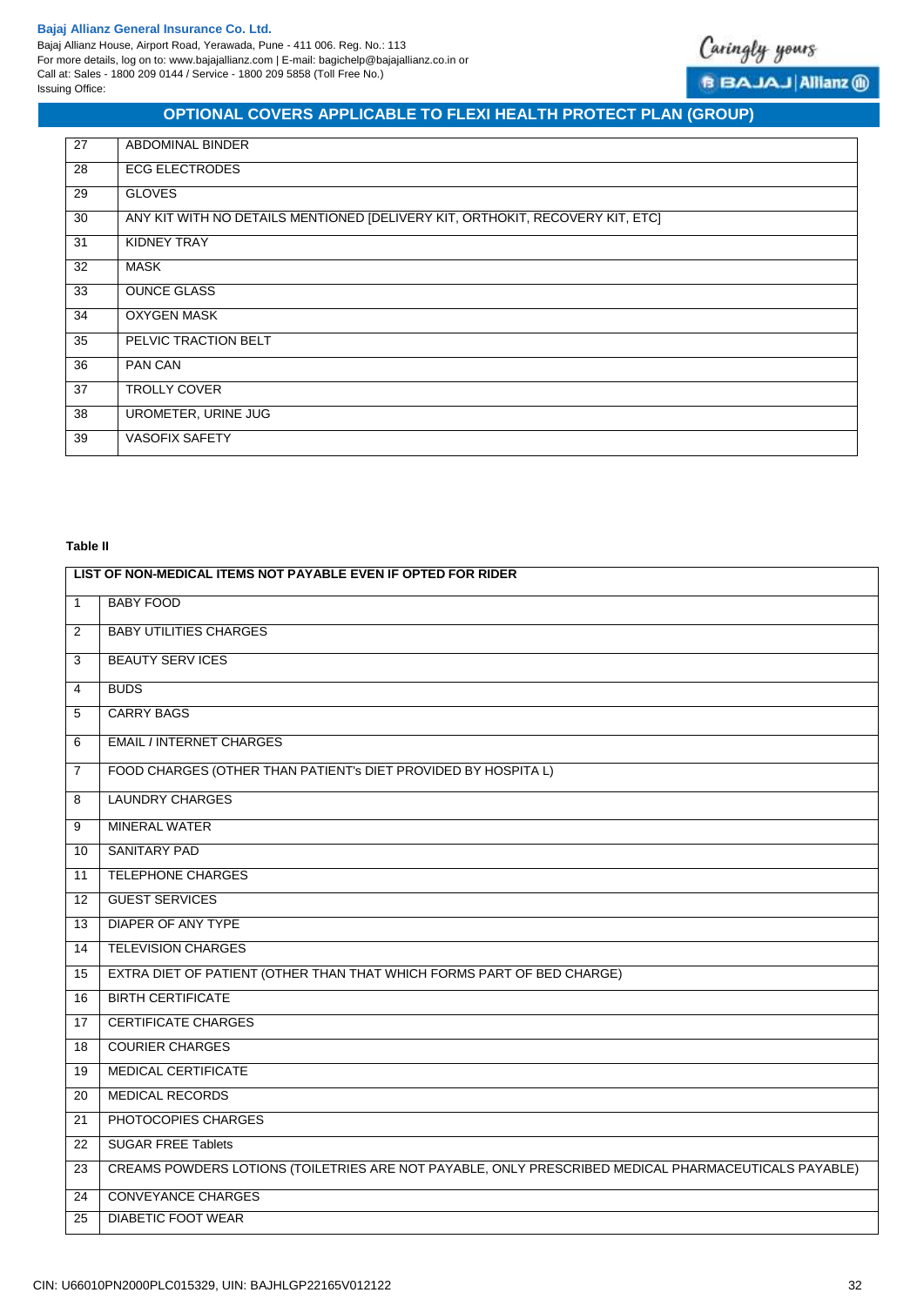| 27 | ABDOMINAL BINDER |
|---|---|
| 28 | ECG ELECTRODES |
| 29 | GLOVES |
| 30 | ANY KIT WITH NO DETAILS MENTIONED [DELIVERY KIT, ORTHOKIT, RECOVERY KIT, ETC] |
| 31 | KIDNEY TRAY |
| 32 | MASK |
| 33 | OUNCE GLASS |
| 34 | OXYGEN MASK |
| 35 | PELVIC TRACTION BELT |
| 36 | PAN CAN |
| 37 | TROLLY COVER |
| 38 | UROMETER, URINE JUG |
| 39 | VASOFIX SAFETY |

**Table II**

| LIST OF NON-MEDICAL ITEMS NOT PAYABLE EVEN IF OPTED FOR RIDER | |
|---|---|
| 1 | BABY FOOD |
| 2 | BABY UTILITIES CHARGES |
| 3 | BEAUTY SERV ICES |
| 4 | BUDS |
| 5 | CARRY BAGS |
| 6 | EMAIL / INTERNET CHARGES |
| 7 | FOOD CHARGES (OTHER THAN PATIENT's DIET PROVIDED BY HOSPITA L) |
| 8 | LAUNDRY CHARGES |
| 9 | MINERAL WATER |
| 10 | SANITARY PAD |
| 11 | TELEPHONE CHARGES |
| 12 | GUEST SERVICES |
| 13 | DIAPER OF ANY TYPE |
| 14 | TELEVISION CHARGES |
| 15 | EXTRA DIET OF PATIENT (OTHER THAN THAT WHICH FORMS PART OF BED CHARGE) |
| 16 | BIRTH CERTIFICATE |
| 17 | CERTIFICATE CHARGES |
| 18 | COURIER CHARGES |
| 19 | MEDICAL CERTIFICATE |
| 20 | MEDICAL RECORDS |
| 21 | PHOTOCOPIES CHARGES |
| 22 | SUGAR FREE Tablets |
| 23 | CREAMS POWDERS LOTIONS (TOILETRIES ARE NOT PAYABLE, ONLY PRESCRIBED MEDICAL PHARMACEUTICALS PAYABLE) |
| 24 | CONVEYANCE CHARGES |
| 25 | DIABETIC FOOT WEAR |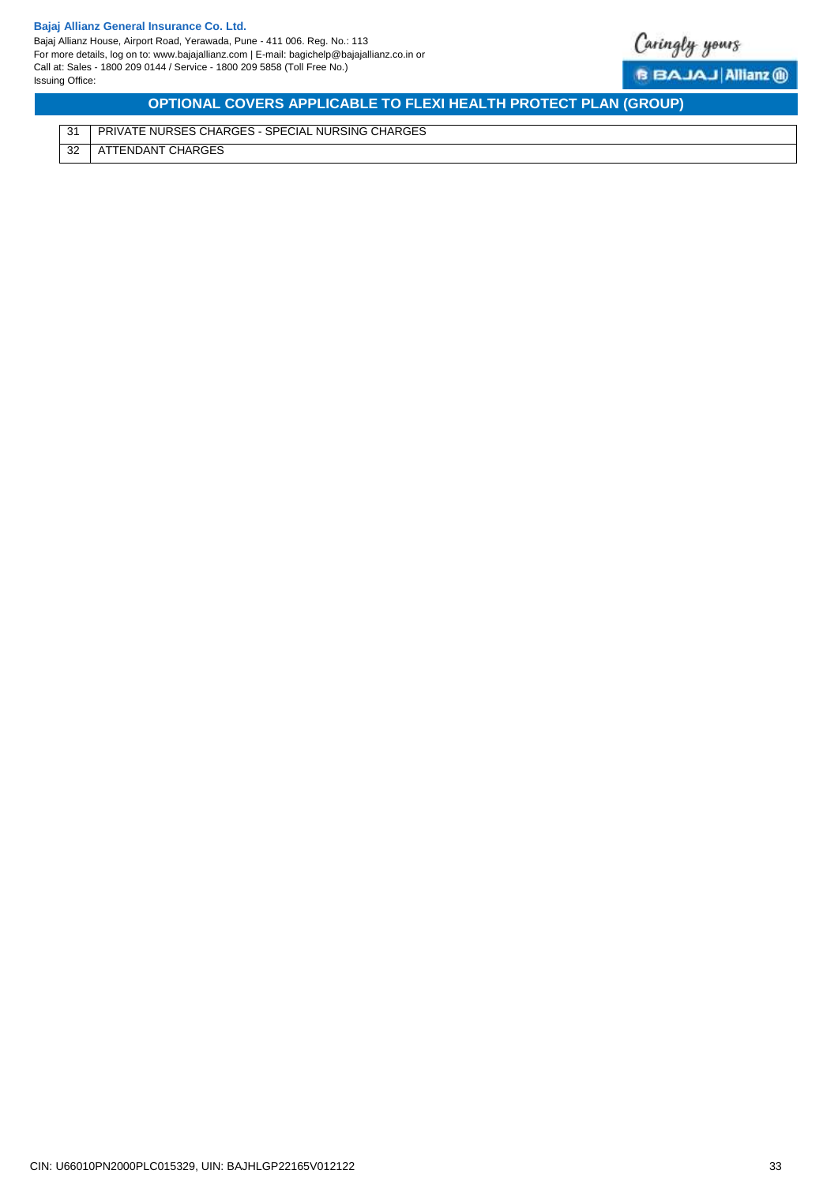## OPTIONAL COVERS APPLICABLE TO FLEXI HEALTH PROTECT PLAN (GROUP)

| | |
|---|---|
| 31 | PRIVATE NURSES CHARGES - SPECIAL NURSING CHARGES |
| 32 | ATTENDANT CHARGES |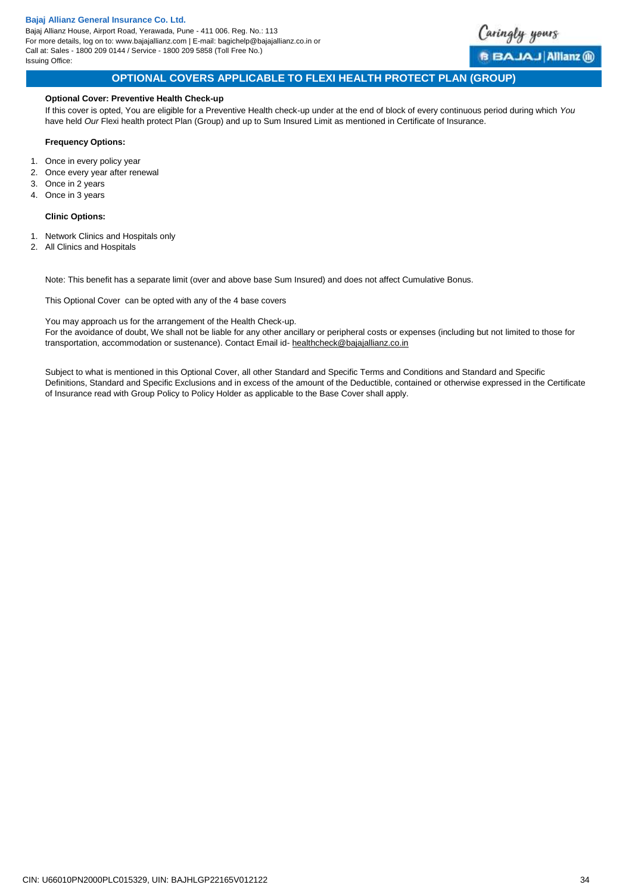## OPTIONAL COVERS APPLICABLE TO FLEXI HEALTH PROTECT PLAN (GROUP)

**Optional Cover: Preventive Health Check-up**

If this cover is opted, You are eligible for a Preventive Health check-up under at the end of block of every continuous period during which *You* have held *Our* Flexi health protect Plan (Group) and up to Sum Insured Limit as mentioned in Certificate of Insurance.

**Frequency Options:**

1. Once in every policy year
2. Once every year after renewal
3. Once in 2 years
4. Once in 3 years

**Clinic Options:**

1. Network Clinics and Hospitals only
2. All Clinics and Hospitals

Note: This benefit has a separate limit (over and above base Sum Insured) and does not affect Cumulative Bonus.

This Optional Cover can be opted with any of the 4 base covers

You may approach us for the arrangement of the Health Check-up.
For the avoidance of doubt, We shall not be liable for any other ancillary or peripheral costs or expenses (including but not limited to those for transportation, accommodation or sustenance). Contact Email id- healthcheck@bajajallianz.co.in

Subject to what is mentioned in this Optional Cover, all other Standard and Specific Terms and Conditions and Standard and Specific Definitions, Standard and Specific Exclusions and in excess of the amount of the Deductible, contained or otherwise expressed in the Certificate of Insurance read with Group Policy to Policy Holder as applicable to the Base Cover shall apply.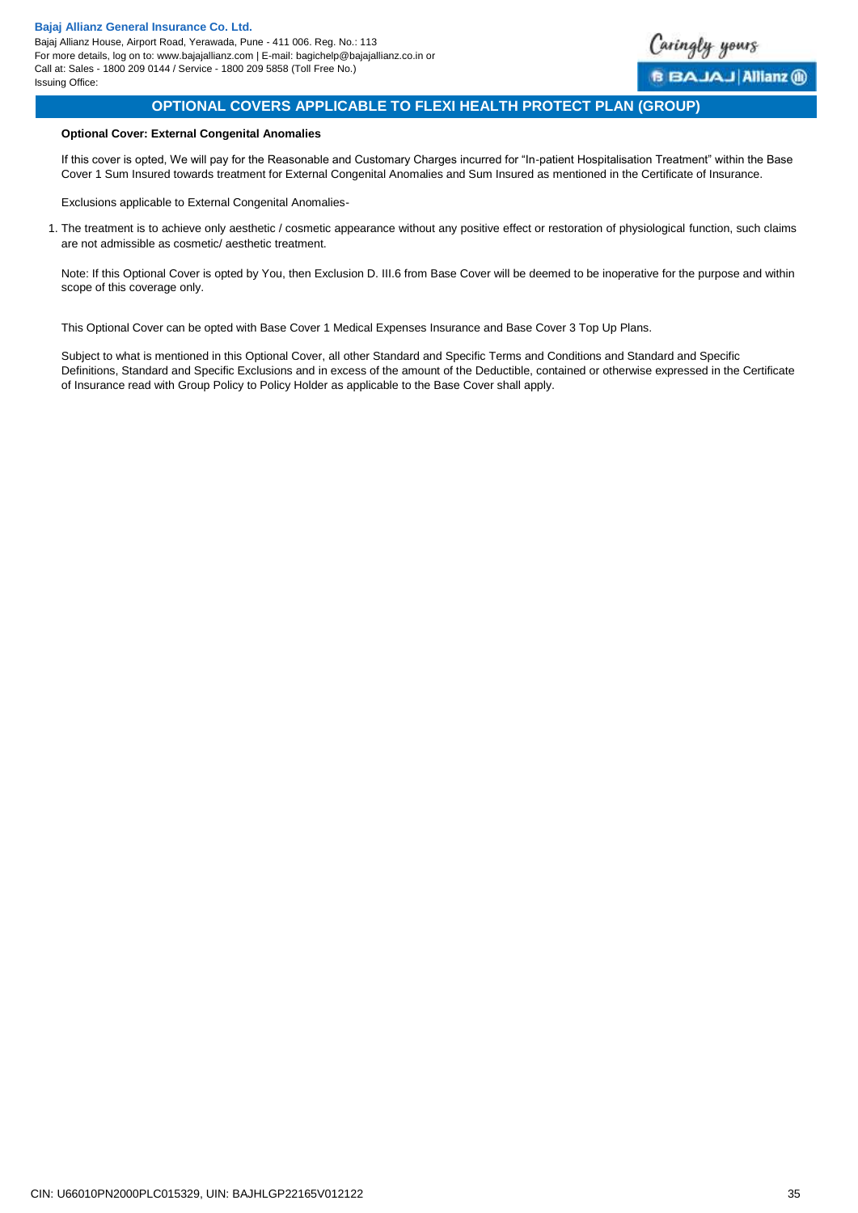## OPTIONAL COVERS APPLICABLE TO FLEXI HEALTH PROTECT PLAN (GROUP)

**Optional Cover: External Congenital Anomalies**

If this cover is opted, We will pay for the Reasonable and Customary Charges incurred for "In-patient Hospitalisation Treatment" within the Base Cover 1 Sum Insured towards treatment for External Congenital Anomalies and Sum Insured as mentioned in the Certificate of Insurance.

Exclusions applicable to External Congenital Anomalies-

1. The treatment is to achieve only aesthetic / cosmetic appearance without any positive effect or restoration of physiological function, such claims are not admissible as cosmetic/ aesthetic treatment.

Note: If this Optional Cover is opted by You, then Exclusion D. III.6 from Base Cover will be deemed to be inoperative for the purpose and within scope of this coverage only.

This Optional Cover can be opted with Base Cover 1 Medical Expenses Insurance and Base Cover 3 Top Up Plans.

Subject to what is mentioned in this Optional Cover, all other Standard and Specific Terms and Conditions and Standard and Specific Definitions, Standard and Specific Exclusions and in excess of the amount of the Deductible, contained or otherwise expressed in the Certificate of Insurance read with Group Policy to Policy Holder as applicable to the Base Cover shall apply.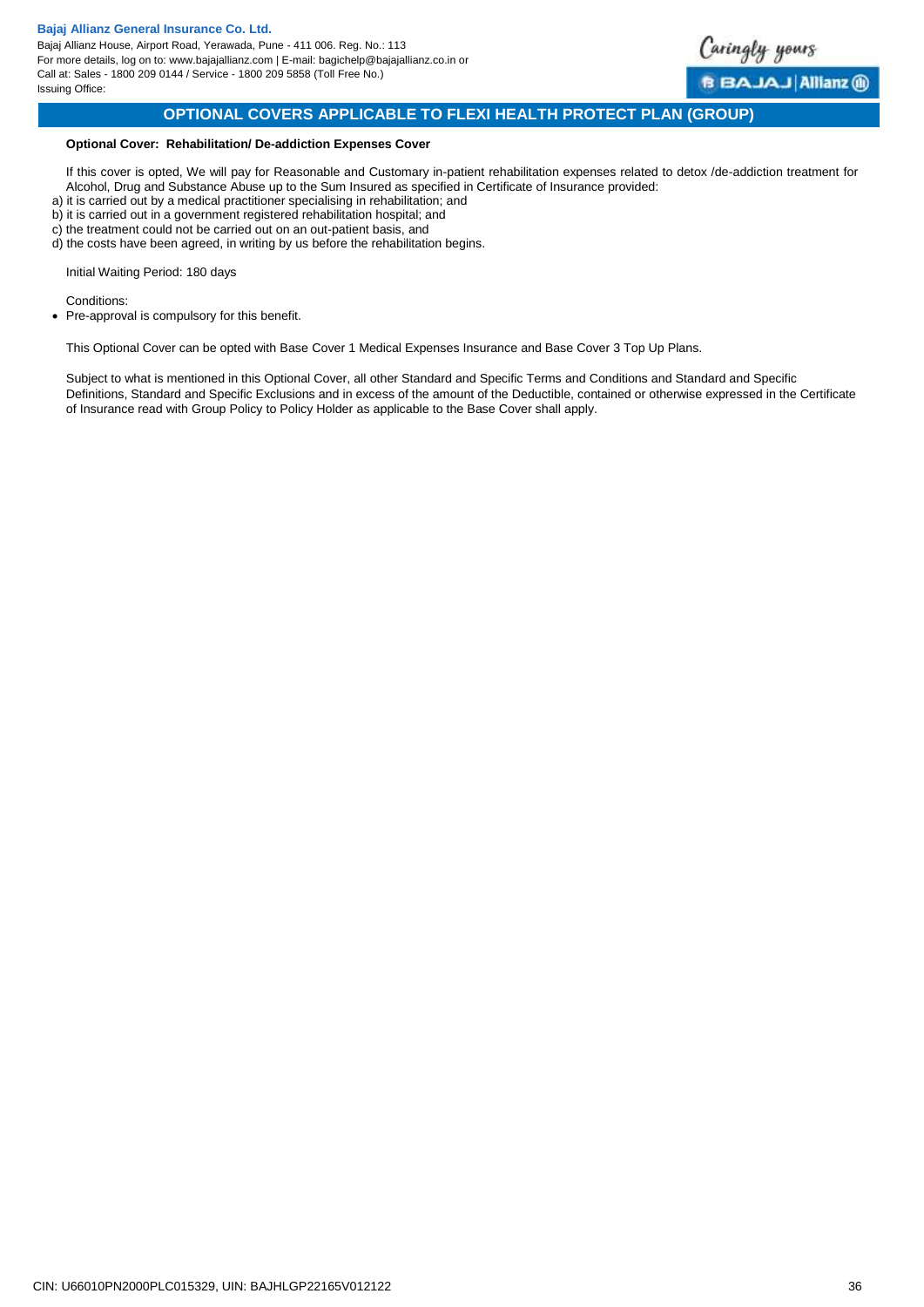## OPTIONAL COVERS APPLICABLE TO FLEXI HEALTH PROTECT PLAN (GROUP)

**Optional Cover: Rehabilitation/ De-addiction Expenses Cover**

If this cover is opted, We will pay for Reasonable and Customary in-patient rehabilitation expenses related to detox /de-addiction treatment for Alcohol, Drug and Substance Abuse up to the Sum Insured as specified in Certificate of Insurance provided:

a) it is carried out by a medical practitioner specialising in rehabilitation; and
b) it is carried out in a government registered rehabilitation hospital; and
c) the treatment could not be carried out on an out-patient basis, and
d) the costs have been agreed, in writing by us before the rehabilitation begins.

Initial Waiting Period: 180 days

Conditions:

- Pre-approval is compulsory for this benefit.

This Optional Cover can be opted with Base Cover 1 Medical Expenses Insurance and Base Cover 3 Top Up Plans.

Subject to what is mentioned in this Optional Cover, all other Standard and Specific Terms and Conditions and Standard and Specific Definitions, Standard and Specific Exclusions and in excess of the amount of the Deductible, contained or otherwise expressed in the Certificate of Insurance read with Group Policy to Policy Holder as applicable to the Base Cover shall apply.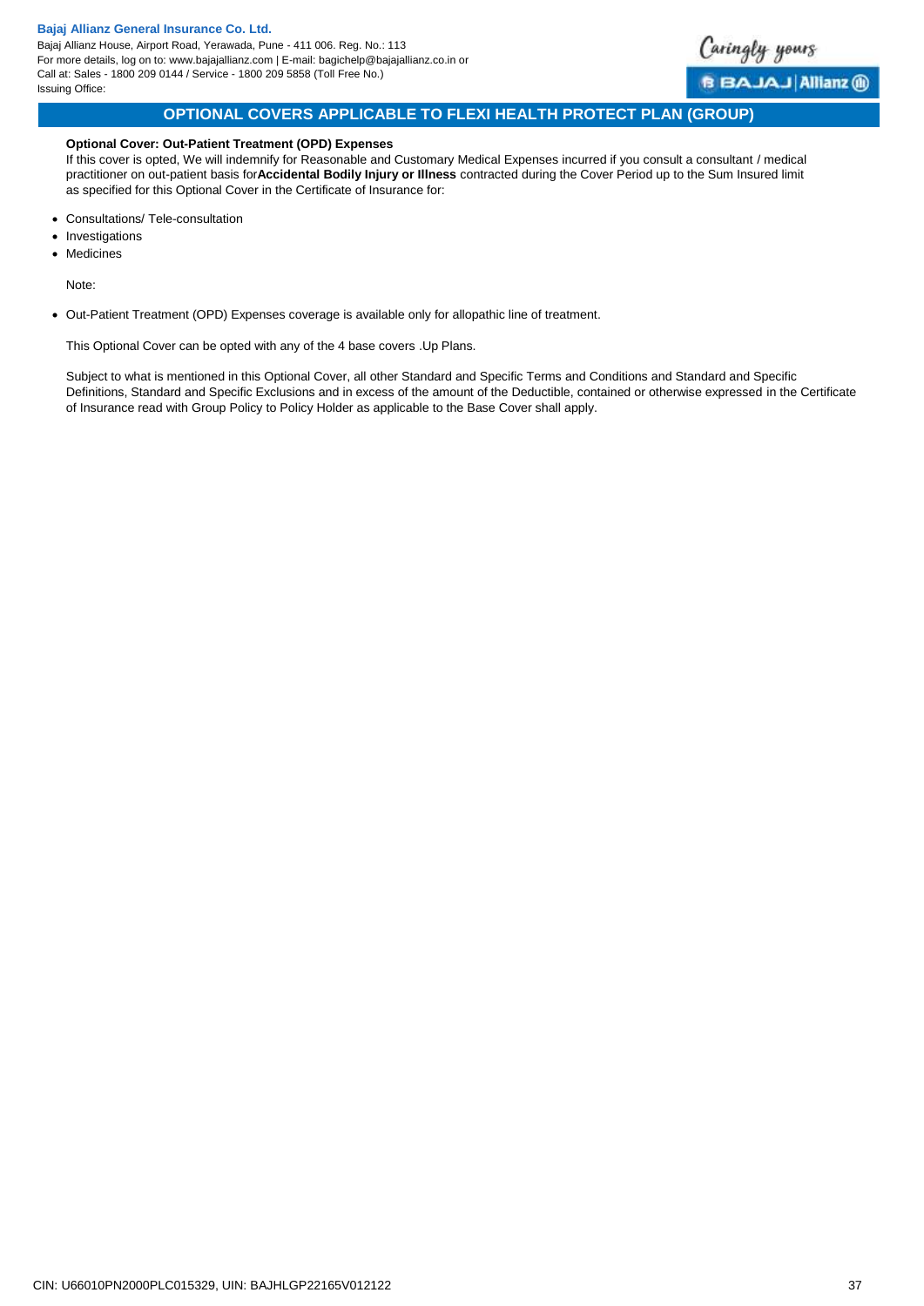## OPTIONAL COVERS APPLICABLE TO FLEXI HEALTH PROTECT PLAN (GROUP)

**Optional Cover: Out-Patient Treatment (OPD) Expenses**

If this cover is opted, We will indemnify for Reasonable and Customary Medical Expenses incurred if you consult a consultant / medical practitioner on out-patient basis for**Accidental Bodily Injury or Illness** contracted during the Cover Period up to the Sum Insured limit as specified for this Optional Cover in the Certificate of Insurance for:

- Consultations/ Tele-consultation
- Investigations
- Medicines

Note:

- Out-Patient Treatment (OPD) Expenses coverage is available only for allopathic line of treatment.

This Optional Cover can be opted with any of the 4 base covers .Up Plans.

Subject to what is mentioned in this Optional Cover, all other Standard and Specific Terms and Conditions and Standard and Specific Definitions, Standard and Specific Exclusions and in excess of the amount of the Deductible, contained or otherwise expressed in the Certificate of Insurance read with Group Policy to Policy Holder as applicable to the Base Cover shall apply.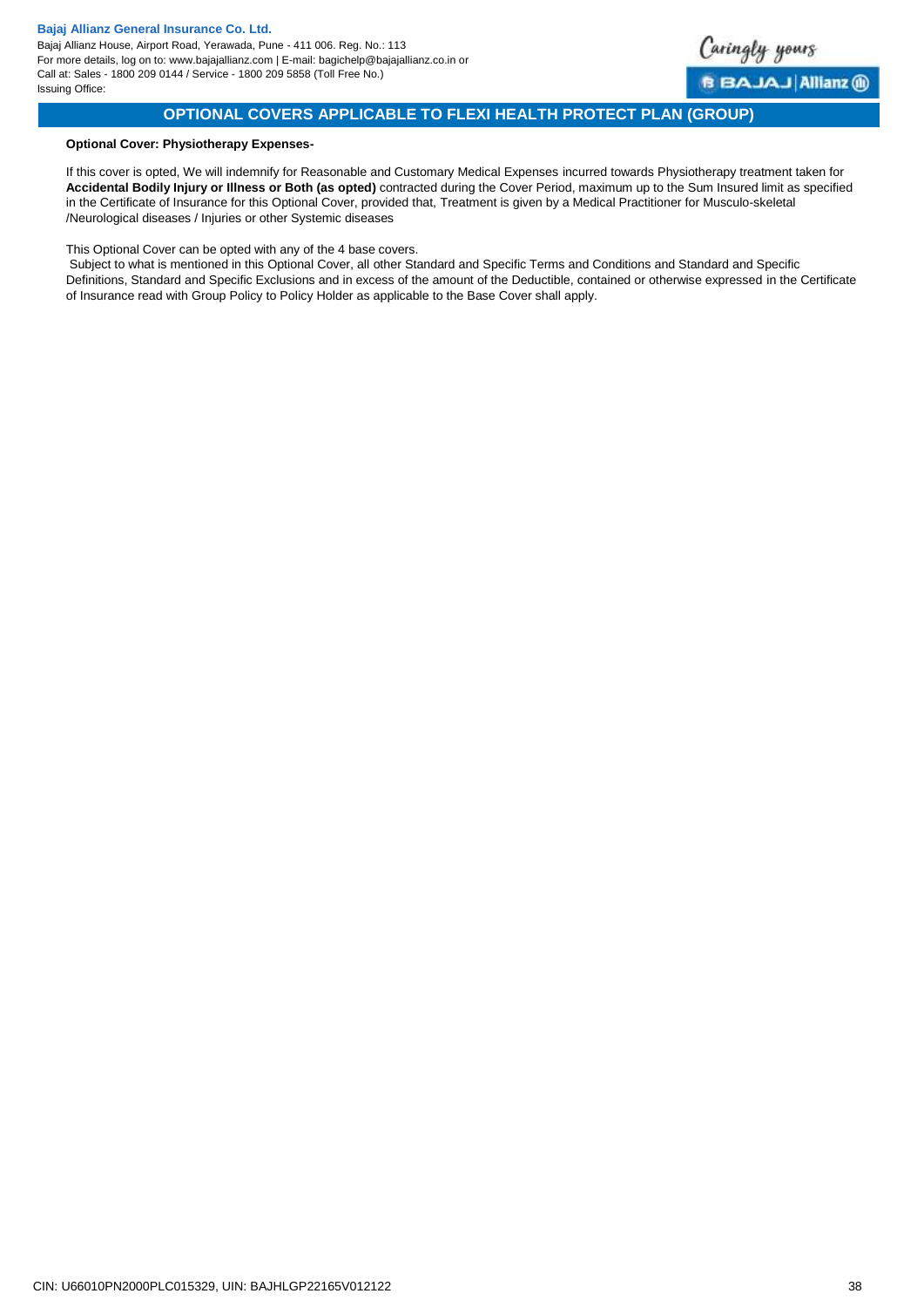## OPTIONAL COVERS APPLICABLE TO FLEXI HEALTH PROTECT PLAN (GROUP)

**Optional Cover: Physiotherapy Expenses-**

If this cover is opted, We will indemnify for Reasonable and Customary Medical Expenses incurred towards Physiotherapy treatment taken for **Accidental Bodily Injury or Illness or Both (as opted)** contracted during the Cover Period, maximum up to the Sum Insured limit as specified in the Certificate of Insurance for this Optional Cover, provided that, Treatment is given by a Medical Practitioner for Musculo-skeletal /Neurological diseases / Injuries or other Systemic diseases

This Optional Cover can be opted with any of the 4 base covers.

Subject to what is mentioned in this Optional Cover, all other Standard and Specific Terms and Conditions and Standard and Specific Definitions, Standard and Specific Exclusions and in excess of the amount of the Deductible, contained or otherwise expressed in the Certificate of Insurance read with Group Policy to Policy Holder as applicable to the Base Cover shall apply.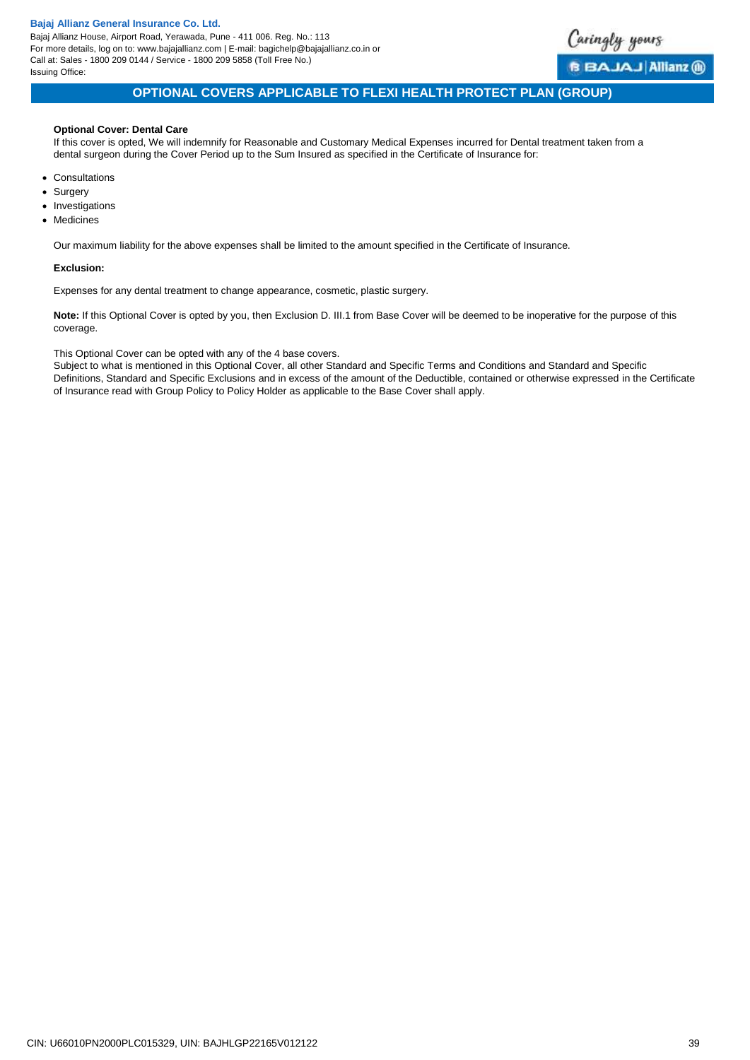## OPTIONAL COVERS APPLICABLE TO FLEXI HEALTH PROTECT PLAN (GROUP)

**Optional Cover: Dental Care**

If this cover is opted, We will indemnify for Reasonable and Customary Medical Expenses incurred for Dental treatment taken from a dental surgeon during the Cover Period up to the Sum Insured as specified in the Certificate of Insurance for:

- Consultations
- Surgery
- Investigations
- Medicines

Our maximum liability for the above expenses shall be limited to the amount specified in the Certificate of Insurance.

**Exclusion:**

Expenses for any dental treatment to change appearance, cosmetic, plastic surgery.

**Note:** If this Optional Cover is opted by you, then Exclusion D. III.1 from Base Cover will be deemed to be inoperative for the purpose of this coverage.

This Optional Cover can be opted with any of the 4 base covers.

Subject to what is mentioned in this Optional Cover, all other Standard and Specific Terms and Conditions and Standard and Specific Definitions, Standard and Specific Exclusions and in excess of the amount of the Deductible, contained or otherwise expressed in the Certificate of Insurance read with Group Policy to Policy Holder as applicable to the Base Cover shall apply.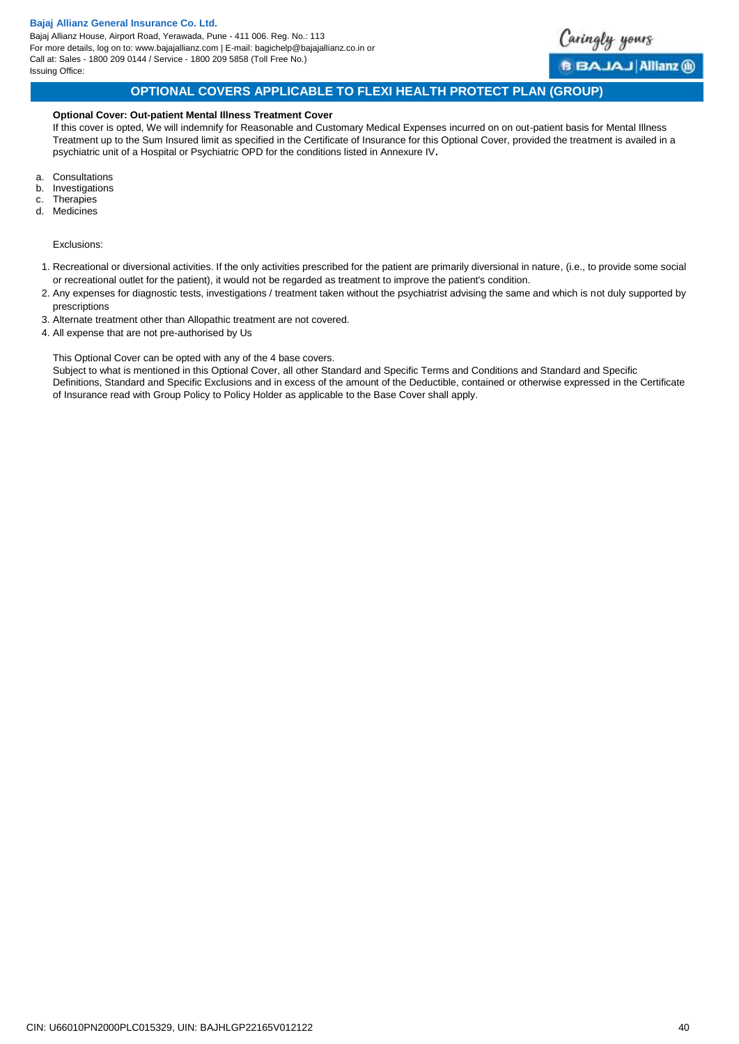## OPTIONAL COVERS APPLICABLE TO FLEXI HEALTH PROTECT PLAN (GROUP)

**Optional Cover: Out-patient Mental Illness Treatment Cover**

If this cover is opted, We will indemnify for Reasonable and Customary Medical Expenses incurred on on out-patient basis for Mental Illness Treatment up to the Sum Insured limit as specified in the Certificate of Insurance for this Optional Cover, provided the treatment is availed in a psychiatric unit of a Hospital or Psychiatric OPD for the conditions listed in Annexure IV.

a. Consultations
b. Investigations
c. Therapies
d. Medicines

Exclusions:

1. Recreational or diversional activities. If the only activities prescribed for the patient are primarily diversional in nature, (i.e., to provide some social or recreational outlet for the patient), it would not be regarded as treatment to improve the patient's condition.
2. Any expenses for diagnostic tests, investigations / treatment taken without the psychiatrist advising the same and which is not duly supported by prescriptions
3. Alternate treatment other than Allopathic treatment are not covered.
4. All expense that are not pre-authorised by Us

This Optional Cover can be opted with any of the 4 base covers.

Subject to what is mentioned in this Optional Cover, all other Standard and Specific Terms and Conditions and Standard and Specific Definitions, Standard and Specific Exclusions and in excess of the amount of the Deductible, contained or otherwise expressed in the Certificate of Insurance read with Group Policy to Policy Holder as applicable to the Base Cover shall apply.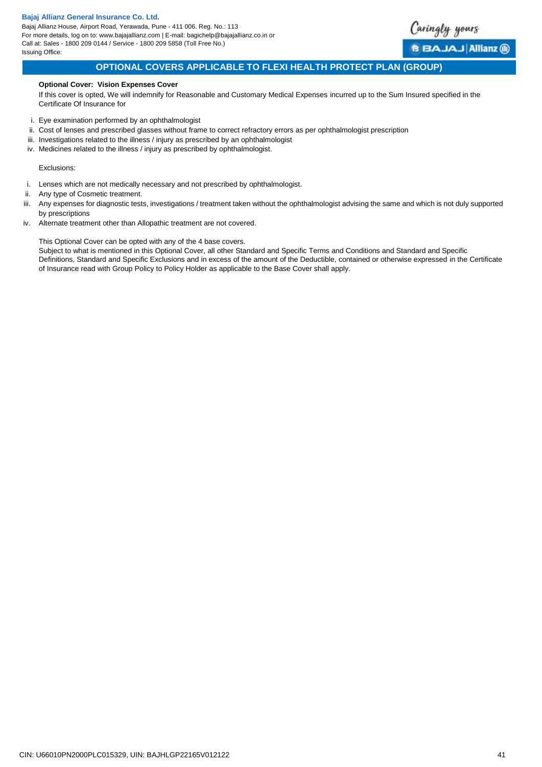## OPTIONAL COVERS APPLICABLE TO FLEXI HEALTH PROTECT PLAN (GROUP)

**Optional Cover: Vision Expenses Cover**

If this cover is opted, We will indemnify for Reasonable and Customary Medical Expenses incurred up to the Sum Insured specified in the Certificate Of Insurance for

i. Eye examination performed by an ophthalmologist
ii. Cost of lenses and prescribed glasses without frame to correct refractory errors as per ophthalmologist prescription
iii. Investigations related to the illness / injury as prescribed by an ophthalmologist
iv. Medicines related to the illness / injury as prescribed by ophthalmologist.

Exclusions:

i. Lenses which are not medically necessary and not prescribed by ophthalmologist.
ii. Any type of Cosmetic treatment.
iii. Any expenses for diagnostic tests, investigations / treatment taken without the ophthalmologist advising the same and which is not duly supported by prescriptions
iv. Alternate treatment other than Allopathic treatment are not covered.

This Optional Cover can be opted with any of the 4 base covers.
Subject to what is mentioned in this Optional Cover, all other Standard and Specific Terms and Conditions and Standard and Specific Definitions, Standard and Specific Exclusions and in excess of the amount of the Deductible, contained or otherwise expressed in the Certificate of Insurance read with Group Policy to Policy Holder as applicable to the Base Cover shall apply.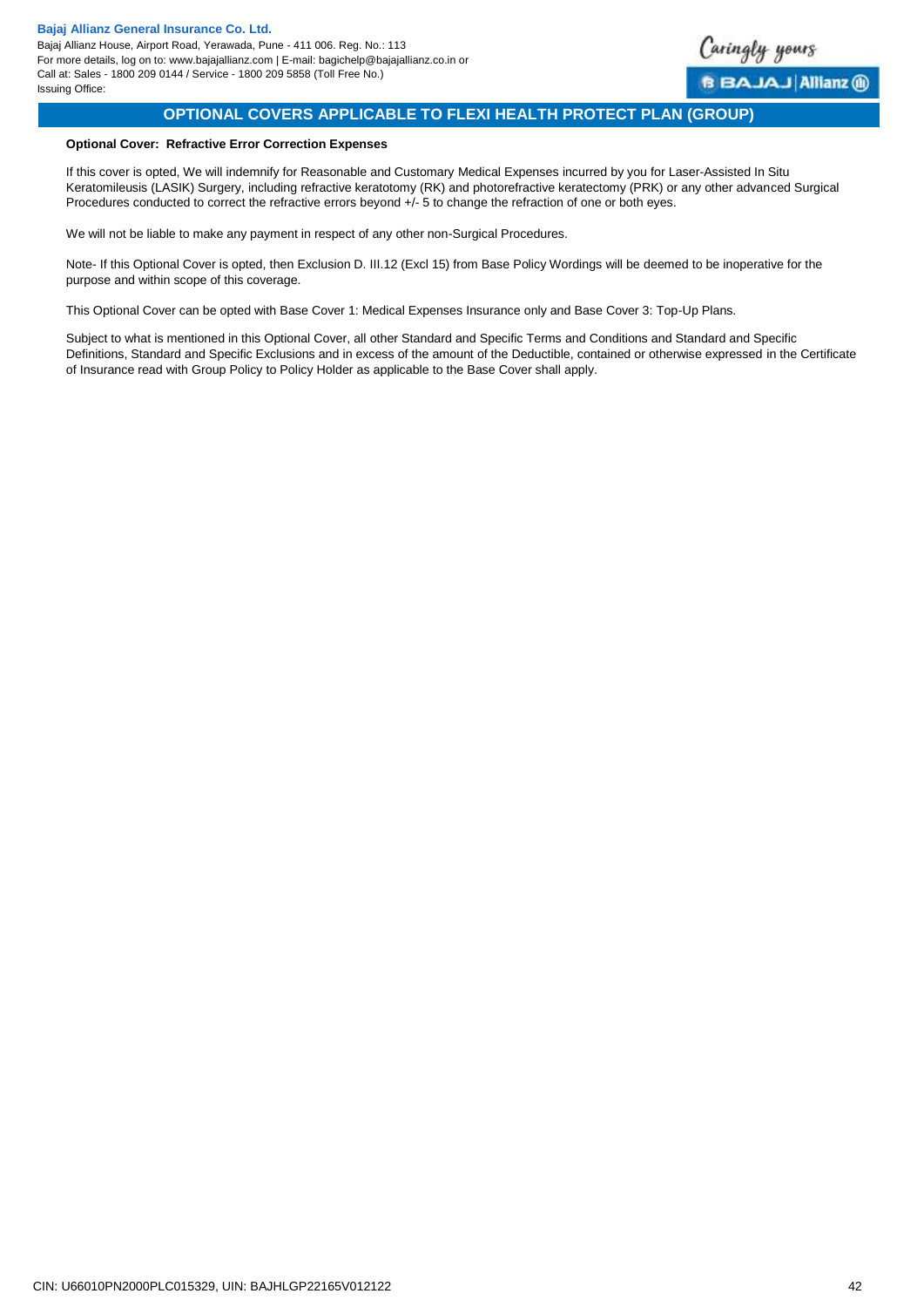## OPTIONAL COVERS APPLICABLE TO FLEXI HEALTH PROTECT PLAN (GROUP)

**Optional Cover: Refractive Error Correction Expenses**

If this cover is opted, We will indemnify for Reasonable and Customary Medical Expenses incurred by you for Laser-Assisted In Situ Keratomileusis (LASIK) Surgery, including refractive keratotomy (RK) and photorefractive keratectomy (PRK) or any other advanced Surgical Procedures conducted to correct the refractive errors beyond +/- 5 to change the refraction of one or both eyes.

We will not be liable to make any payment in respect of any other non-Surgical Procedures.

Note- If this Optional Cover is opted, then Exclusion D. III.12 (Excl 15) from Base Policy Wordings will be deemed to be inoperative for the purpose and within scope of this coverage.

This Optional Cover can be opted with Base Cover 1: Medical Expenses Insurance only and Base Cover 3: Top-Up Plans.

Subject to what is mentioned in this Optional Cover, all other Standard and Specific Terms and Conditions and Standard and Specific Definitions, Standard and Specific Exclusions and in excess of the amount of the Deductible, contained or otherwise expressed in the Certificate of Insurance read with Group Policy to Policy Holder as applicable to the Base Cover shall apply.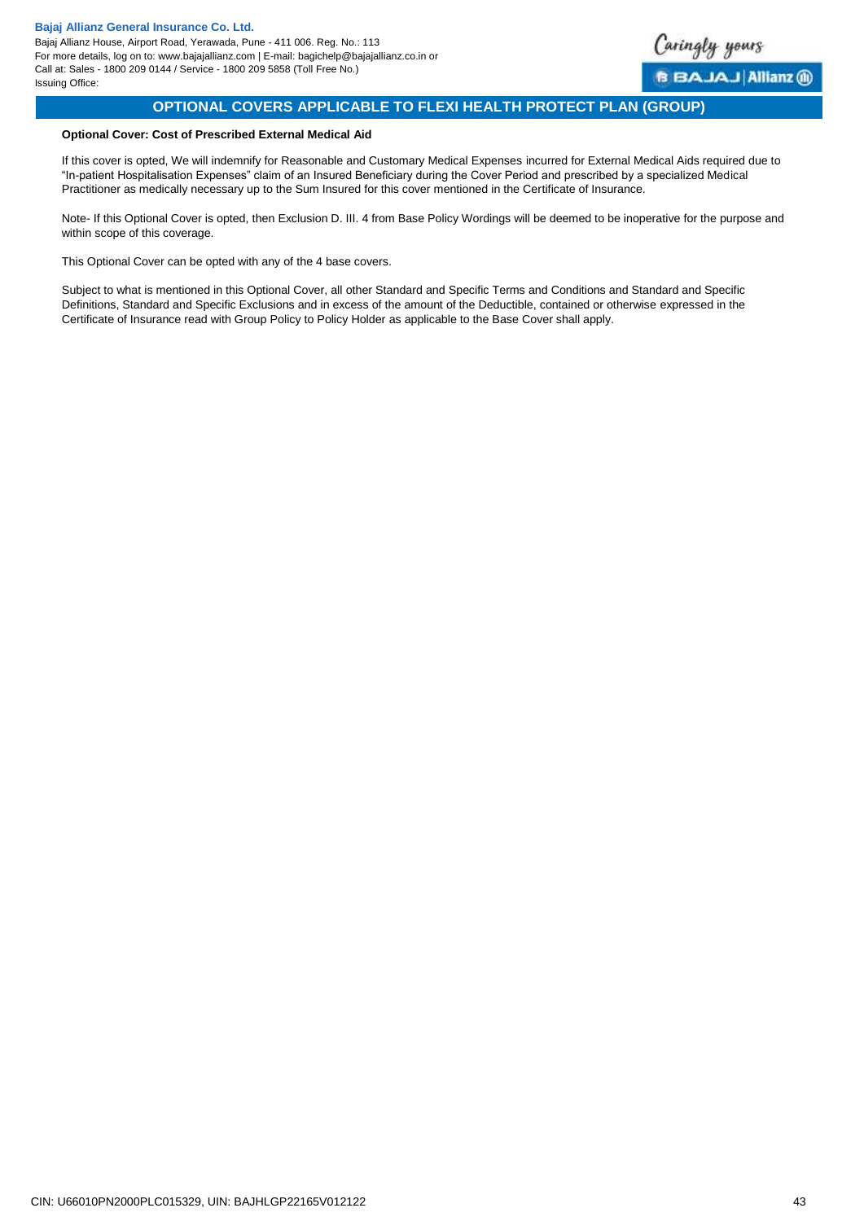## OPTIONAL COVERS APPLICABLE TO FLEXI HEALTH PROTECT PLAN (GROUP)

**Optional Cover: Cost of Prescribed External Medical Aid**

If this cover is opted, We will indemnify for Reasonable and Customary Medical Expenses incurred for External Medical Aids required due to "In-patient Hospitalisation Expenses" claim of an Insured Beneficiary during the Cover Period and prescribed by a specialized Medical Practitioner as medically necessary up to the Sum Insured for this cover mentioned in the Certificate of Insurance.

Note- If this Optional Cover is opted, then Exclusion D. III. 4 from Base Policy Wordings will be deemed to be inoperative for the purpose and within scope of this coverage.

This Optional Cover can be opted with any of the 4 base covers.

Subject to what is mentioned in this Optional Cover, all other Standard and Specific Terms and Conditions and Standard and Specific Definitions, Standard and Specific Exclusions and in excess of the amount of the Deductible, contained or otherwise expressed in the Certificate of Insurance read with Group Policy to Policy Holder as applicable to the Base Cover shall apply.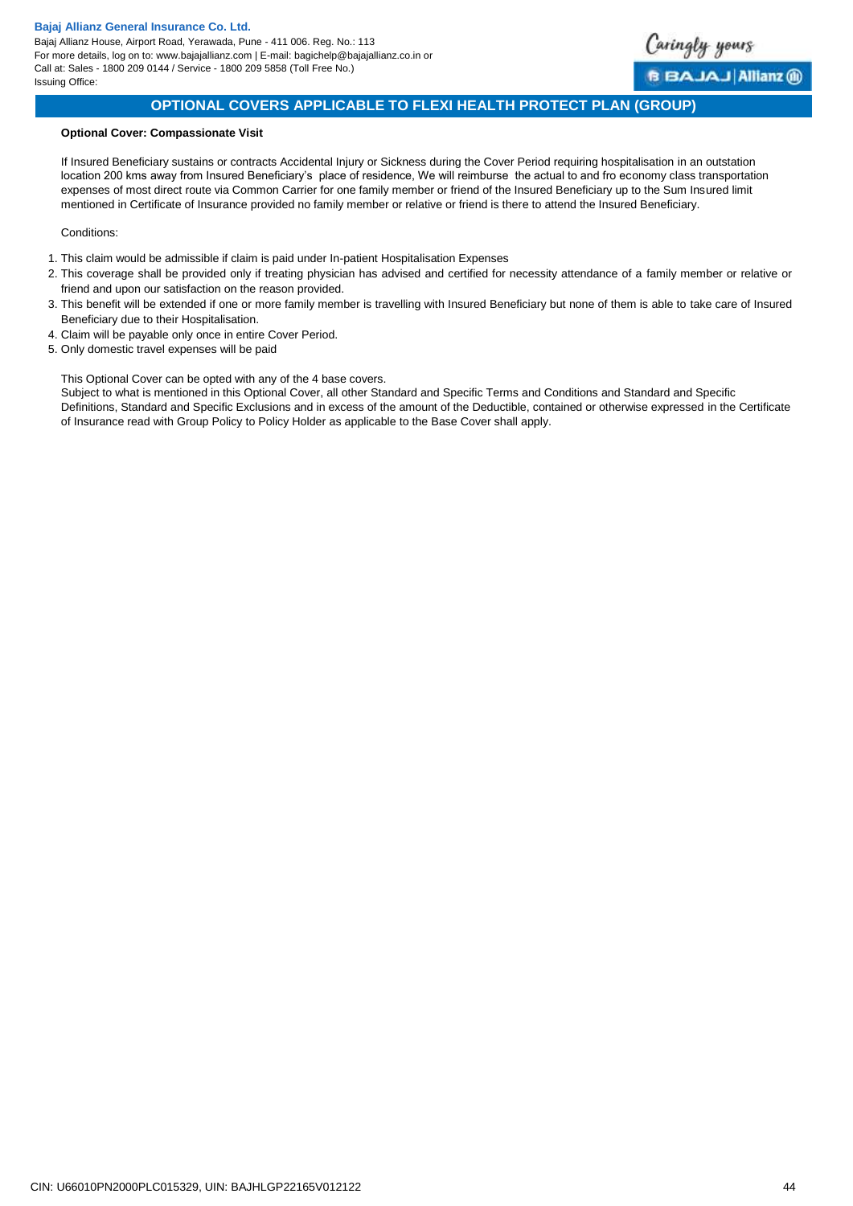## OPTIONAL COVERS APPLICABLE TO FLEXI HEALTH PROTECT PLAN (GROUP)

**Optional Cover: Compassionate Visit**

If Insured Beneficiary sustains or contracts Accidental Injury or Sickness during the Cover Period requiring hospitalisation in an outstation location 200 kms away from Insured Beneficiary's place of residence, We will reimburse the actual to and fro economy class transportation expenses of most direct route via Common Carrier for one family member or friend of the Insured Beneficiary up to the Sum Insured limit mentioned in Certificate of Insurance provided no family member or relative or friend is there to attend the Insured Beneficiary.

Conditions:

1. This claim would be admissible if claim is paid under In-patient Hospitalisation Expenses
2. This coverage shall be provided only if treating physician has advised and certified for necessity attendance of a family member or relative or friend and upon our satisfaction on the reason provided.
3. This benefit will be extended if one or more family member is travelling with Insured Beneficiary but none of them is able to take care of Insured Beneficiary due to their Hospitalisation.
4. Claim will be payable only once in entire Cover Period.
5. Only domestic travel expenses will be paid

This Optional Cover can be opted with any of the 4 base covers.
Subject to what is mentioned in this Optional Cover, all other Standard and Specific Terms and Conditions and Standard and Specific Definitions, Standard and Specific Exclusions and in excess of the amount of the Deductible, contained or otherwise expressed in the Certificate of Insurance read with Group Policy to Policy Holder as applicable to the Base Cover shall apply.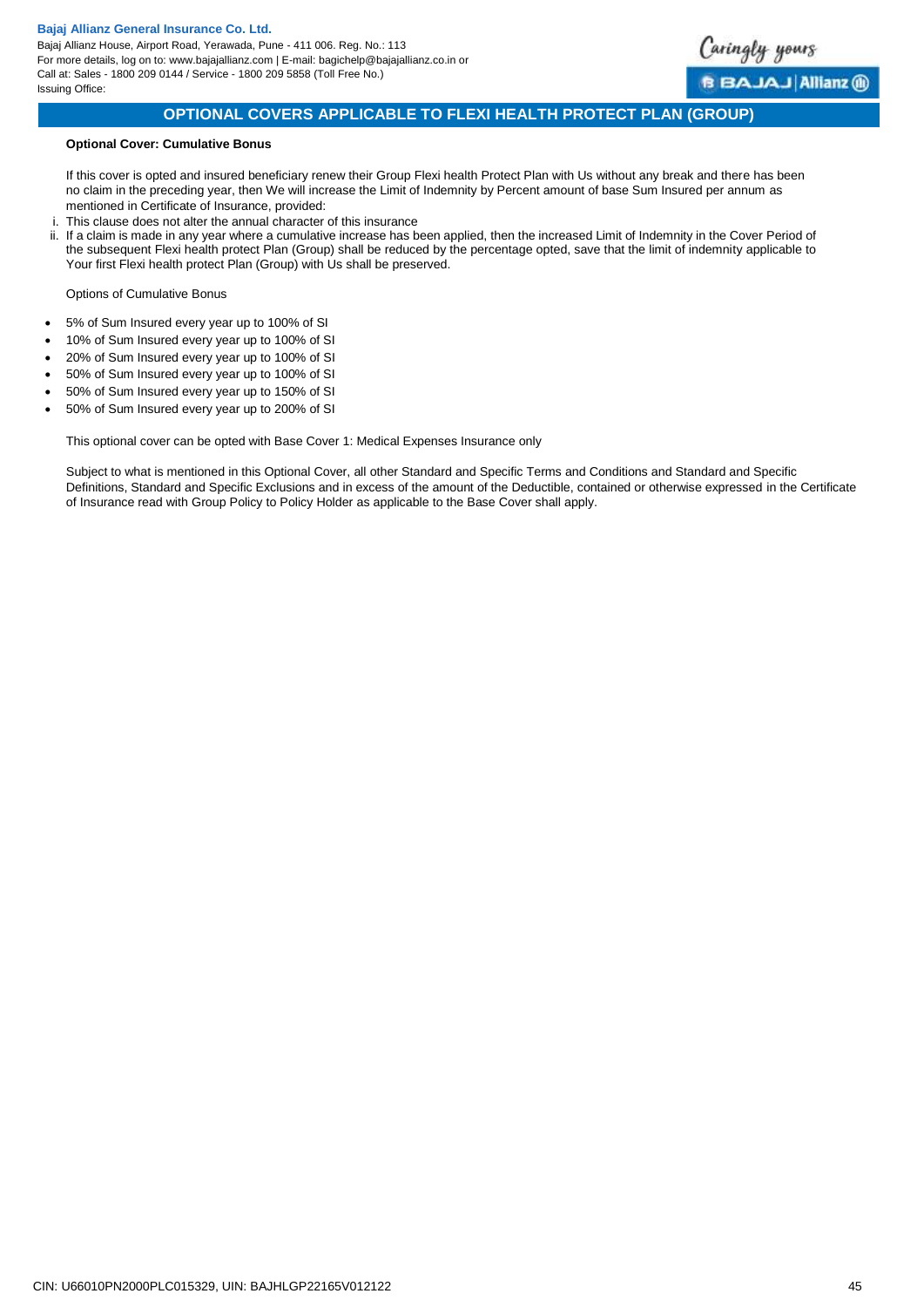## OPTIONAL COVERS APPLICABLE TO FLEXI HEALTH PROTECT PLAN (GROUP)

**Optional Cover: Cumulative Bonus**

If this cover is opted and insured beneficiary renew their Group Flexi health Protect Plan with Us without any break and there has been no claim in the preceding year, then We will increase the Limit of Indemnity by Percent amount of base Sum Insured per annum as mentioned in Certificate of Insurance, provided:

i. This clause does not alter the annual character of this insurance
ii. If a claim is made in any year where a cumulative increase has been applied, then the increased Limit of Indemnity in the Cover Period of the subsequent Flexi health protect Plan (Group) shall be reduced by the percentage opted, save that the limit of indemnity applicable to Your first Flexi health protect Plan (Group) with Us shall be preserved.

Options of Cumulative Bonus

- 5% of Sum Insured every year up to 100% of SI
- 10% of Sum Insured every year up to 100% of SI
- 20% of Sum Insured every year up to 100% of SI
- 50% of Sum Insured every year up to 100% of SI
- 50% of Sum Insured every year up to 150% of SI
- 50% of Sum Insured every year up to 200% of SI

This optional cover can be opted with Base Cover 1: Medical Expenses Insurance only

Subject to what is mentioned in this Optional Cover, all other Standard and Specific Terms and Conditions and Standard and Specific Definitions, Standard and Specific Exclusions and in excess of the amount of the Deductible, contained or otherwise expressed in the Certificate of Insurance read with Group Policy to Policy Holder as applicable to the Base Cover shall apply.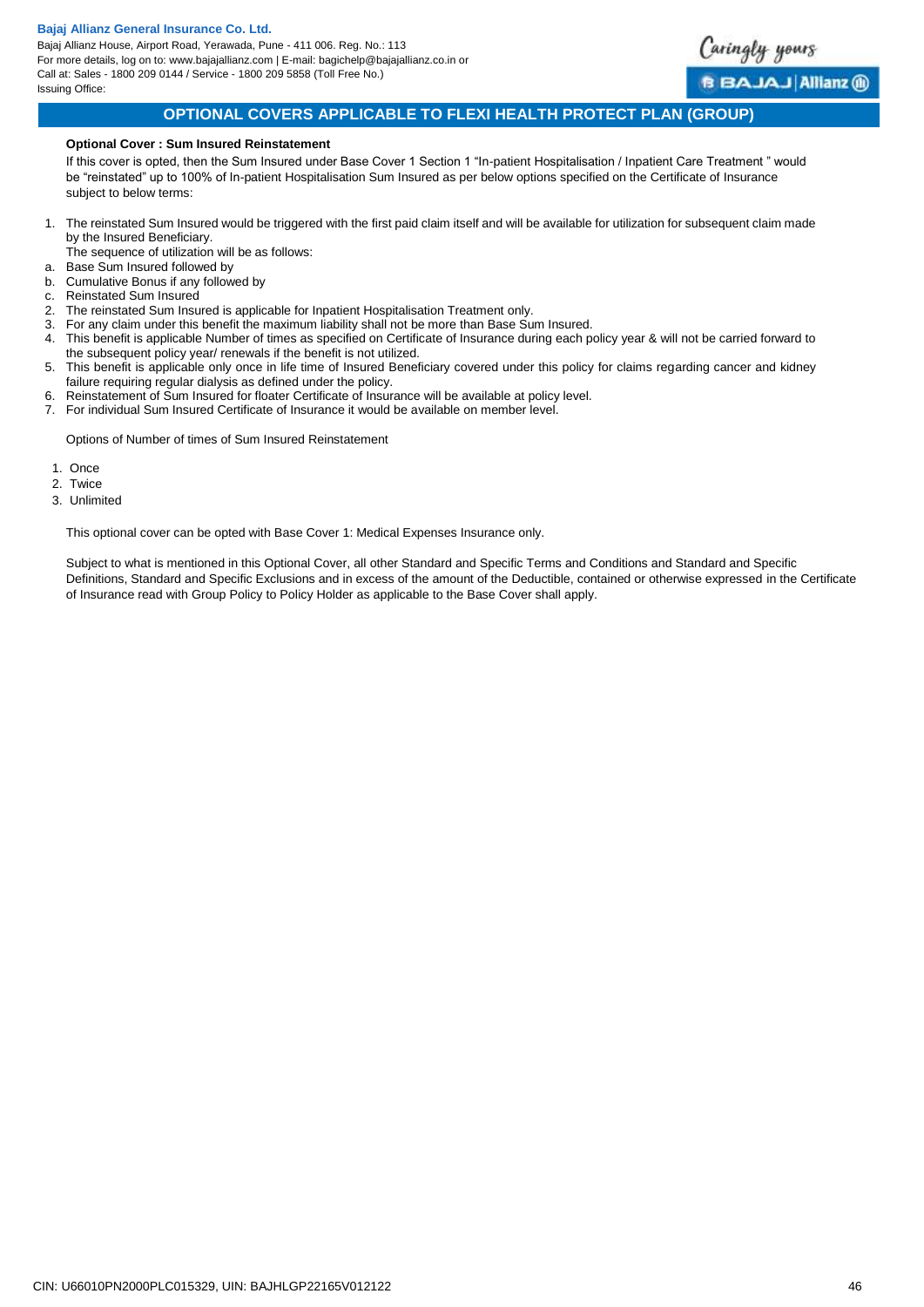## OPTIONAL COVERS APPLICABLE TO FLEXI HEALTH PROTECT PLAN (GROUP)

**Optional Cover : Sum Insured Reinstatement**

If this cover is opted, then the Sum Insured under Base Cover 1 Section 1 "In-patient Hospitalisation / Inpatient Care Treatment " would be "reinstated" up to 100% of In-patient Hospitalisation Sum Insured as per below options specified on the Certificate of Insurance subject to below terms:

1. The reinstated Sum Insured would be triggered with the first paid claim itself and will be available for utilization for subsequent claim made by the Insured Beneficiary.
   The sequence of utilization will be as follows:
   a. Base Sum Insured followed by
   b. Cumulative Bonus if any followed by
   c. Reinstated Sum Insured
2. The reinstated Sum Insured is applicable for Inpatient Hospitalisation Treatment only.
3. For any claim under this benefit the maximum liability shall not be more than Base Sum Insured.
4. This benefit is applicable Number of times as specified on Certificate of Insurance during each policy year & will not be carried forward to the subsequent policy year/ renewals if the benefit is not utilized.
5. This benefit is applicable only once in life time of Insured Beneficiary covered under this policy for claims regarding cancer and kidney failure requiring regular dialysis as defined under the policy.
6. Reinstatement of Sum Insured for floater Certificate of Insurance will be available at policy level.
7. For individual Sum Insured Certificate of Insurance it would be available on member level.

Options of Number of times of Sum Insured Reinstatement

1. Once
2. Twice
3. Unlimited

This optional cover can be opted with Base Cover 1: Medical Expenses Insurance only.

Subject to what is mentioned in this Optional Cover, all other Standard and Specific Terms and Conditions and Standard and Specific Definitions, Standard and Specific Exclusions and in excess of the amount of the Deductible, contained or otherwise expressed in the Certificate of Insurance read with Group Policy to Policy Holder as applicable to the Base Cover shall apply.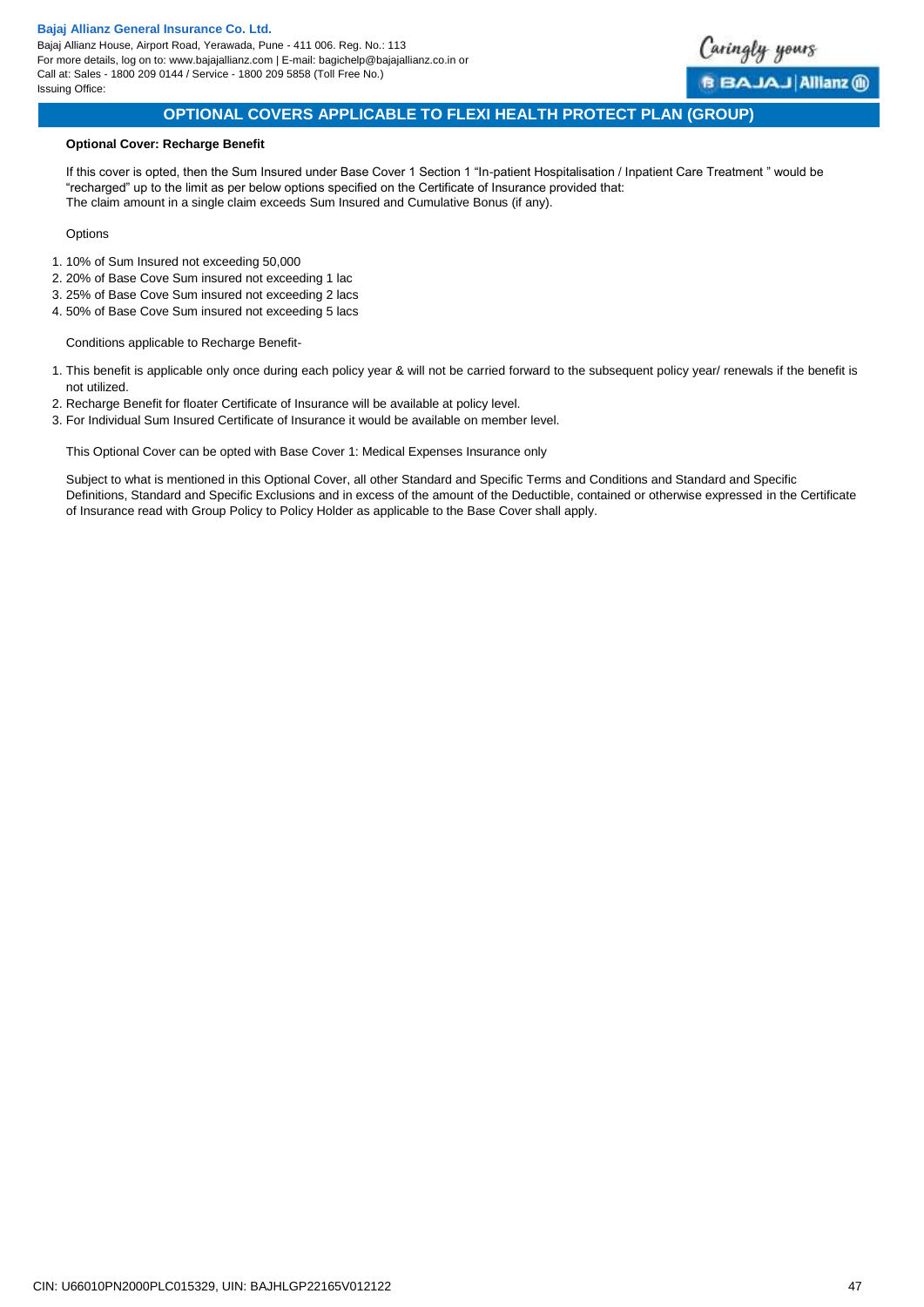## OPTIONAL COVERS APPLICABLE TO FLEXI HEALTH PROTECT PLAN (GROUP)

**Optional Cover: Recharge Benefit**

If this cover is opted, then the Sum Insured under Base Cover 1 Section 1 "In-patient Hospitalisation / Inpatient Care Treatment " would be "recharged" up to the limit as per below options specified on the Certificate of Insurance provided that:
The claim amount in a single claim exceeds Sum Insured and Cumulative Bonus (if any).

Options

1. 10% of Sum Insured not exceeding 50,000
2. 20% of Base Cove Sum insured not exceeding 1 lac
3. 25% of Base Cove Sum insured not exceeding 2 lacs
4. 50% of Base Cove Sum insured not exceeding 5 lacs

Conditions applicable to Recharge Benefit-

1. This benefit is applicable only once during each policy year & will not be carried forward to the subsequent policy year/ renewals if the benefit is not utilized.
2. Recharge Benefit for floater Certificate of Insurance will be available at policy level.
3. For Individual Sum Insured Certificate of Insurance it would be available on member level.

This Optional Cover can be opted with Base Cover 1: Medical Expenses Insurance only

Subject to what is mentioned in this Optional Cover, all other Standard and Specific Terms and Conditions and Standard and Specific Definitions, Standard and Specific Exclusions and in excess of the amount of the Deductible, contained or otherwise expressed in the Certificate of Insurance read with Group Policy to Policy Holder as applicable to the Base Cover shall apply.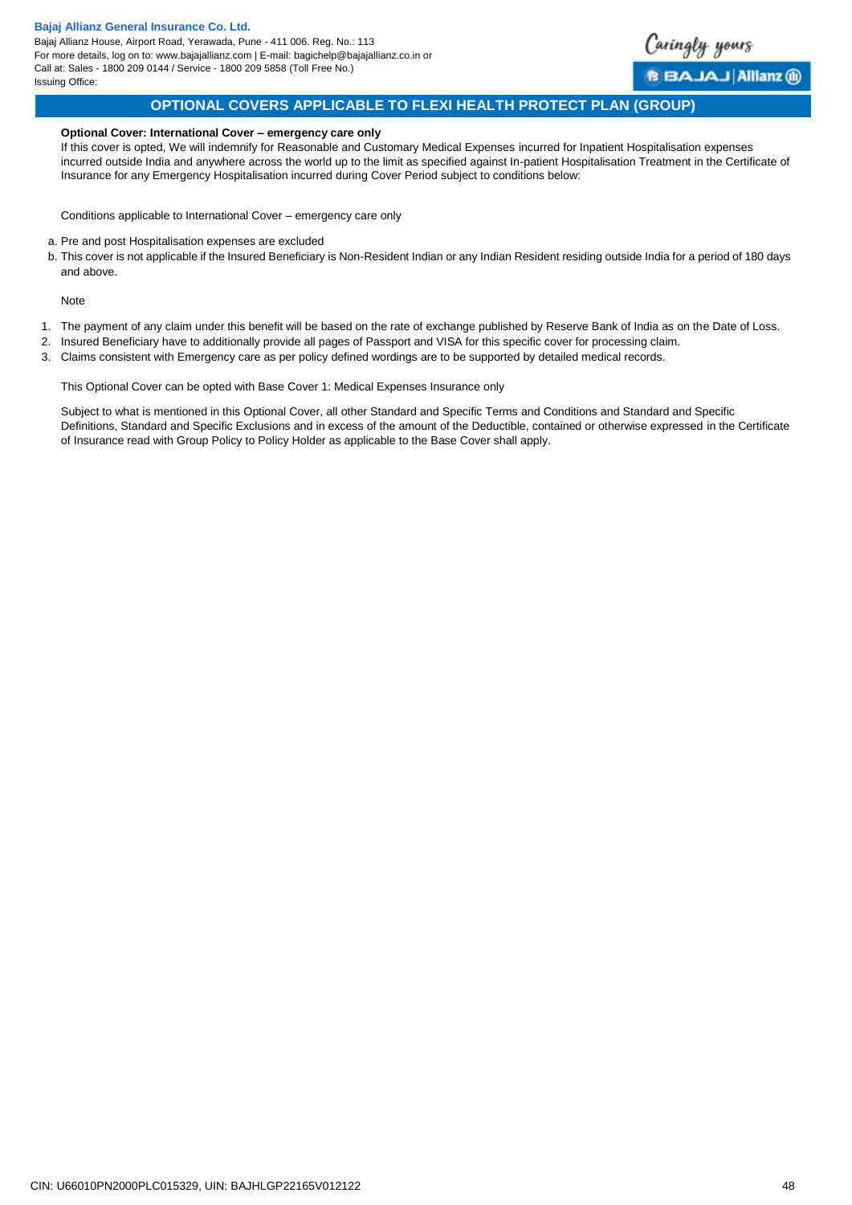## OPTIONAL COVERS APPLICABLE TO FLEXI HEALTH PROTECT PLAN (GROUP)

**Optional Cover: International Cover – emergency care only**

If this cover is opted, We will indemnify for Reasonable and Customary Medical Expenses incurred for Inpatient Hospitalisation expenses incurred outside India and anywhere across the world up to the limit as specified against In-patient Hospitalisation Treatment in the Certificate of Insurance for any Emergency Hospitalisation incurred during Cover Period subject to conditions below:

Conditions applicable to International Cover – emergency care only

a. Pre and post Hospitalisation expenses are excluded
b. This cover is not applicable if the Insured Beneficiary is Non-Resident Indian or any Indian Resident residing outside India for a period of 180 days and above.

Note

1. The payment of any claim under this benefit will be based on the rate of exchange published by Reserve Bank of India as on the Date of Loss.
2. Insured Beneficiary have to additionally provide all pages of Passport and VISA for this specific cover for processing claim.
3. Claims consistent with Emergency care as per policy defined wordings are to be supported by detailed medical records.

This Optional Cover can be opted with Base Cover 1: Medical Expenses Insurance only

Subject to what is mentioned in this Optional Cover, all other Standard and Specific Terms and Conditions and Standard and Specific Definitions, Standard and Specific Exclusions and in excess of the amount of the Deductible, contained or otherwise expressed in the Certificate of Insurance read with Group Policy to Policy Holder as applicable to the Base Cover shall apply.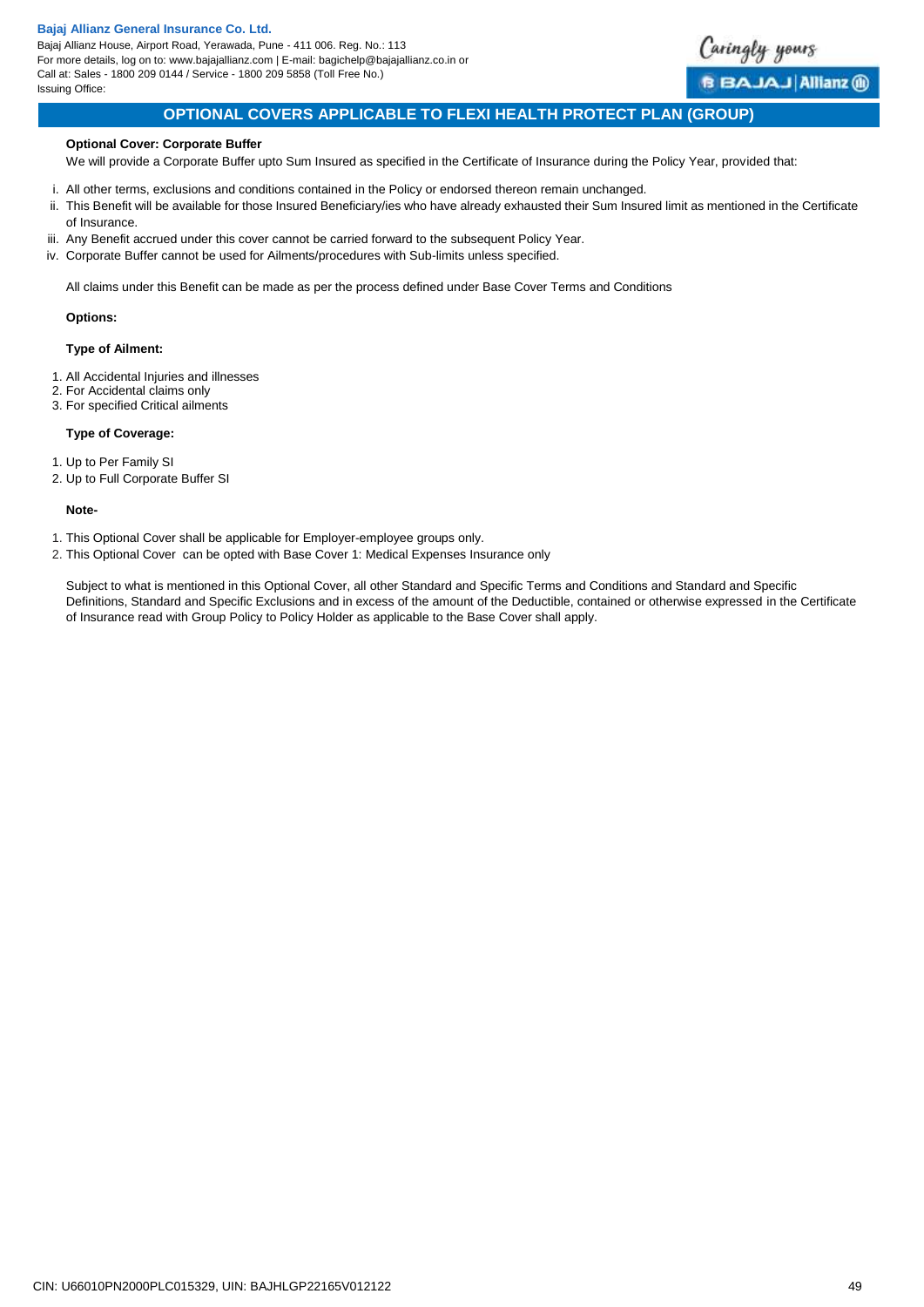## OPTIONAL COVERS APPLICABLE TO FLEXI HEALTH PROTECT PLAN (GROUP)

**Optional Cover: Corporate Buffer**

We will provide a Corporate Buffer upto Sum Insured as specified in the Certificate of Insurance during the Policy Year, provided that:

i. All other terms, exclusions and conditions contained in the Policy or endorsed thereon remain unchanged.
ii. This Benefit will be available for those Insured Beneficiary/ies who have already exhausted their Sum Insured limit as mentioned in the Certificate of Insurance.
iii. Any Benefit accrued under this cover cannot be carried forward to the subsequent Policy Year.
iv. Corporate Buffer cannot be used for Ailments/procedures with Sub-limits unless specified.

All claims under this Benefit can be made as per the process defined under Base Cover Terms and Conditions

**Options:**

**Type of Ailment:**

1. All Accidental Injuries and illnesses
2. For Accidental claims only
3. For specified Critical ailments

**Type of Coverage:**

1. Up to Per Family SI
2. Up to Full Corporate Buffer SI

**Note-**

1. This Optional Cover shall be applicable for Employer-employee groups only.
2. This Optional Cover can be opted with Base Cover 1: Medical Expenses Insurance only

Subject to what is mentioned in this Optional Cover, all other Standard and Specific Terms and Conditions and Standard and Specific Definitions, Standard and Specific Exclusions and in excess of the amount of the Deductible, contained or otherwise expressed in the Certificate of Insurance read with Group Policy to Policy Holder as applicable to the Base Cover shall apply.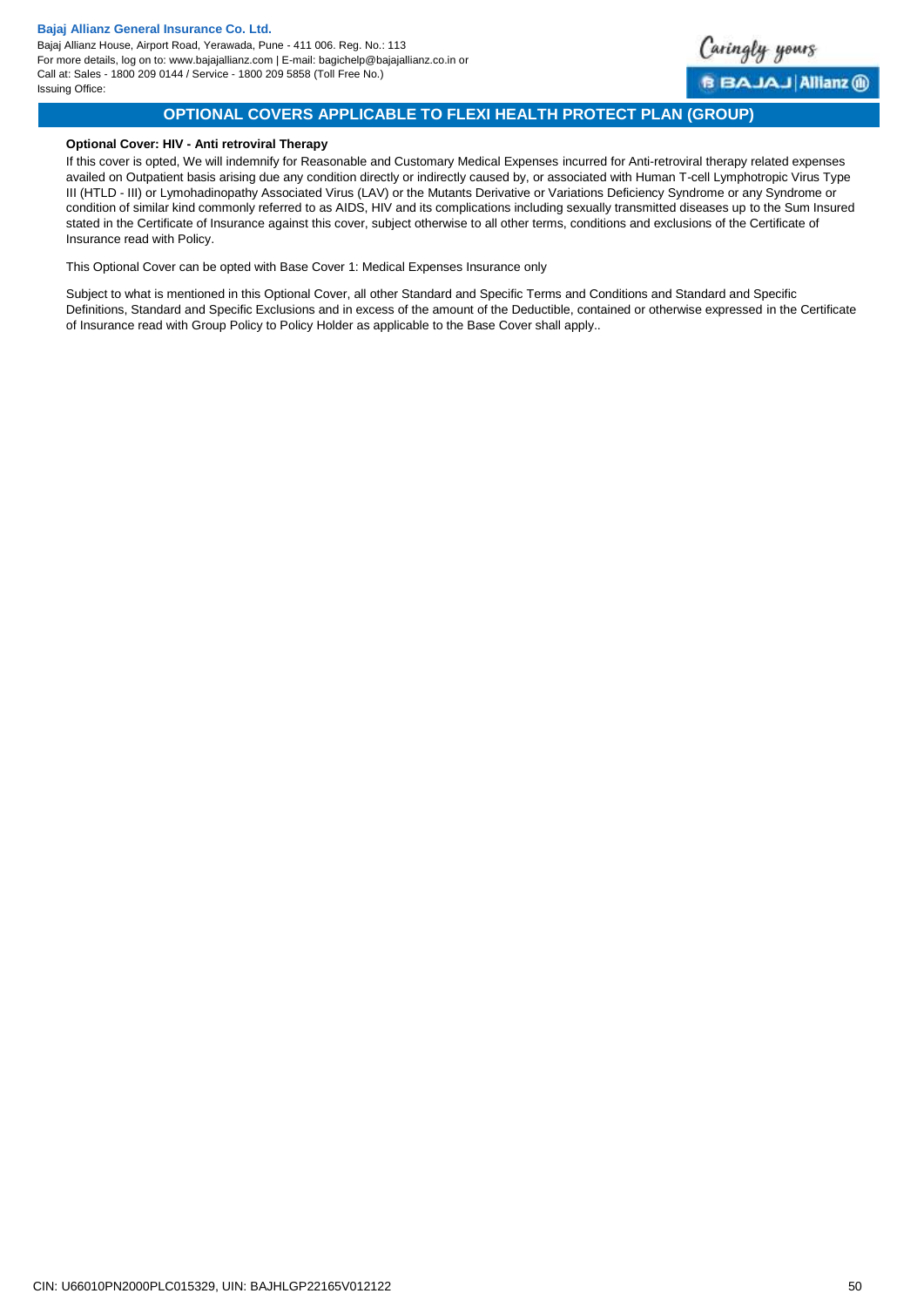## OPTIONAL COVERS APPLICABLE TO FLEXI HEALTH PROTECT PLAN (GROUP)

**Optional Cover: HIV - Anti retroviral Therapy**

If this cover is opted, We will indemnify for Reasonable and Customary Medical Expenses incurred for Anti-retroviral therapy related expenses availed on Outpatient basis arising due any condition directly or indirectly caused by, or associated with Human T-cell Lymphotropic Virus Type III (HTLD - III) or Lymohadinopathy Associated Virus (LAV) or the Mutants Derivative or Variations Deficiency Syndrome or any Syndrome or condition of similar kind commonly referred to as AIDS, HIV and its complications including sexually transmitted diseases up to the Sum Insured stated in the Certificate of Insurance against this cover, subject otherwise to all other terms, conditions and exclusions of the Certificate of Insurance read with Policy.

This Optional Cover can be opted with Base Cover 1: Medical Expenses Insurance only

Subject to what is mentioned in this Optional Cover, all other Standard and Specific Terms and Conditions and Standard and Specific Definitions, Standard and Specific Exclusions and in excess of the amount of the Deductible, contained or otherwise expressed in the Certificate of Insurance read with Group Policy to Policy Holder as applicable to the Base Cover shall apply..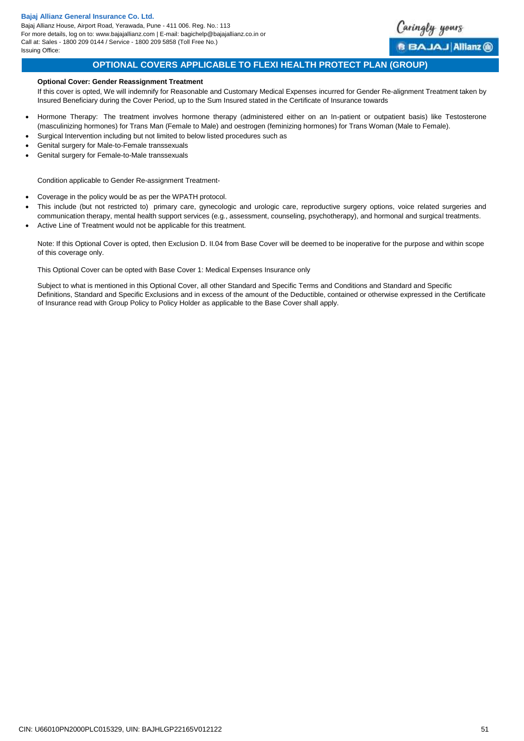## OPTIONAL COVERS APPLICABLE TO FLEXI HEALTH PROTECT PLAN (GROUP)

**Optional Cover: Gender Reassignment Treatment**

If this cover is opted, We will indemnify for Reasonable and Customary Medical Expenses incurred for Gender Re-alignment Treatment taken by Insured Beneficiary during the Cover Period, up to the Sum Insured stated in the Certificate of Insurance towards

- Hormone Therapy: The treatment involves hormone therapy (administered either on an In-patient or outpatient basis) like Testosterone (masculinizing hormones) for Trans Man (Female to Male) and oestrogen (feminizing hormones) for Trans Woman (Male to Female).
- Surgical Intervention including but not limited to below listed procedures such as
- Genital surgery for Male-to-Female transsexuals
- Genital surgery for Female-to-Male transsexuals

Condition applicable to Gender Re-assignment Treatment-

- Coverage in the policy would be as per the WPATH protocol.
- This include (but not restricted to) primary care, gynecologic and urologic care, reproductive surgery options, voice related surgeries and communication therapy, mental health support services (e.g., assessment, counseling, psychotherapy), and hormonal and surgical treatments.
- Active Line of Treatment would not be applicable for this treatment.

Note: If this Optional Cover is opted, then Exclusion D. II.04 from Base Cover will be deemed to be inoperative for the purpose and within scope of this coverage only.

This Optional Cover can be opted with Base Cover 1: Medical Expenses Insurance only

Subject to what is mentioned in this Optional Cover, all other Standard and Specific Terms and Conditions and Standard and Specific Definitions, Standard and Specific Exclusions and in excess of the amount of the Deductible, contained or otherwise expressed in the Certificate of Insurance read with Group Policy to Policy Holder as applicable to the Base Cover shall apply.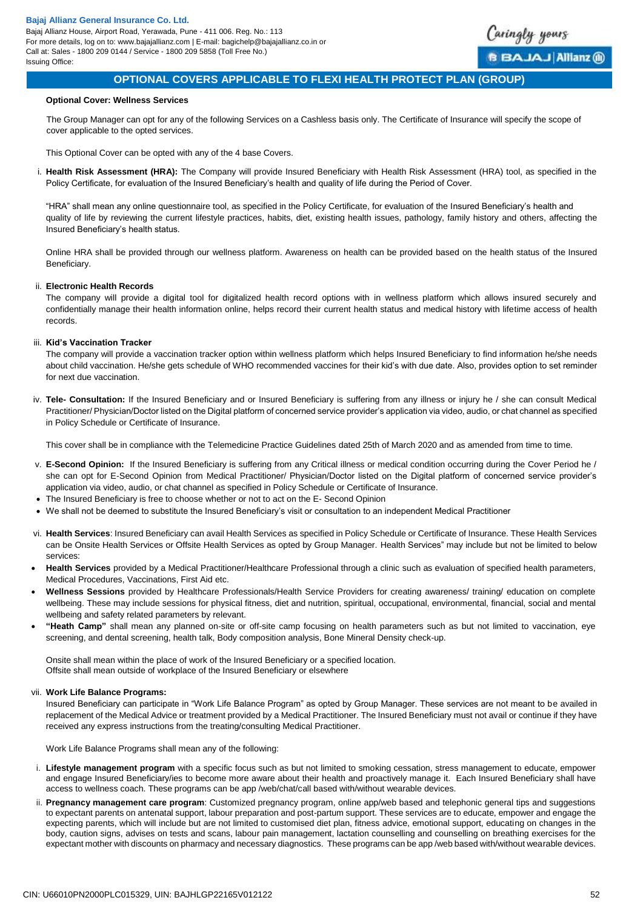## OPTIONAL COVERS APPLICABLE TO FLEXI HEALTH PROTECT PLAN (GROUP)

**Optional Cover: Wellness Services**

The Group Manager can opt for any of the following Services on a Cashless basis only. The Certificate of Insurance will specify the scope of cover applicable to the opted services.

This Optional Cover can be opted with any of the 4 base Covers.

i. **Health Risk Assessment (HRA):** The Company will provide Insured Beneficiary with Health Risk Assessment (HRA) tool, as specified in the Policy Certificate, for evaluation of the Insured Beneficiary's health and quality of life during the Period of Cover.

"HRA" shall mean any online questionnaire tool, as specified in the Policy Certificate, for evaluation of the Insured Beneficiary's health and quality of life by reviewing the current lifestyle practices, habits, diet, existing health issues, pathology, family history and others, affecting the Insured Beneficiary's health status.

Online HRA shall be provided through our wellness platform. Awareness on health can be provided based on the health status of the Insured Beneficiary.

ii. **Electronic Health Records**

The company will provide a digital tool for digitalized health record options with in wellness platform which allows insured securely and confidentially manage their health information online, helps record their current health status and medical history with lifetime access of health records.

iii. **Kid's Vaccination Tracker**

The company will provide a vaccination tracker option within wellness platform which helps Insured Beneficiary to find information he/she needs about child vaccination. He/she gets schedule of WHO recommended vaccines for their kid's with due date. Also, provides option to set reminder for next due vaccination.

iv. **Tele- Consultation:** If the Insured Beneficiary and or Insured Beneficiary is suffering from any illness or injury he / she can consult Medical Practitioner/ Physician/Doctor listed on the Digital platform of concerned service provider's application via video, audio, or chat channel as specified in Policy Schedule or Certificate of Insurance.

This cover shall be in compliance with the Telemedicine Practice Guidelines dated 25th of March 2020 and as amended from time to time.

v. **E-Second Opinion:** If the Insured Beneficiary is suffering from any Critical illness or medical condition occurring during the Cover Period he / she can opt for E-Second Opinion from Medical Practitioner/ Physician/Doctor listed on the Digital platform of concerned service provider's application via video, audio, or chat channel as specified in Policy Schedule or Certificate of Insurance.

- The Insured Beneficiary is free to choose whether or not to act on the E- Second Opinion
- We shall not be deemed to substitute the Insured Beneficiary's visit or consultation to an independent Medical Practitioner

vi. **Health Services**: Insured Beneficiary can avail Health Services as specified in Policy Schedule or Certificate of Insurance. These Health Services can be Onsite Health Services or Offsite Health Services as opted by Group Manager. Health Services" may include but not be limited to below services:

- **Health Services** provided by a Medical Practitioner/Healthcare Professional through a clinic such as evaluation of specified health parameters, Medical Procedures, Vaccinations, First Aid etc.
- **Wellness Sessions** provided by Healthcare Professionals/Health Service Providers for creating awareness/ training/ education on complete wellbeing. These may include sessions for physical fitness, diet and nutrition, spiritual, occupational, environmental, financial, social and mental wellbeing and safety related parameters by relevant.
- **"Heath Camp"** shall mean any planned on-site or off-site camp focusing on health parameters such as but not limited to vaccination, eye screening, and dental screening, health talk, Body composition analysis, Bone Mineral Density check-up.

Onsite shall mean within the place of work of the Insured Beneficiary or a specified location.
Offsite shall mean outside of workplace of the Insured Beneficiary or elsewhere

vii. **Work Life Balance Programs:**

Insured Beneficiary can participate in "Work Life Balance Program" as opted by Group Manager. These services are not meant to be availed in replacement of the Medical Advice or treatment provided by a Medical Practitioner. The Insured Beneficiary must not avail or continue if they have received any express instructions from the treating/consulting Medical Practitioner.

Work Life Balance Programs shall mean any of the following:

i. **Lifestyle management program** with a specific focus such as but not limited to smoking cessation, stress management to educate, empower and engage Insured Beneficiary/ies to become more aware about their health and proactively manage it. Each Insured Beneficiary shall have access to wellness coach. These programs can be app /web/chat/call based with/without wearable devices.

ii. **Pregnancy management care program**: Customized pregnancy program, online app/web based and telephonic general tips and suggestions to expectant parents on antenatal support, labour preparation and post-partum support. These services are to educate, empower and engage the expecting parents, which will include but are not limited to customised diet plan, fitness advice, emotional support, educating on changes in the body, caution signs, advises on tests and scans, labour pain management, lactation counselling and counselling on breathing exercises for the expectant mother with discounts on pharmacy and necessary diagnostics. These programs can be app /web based with/without wearable devices.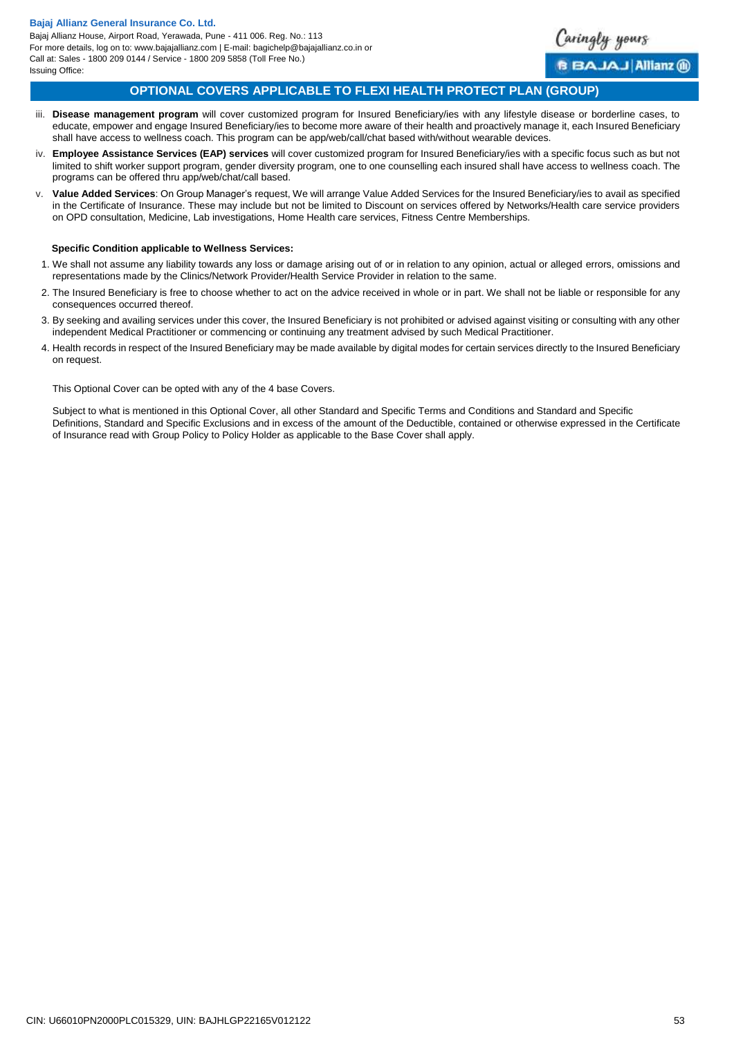## OPTIONAL COVERS APPLICABLE TO FLEXI HEALTH PROTECT PLAN (GROUP)

iii. **Disease management program** will cover customized program for Insured Beneficiary/ies with any lifestyle disease or borderline cases, to educate, empower and engage Insured Beneficiary/ies to become more aware of their health and proactively manage it, each Insured Beneficiary shall have access to wellness coach. This program can be app/web/call/chat based with/without wearable devices.

iv. **Employee Assistance Services (EAP) services** will cover customized program for Insured Beneficiary/ies with a specific focus such as but not limited to shift worker support program, gender diversity program, one to one counselling each insured shall have access to wellness coach. The programs can be offered thru app/web/chat/call based.

v. **Value Added Services**: On Group Manager's request, We will arrange Value Added Services for the Insured Beneficiary/ies to avail as specified in the Certificate of Insurance. These may include but not be limited to Discount on services offered by Networks/Health care service providers on OPD consultation, Medicine, Lab investigations, Home Health care services, Fitness Centre Memberships.

**Specific Condition applicable to Wellness Services:**

1. We shall not assume any liability towards any loss or damage arising out of or in relation to any opinion, actual or alleged errors, omissions and representations made by the Clinics/Network Provider/Health Service Provider in relation to the same.
2. The Insured Beneficiary is free to choose whether to act on the advice received in whole or in part. We shall not be liable or responsible for any consequences occurred thereof.
3. By seeking and availing services under this cover, the Insured Beneficiary is not prohibited or advised against visiting or consulting with any other independent Medical Practitioner or commencing or continuing any treatment advised by such Medical Practitioner.
4. Health records in respect of the Insured Beneficiary may be made available by digital modes for certain services directly to the Insured Beneficiary on request.

This Optional Cover can be opted with any of the 4 base Covers.

Subject to what is mentioned in this Optional Cover, all other Standard and Specific Terms and Conditions and Standard and Specific Definitions, Standard and Specific Exclusions and in excess of the amount of the Deductible, contained or otherwise expressed in the Certificate of Insurance read with Group Policy to Policy Holder as applicable to the Base Cover shall apply.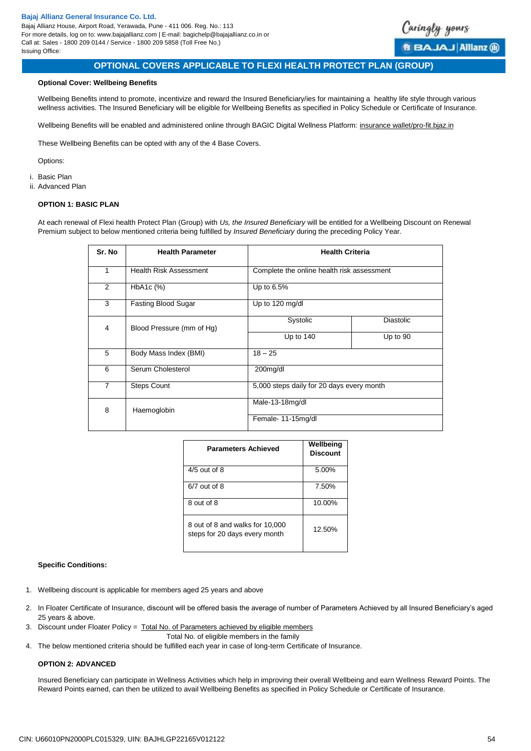## OPTIONAL COVERS APPLICABLE TO FLEXI HEALTH PROTECT PLAN (GROUP)

**Optional Cover: Wellbeing Benefits**

Wellbeing Benefits intend to promote, incentivize and reward the Insured Beneficiary/ies for maintaining a healthy life style through various wellness activities. The Insured Beneficiary will be eligible for Wellbeing Benefits as specified in Policy Schedule or Certificate of Insurance.

Wellbeing Benefits will be enabled and administered online through BAGIC Digital Wellness Platform: insurance wallet/pro-fit.bjaz.in

These Wellbeing Benefits can be opted with any of the 4 Base Covers.

Options:

i. Basic Plan
ii. Advanced Plan

**OPTION 1: BASIC PLAN**

At each renewal of Flexi health Protect Plan (Group) with *Us, the Insured Beneficiary* will be entitled for a Wellbeing Discount on Renewal Premium subject to below mentioned criteria being fulfilled by *Insured Beneficiary* during the preceding Policy Year.

| Sr. No | Health Parameter | Health Criteria | |
|---|---|---|---|
| 1 | Health Risk Assessment | Complete the online health risk assessment | |
| 2 | HbA1c (%) | Up to 6.5% | |
| 3 | Fasting Blood Sugar | Up to 120 mg/dl | |
| 4 | Blood Pressure (mm of Hg) | Systolic | Diastolic |
| | | Up to 140 | Up to 90 |
| 5 | Body Mass Index (BMI) | 18 – 25 | |
| 6 | Serum Cholesterol | 200mg/dl | |
| 7 | Steps Count | 5,000 steps daily for 20 days every month | |
| 8 | Haemoglobin | Male-13-18mg/dl | |
| | | Female- 11-15mg/dl | |

| Parameters Achieved | Wellbeing Discount |
|---|---|
| 4/5 out of 8 | 5.00% |
| 6/7 out of 8 | 7.50% |
| 8 out of 8 | 10.00% |
| 8 out of 8 and walks for 10,000 steps for 20 days every month | 12.50% |

**Specific Conditions:**

1. Wellbeing discount is applicable for members aged 25 years and above
2. In Floater Certificate of Insurance, discount will be offered basis the average of number of Parameters Achieved by all Insured Beneficiary's aged 25 years & above.
3. Discount under Floater Policy = $\frac{\text{Total No. of Parameters achieved by eligible members}}{\text{Total No. of eligible members in the family}}$
4. The below mentioned criteria should be fulfilled each year in case of long-term Certificate of Insurance.

**OPTION 2: ADVANCED**

Insured Beneficiary can participate in Wellness Activities which help in improving their overall Wellbeing and earn Wellness Reward Points. The Reward Points earned, can then be utilized to avail Wellbeing Benefits as specified in Policy Schedule or Certificate of Insurance.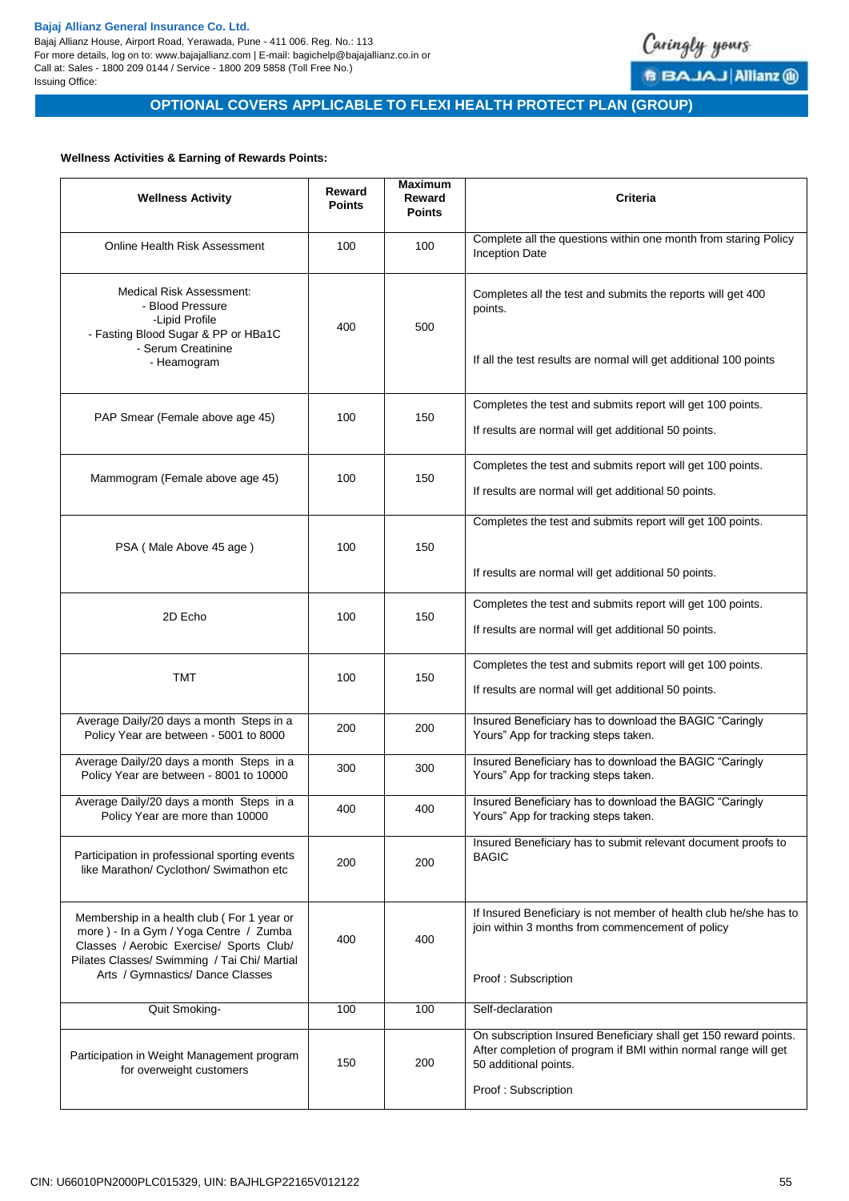# OPTIONAL COVERS APPLICABLE TO FLEXI HEALTH PROTECT PLAN (GROUP)

**Wellness Activities & Earning of Rewards Points:**

| Wellness Activity | Reward Points | Maximum Reward Points | Criteria |
|---|---|---|---|
| Online Health Risk Assessment | 100 | 100 | Complete all the questions within one month from staring Policy Inception Date |
| Medical Risk Assessment: - Blood Pressure -Lipid Profile - Fasting Blood Sugar & PP or HBa1C - Serum Creatinine - Heamogram | 400 | 500 | Completes all the test and submits the reports will get 400 points. If all the test results are normal will get additional 100 points |
| PAP Smear (Female above age 45) | 100 | 150 | Completes the test and submits report will get 100 points. If results are normal will get additional 50 points. |
| Mammogram (Female above age 45) | 100 | 150 | Completes the test and submits report will get 100 points. If results are normal will get additional 50 points. |
| PSA ( Male Above 45 age ) | 100 | 150 | Completes the test and submits report will get 100 points. If results are normal will get additional 50 points. |
| 2D Echo | 100 | 150 | Completes the test and submits report will get 100 points. If results are normal will get additional 50 points. |
| TMT | 100 | 150 | Completes the test and submits report will get 100 points. If results are normal will get additional 50 points. |
| Average Daily/20 days a month Steps in a Policy Year are between - 5001 to 8000 | 200 | 200 | Insured Beneficiary has to download the BAGIC "Caringly Yours" App for tracking steps taken. |
| Average Daily/20 days a month Steps in a Policy Year are between - 8001 to 10000 | 300 | 300 | Insured Beneficiary has to download the BAGIC "Caringly Yours" App for tracking steps taken. |
| Average Daily/20 days a month Steps in a Policy Year are more than 10000 | 400 | 400 | Insured Beneficiary has to download the BAGIC "Caringly Yours" App for tracking steps taken. |
| Participation in professional sporting events like Marathon/ Cyclothon/ Swimathon etc | 200 | 200 | Insured Beneficiary has to submit relevant document proofs to BAGIC |
| Membership in a health club ( For 1 year or more ) - In a Gym / Yoga Centre / Zumba Classes / Aerobic Exercise/ Sports Club/ Pilates Classes/ Swimming / Tai Chi/ Martial Arts / Gymnastics/ Dance Classes | 400 | 400 | If Insured Beneficiary is not member of health club he/she has to join within 3 months from commencement of policy Proof : Subscription |
| Quit Smoking- | 100 | 100 | Self-declaration |
| Participation in Weight Management program for overweight customers | 150 | 200 | On subscription Insured Beneficiary shall get 150 reward points. After completion of program if BMI within normal range will get 50 additional points. Proof : Subscription |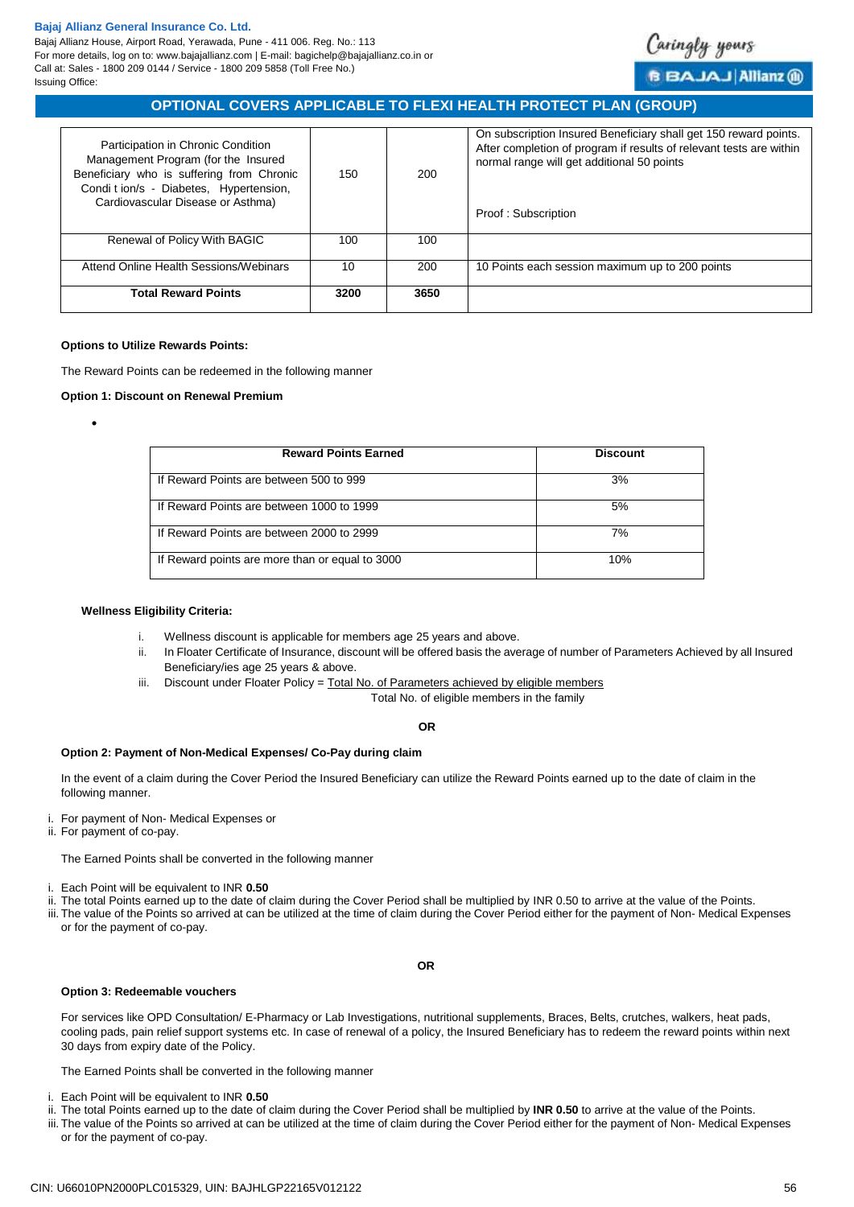## OPTIONAL COVERS APPLICABLE TO FLEXI HEALTH PROTECT PLAN (GROUP)

| | | | |
|---|---|---|---|
| Participation in Chronic Condition Management Program (for the Insured Beneficiary who is suffering from Chronic Condit ion/s - Diabetes, Hypertension, Cardiovascular Disease or Asthma) | 150 | 200 | On subscription Insured Beneficiary shall get 150 reward points. After completion of program if results of relevant tests are within normal range will get additional 50 points<br><br>Proof : Subscription |
| Renewal of Policy With BAGIC | 100 | 100 | |
| Attend Online Health Sessions/Webinars | 10 | 200 | 10 Points each session maximum up to 200 points |
| **Total Reward Points** | **3200** | **3650** | |

**Options to Utilize Rewards Points:**

The Reward Points can be redeemed in the following manner

**Option 1: Discount on Renewal Premium**

- 

| Reward Points Earned | Discount |
|---|---|
| If Reward Points are between 500 to 999 | 3% |
| If Reward Points are between 1000 to 1999 | 5% |
| If Reward Points are between 2000 to 2999 | 7% |
| If Reward points are more than or equal to 3000 | 10% |

**Wellness Eligibility Criteria:**

i. Wellness discount is applicable for members age 25 years and above.
ii. In Floater Certificate of Insurance, discount will be offered basis the average of number of Parameters Achieved by all Insured Beneficiary/ies age 25 years & above.
iii. Discount under Floater Policy = $\frac{\text{Total No. of Parameters achieved by eligible members}}{\text{Total No. of eligible members in the family}}$

**OR**

**Option 2: Payment of Non-Medical Expenses/ Co-Pay during claim**

In the event of a claim during the Cover Period the Insured Beneficiary can utilize the Reward Points earned up to the date of claim in the following manner.

i. For payment of Non- Medical Expenses or
ii. For payment of co-pay.

The Earned Points shall be converted in the following manner

i. Each Point will be equivalent to INR **0.50**
ii. The total Points earned up to the date of claim during the Cover Period shall be multiplied by INR 0.50 to arrive at the value of the Points.
iii. The value of the Points so arrived at can be utilized at the time of claim during the Cover Period either for the payment of Non- Medical Expenses or for the payment of co-pay.

**OR**

**Option 3: Redeemable vouchers**

For services like OPD Consultation/ E-Pharmacy or Lab Investigations, nutritional supplements, Braces, Belts, crutches, walkers, heat pads, cooling pads, pain relief support systems etc. In case of renewal of a policy, the Insured Beneficiary has to redeem the reward points within next 30 days from expiry date of the Policy.

The Earned Points shall be converted in the following manner

i. Each Point will be equivalent to INR **0.50**
ii. The total Points earned up to the date of claim during the Cover Period shall be multiplied by **INR 0.50** to arrive at the value of the Points.
iii. The value of the Points so arrived at can be utilized at the time of claim during the Cover Period either for the payment of Non- Medical Expenses or for the payment of co-pay.